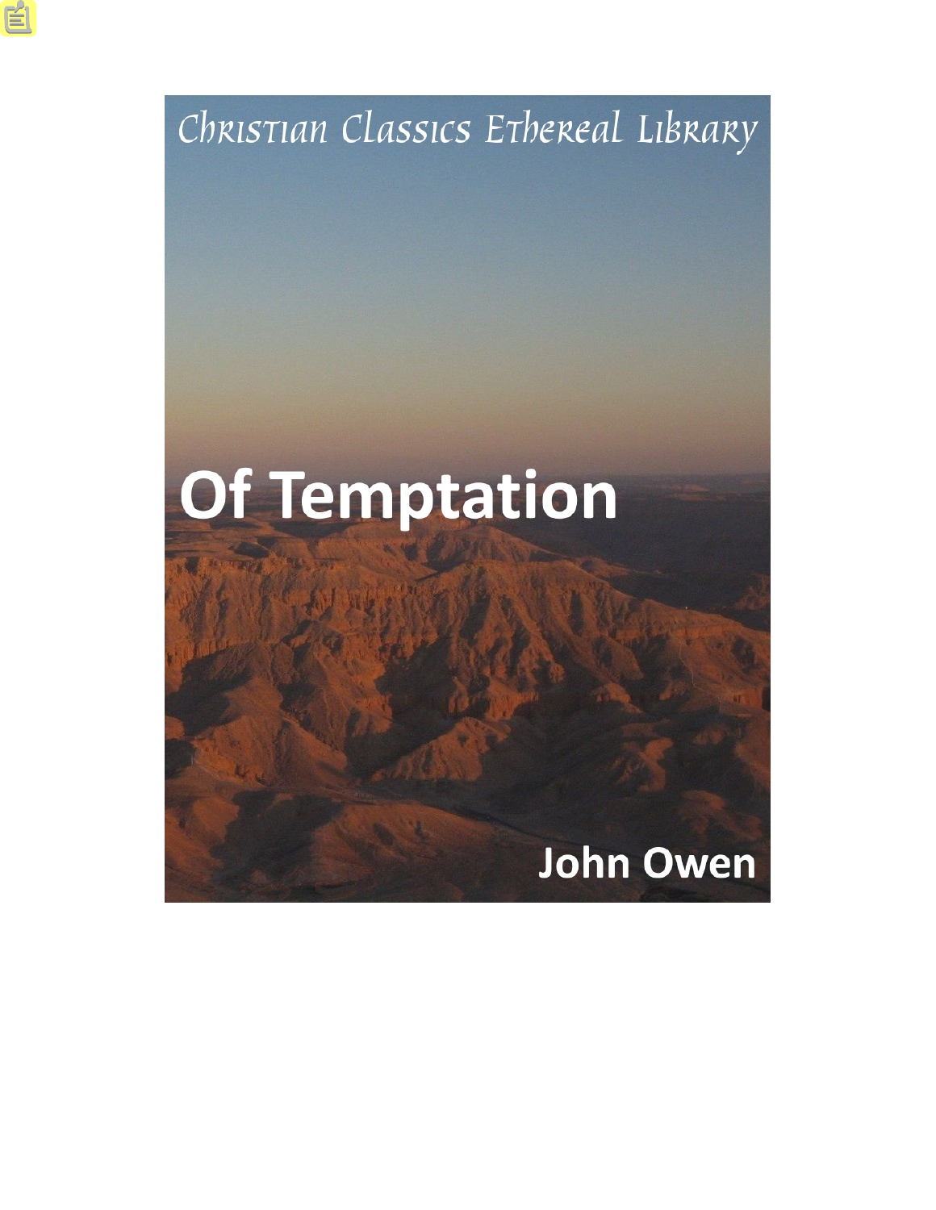Christian Classics Ethereal Library

# Of Temptation

John Owen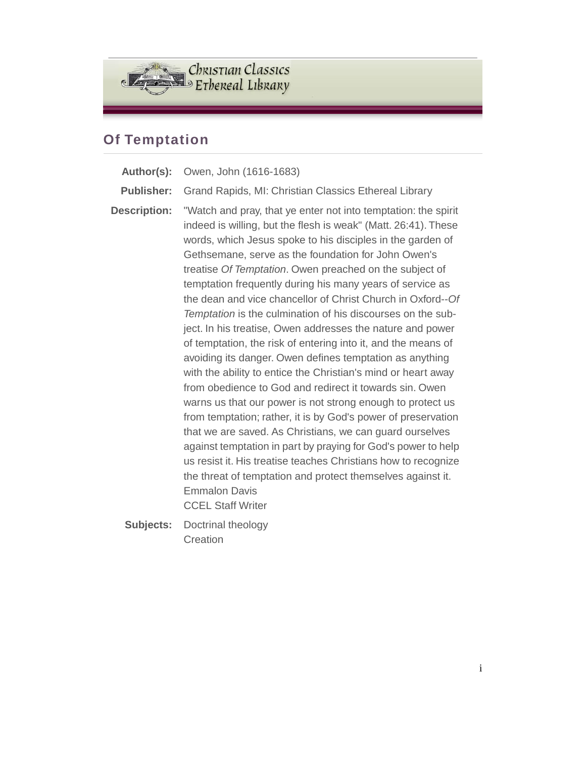# Of Temptation

**Author(s):** Owen, John (1616-1683)

**Publisher:** Grand Rapids, MI: Christian Classics Ethereal Library

**Description:** "Watch and pray, that ye enter not into temptation: the spirit indeed is willing, but the flesh is weak" (Matt. 26:41). These words, which Jesus spoke to his disciples in the garden of Gethsemane, serve as the foundation for John Owen's treatise *Of Temptation*. Owen preached on the subject of temptation frequently during his many years of service as the dean and vice chancellor of Christ Church in Oxford--*Of Temptation* is the culmination of his discourses on the subject. In his treatise, Owen addresses the nature and power of temptation, the risk of entering into it, and the means of avoiding its danger. Owen defines temptation as anything with the ability to entice the Christian's mind or heart away from obedience to God and redirect it towards sin. Owen warns us that our power is not strong enough to protect us from temptation; rather, it is by God's power of preservation that we are saved. As Christians, we can guard ourselves against temptation in part by praying for God's power to help us resist it. His treatise teaches Christians how to recognize the threat of temptation and protect themselves against it.
Emmalon Davis
CCEL Staff Writer

**Subjects:** Doctrinal theology
Creation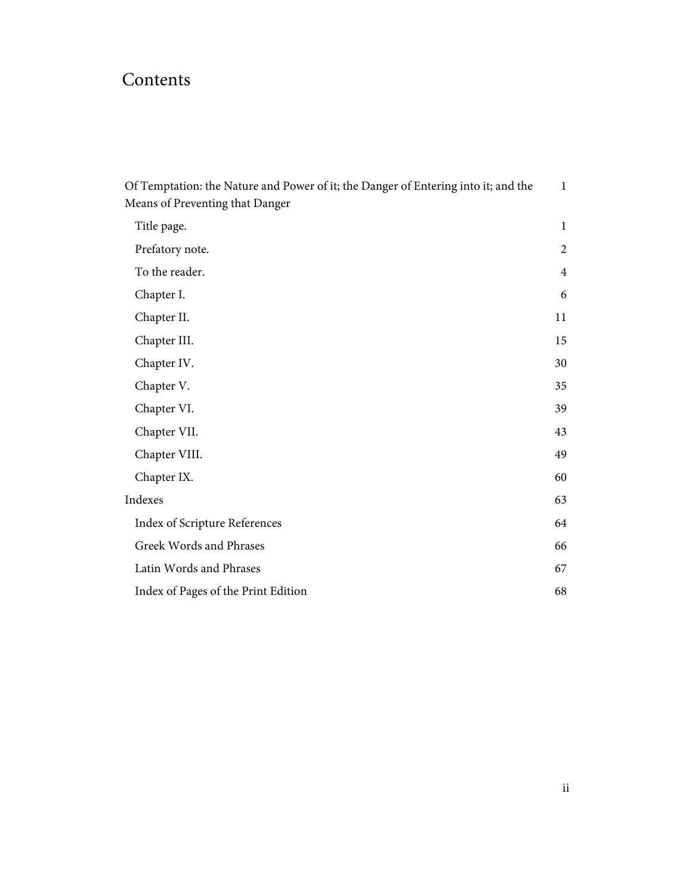# Contents

| | |
|---|---|
| Of Temptation: the Nature and Power of it; the Danger of Entering into it; and the Means of Preventing that Danger | 1 |
| Title page. | 1 |
| Prefatory note. | 2 |
| To the reader. | 4 |
| Chapter I. | 6 |
| Chapter II. | 11 |
| Chapter III. | 15 |
| Chapter IV. | 30 |
| Chapter V. | 35 |
| Chapter VI. | 39 |
| Chapter VII. | 43 |
| Chapter VIII. | 49 |
| Chapter IX. | 60 |
| Indexes | 63 |
| Index of Scripture References | 64 |
| Greek Words and Phrases | 66 |
| Latin Words and Phrases | 67 |
| Index of Pages of the Print Edition | 68 |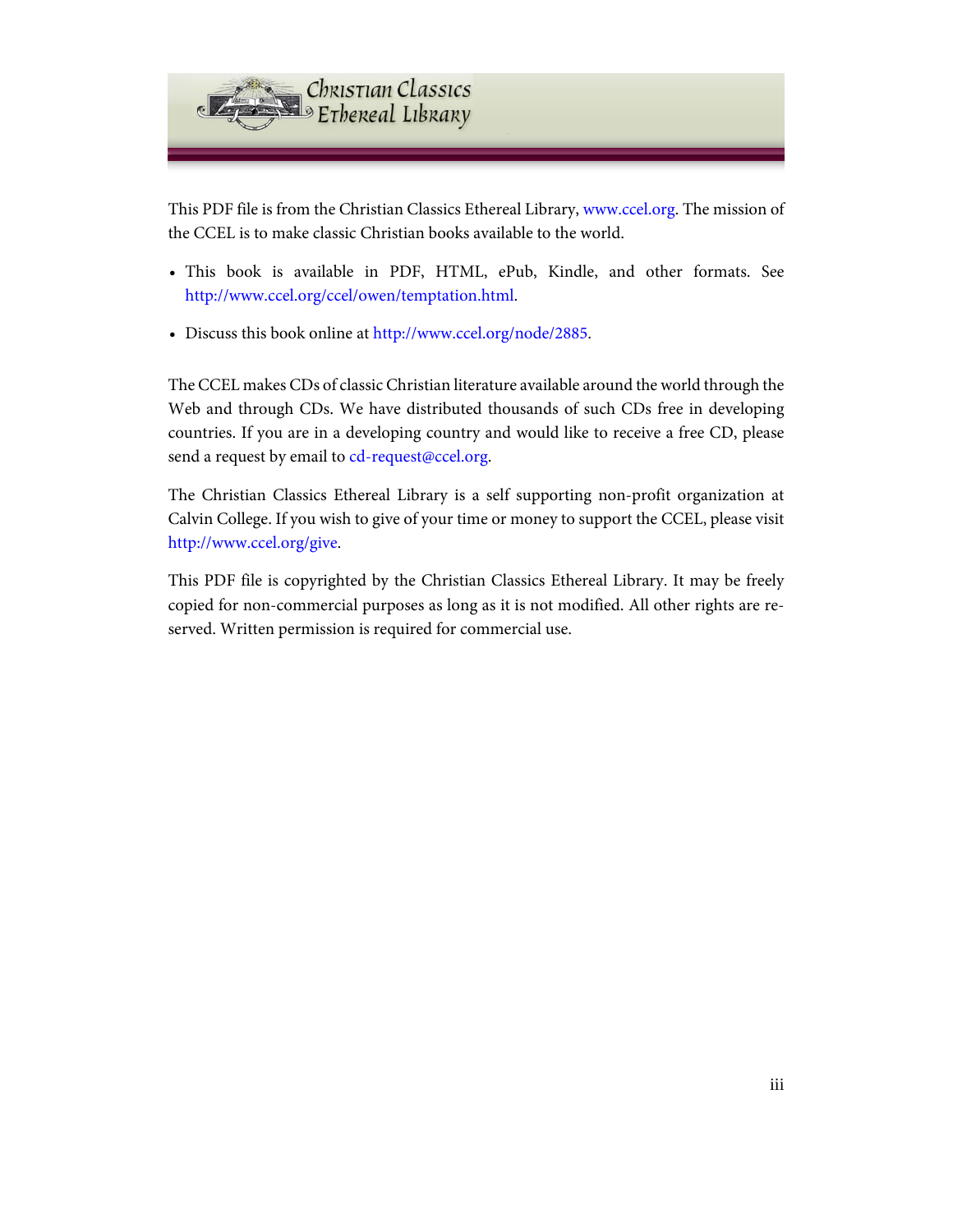Christian Classics Ethereal Library

This PDF file is from the Christian Classics Ethereal Library, www.ccel.org. The mission of the CCEL is to make classic Christian books available to the world.

- This book is available in PDF, HTML, ePub, Kindle, and other formats. See http://www.ccel.org/ccel/owen/temptation.html.
- Discuss this book online at http://www.ccel.org/node/2885.

The CCEL makes CDs of classic Christian literature available around the world through the Web and through CDs. We have distributed thousands of such CDs free in developing countries. If you are in a developing country and would like to receive a free CD, please send a request by email to cd-request@ccel.org.

The Christian Classics Ethereal Library is a self supporting non-profit organization at Calvin College. If you wish to give of your time or money to support the CCEL, please visit http://www.ccel.org/give.

This PDF file is copyrighted by the Christian Classics Ethereal Library. It may be freely copied for non-commercial purposes as long as it is not modified. All other rights are reserved. Written permission is required for commercial use.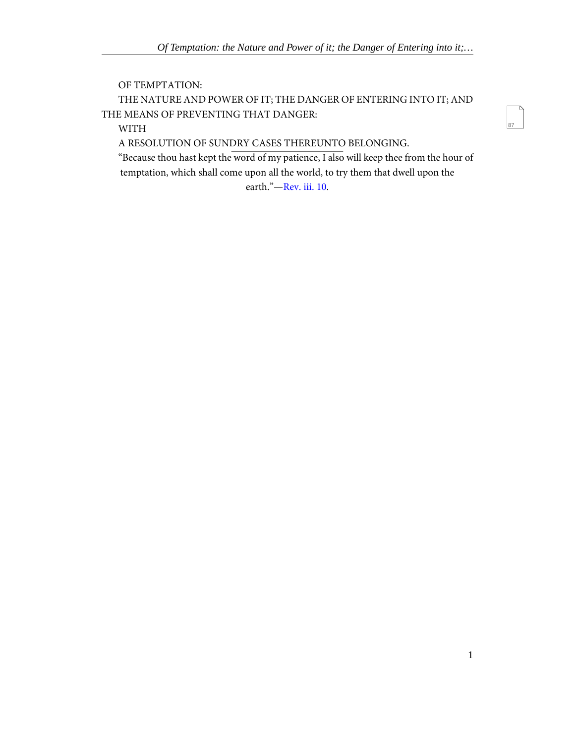# OF TEMPTATION:

## THE NATURE AND POWER OF IT; THE DANGER OF ENTERING INTO IT; AND THE MEANS OF PREVENTING THAT DANGER:

WITH

A RESOLUTION OF SUNDRY CASES THEREUNTO BELONGING.

---

"Because thou hast kept the word of my patience, I also will keep thee from the hour of temptation, which shall come upon all the world, to try them that dwell upon the earth."—Rev. iii. 10.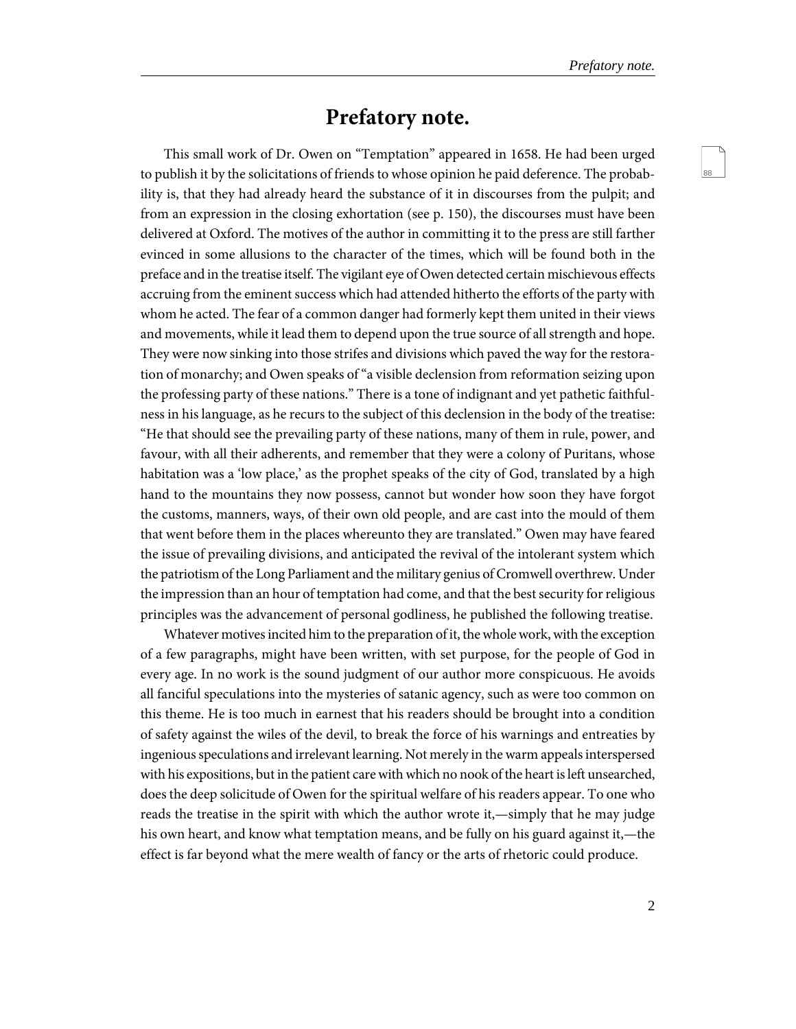# Prefatory note.

This small work of Dr. Owen on "Temptation" appeared in 1658. He had been urged to publish it by the solicitations of friends to whose opinion he paid deference. The probability is, that they had already heard the substance of it in discourses from the pulpit; and from an expression in the closing exhortation (see p. 150), the discourses must have been delivered at Oxford. The motives of the author in committing it to the press are still farther evinced in some allusions to the character of the times, which will be found both in the preface and in the treatise itself. The vigilant eye of Owen detected certain mischievous effects accruing from the eminent success which had attended hitherto the efforts of the party with whom he acted. The fear of a common danger had formerly kept them united in their views and movements, while it lead them to depend upon the true source of all strength and hope. They were now sinking into those strifes and divisions which paved the way for the restoration of monarchy; and Owen speaks of "a visible declension from reformation seizing upon the professing party of these nations." There is a tone of indignant and yet pathetic faithfulness in his language, as he recurs to the subject of this declension in the body of the treatise: "He that should see the prevailing party of these nations, many of them in rule, power, and favour, with all their adherents, and remember that they were a colony of Puritans, whose habitation was a 'low place,' as the prophet speaks of the city of God, translated by a high hand to the mountains they now possess, cannot but wonder how soon they have forgot the customs, manners, ways, of their own old people, and are cast into the mould of them that went before them in the places whereunto they are translated." Owen may have feared the issue of prevailing divisions, and anticipated the revival of the intolerant system which the patriotism of the Long Parliament and the military genius of Cromwell overthrew. Under the impression than an hour of temptation had come, and that the best security for religious principles was the advancement of personal godliness, he published the following treatise.

Whatever motives incited him to the preparation of it, the whole work, with the exception of a few paragraphs, might have been written, with set purpose, for the people of God in every age. In no work is the sound judgment of our author more conspicuous. He avoids all fanciful speculations into the mysteries of satanic agency, such as were too common on this theme. He is too much in earnest that his readers should be brought into a condition of safety against the wiles of the devil, to break the force of his warnings and entreaties by ingenious speculations and irrelevant learning. Not merely in the warm appeals interspersed with his expositions, but in the patient care with which no nook of the heart is left unsearched, does the deep solicitude of Owen for the spiritual welfare of his readers appear. To one who reads the treatise in the spirit with which the author wrote it,—simply that he may judge his own heart, and know what temptation means, and be fully on his guard against it,—the effect is far beyond what the mere wealth of fancy or the arts of rhetoric could produce.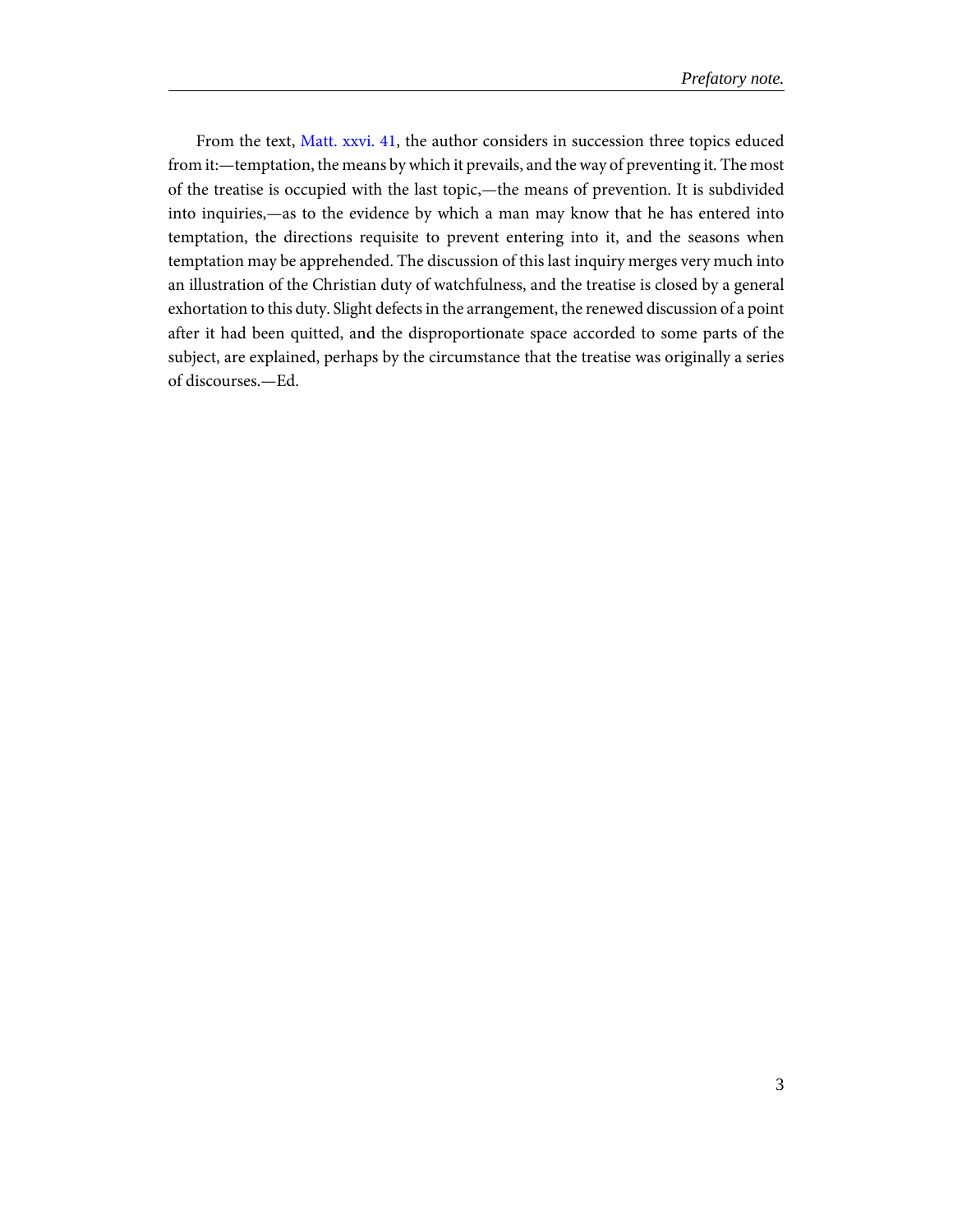From the text, Matt. xxvi. 41, the author considers in succession three topics educed from it:—temptation, the means by which it prevails, and the way of preventing it. The most of the treatise is occupied with the last topic,—the means of prevention. It is subdivided into inquiries,—as to the evidence by which a man may know that he has entered into temptation, the directions requisite to prevent entering into it, and the seasons when temptation may be apprehended. The discussion of this last inquiry merges very much into an illustration of the Christian duty of watchfulness, and the treatise is closed by a general exhortation to this duty. Slight defects in the arrangement, the renewed discussion of a point after it had been quitted, and the disproportionate space accorded to some parts of the subject, are explained, perhaps by the circumstance that the treatise was originally a series of discourses.—Ed.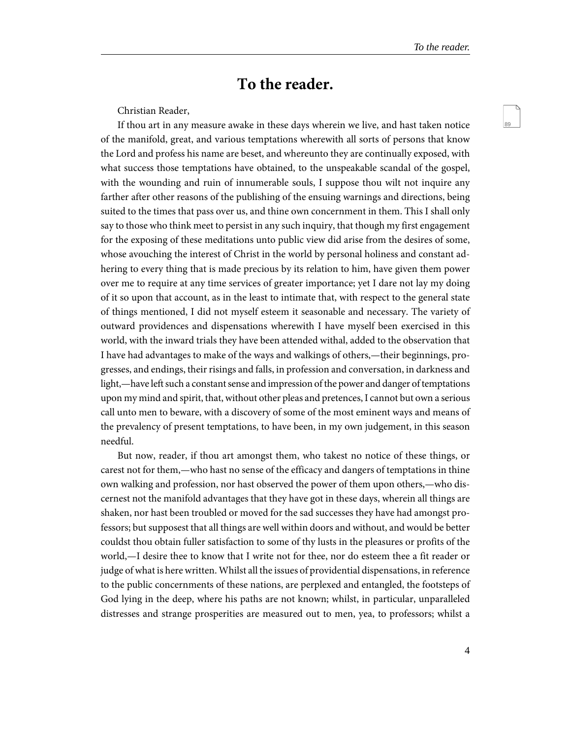# To the reader.

Christian Reader,

If thou art in any measure awake in these days wherein we live, and hast taken notice of the manifold, great, and various temptations wherewith all sorts of persons that know the Lord and profess his name are beset, and whereunto they are continually exposed, with what success those temptations have obtained, to the unspeakable scandal of the gospel, with the wounding and ruin of innumerable souls, I suppose thou wilt not inquire any farther after other reasons of the publishing of the ensuing warnings and directions, being suited to the times that pass over us, and thine own concernment in them. This I shall only say to those who think meet to persist in any such inquiry, that though my first engagement for the exposing of these meditations unto public view did arise from the desires of some, whose avouching the interest of Christ in the world by personal holiness and constant adhering to every thing that is made precious by its relation to him, have given them power over me to require at any time services of greater importance; yet I dare not lay my doing of it so upon that account, as in the least to intimate that, with respect to the general state of things mentioned, I did not myself esteem it seasonable and necessary. The variety of outward providences and dispensations wherewith I have myself been exercised in this world, with the inward trials they have been attended withal, added to the observation that I have had advantages to make of the ways and walkings of others,—their beginnings, progresses, and endings, their risings and falls, in profession and conversation, in darkness and light,—have left such a constant sense and impression of the power and danger of temptations upon my mind and spirit, that, without other pleas and pretences, I cannot but own a serious call unto men to beware, with a discovery of some of the most eminent ways and means of the prevalency of present temptations, to have been, in my own judgement, in this season needful.

But now, reader, if thou art amongst them, who takest no notice of these things, or carest not for them,—who hast no sense of the efficacy and dangers of temptations in thine own walking and profession, nor hast observed the power of them upon others,—who discernest not the manifold advantages that they have got in these days, wherein all things are shaken, nor hast been troubled or moved for the sad successes they have had amongst professors; but supposest that all things are well within doors and without, and would be better couldst thou obtain fuller satisfaction to some of thy lusts in the pleasures or profits of the world,—I desire thee to know that I write not for thee, nor do esteem thee a fit reader or judge of what is here written. Whilst all the issues of providential dispensations, in reference to the public concernments of these nations, are perplexed and entangled, the footsteps of God lying in the deep, where his paths are not known; whilst, in particular, unparalleled distresses and strange prosperities are measured out to men, yea, to professors; whilst a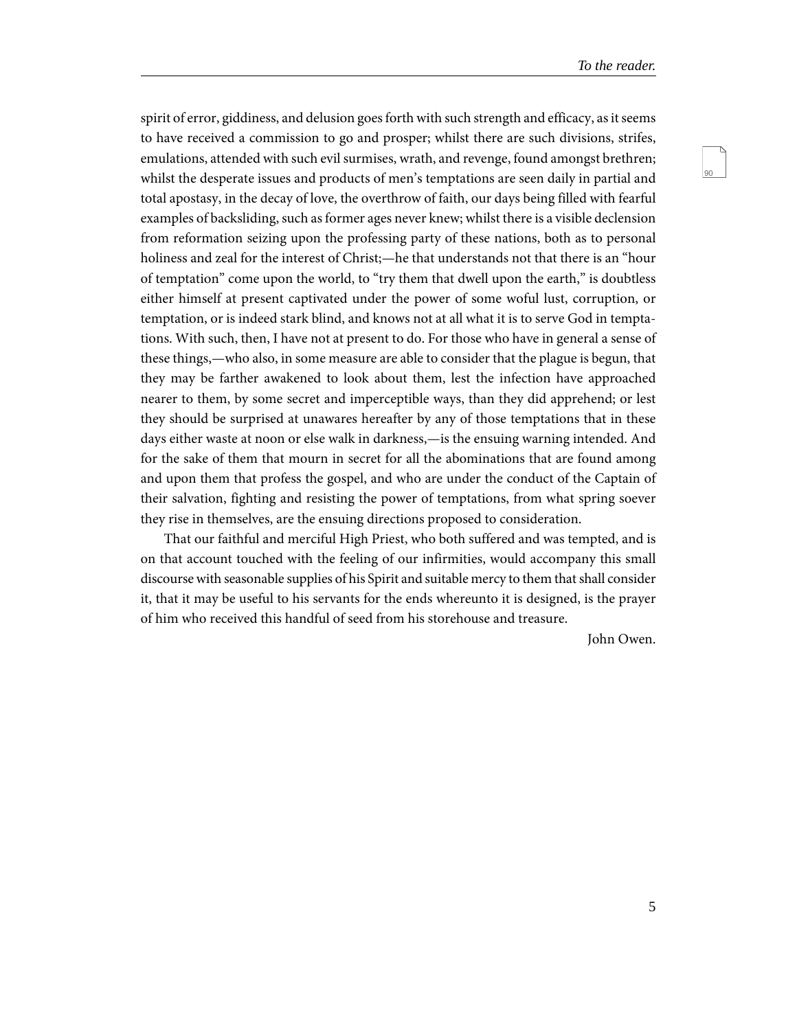spirit of error, giddiness, and delusion goes forth with such strength and efficacy, as it seems to have received a commission to go and prosper; whilst there are such divisions, strifes, emulations, attended with such evil surmises, wrath, and revenge, found amongst brethren; whilst the desperate issues and products of men's temptations are seen daily in partial and total apostasy, in the decay of love, the overthrow of faith, our days being filled with fearful examples of backsliding, such as former ages never knew; whilst there is a visible declension from reformation seizing upon the professing party of these nations, both as to personal holiness and zeal for the interest of Christ;—he that understands not that there is an "hour of temptation" come upon the world, to "try them that dwell upon the earth," is doubtless either himself at present captivated under the power of some woful lust, corruption, or temptation, or is indeed stark blind, and knows not at all what it is to serve God in temptations. With such, then, I have not at present to do. For those who have in general a sense of these things,—who also, in some measure are able to consider that the plague is begun, that they may be farther awakened to look about them, lest the infection have approached nearer to them, by some secret and imperceptible ways, than they did apprehend; or lest they should be surprised at unawares hereafter by any of those temptations that in these days either waste at noon or else walk in darkness,—is the ensuing warning intended. And for the sake of them that mourn in secret for all the abominations that are found among and upon them that profess the gospel, and who are under the conduct of the Captain of their salvation, fighting and resisting the power of temptations, from what spring soever they rise in themselves, are the ensuing directions proposed to consideration.

That our faithful and merciful High Priest, who both suffered and was tempted, and is on that account touched with the feeling of our infirmities, would accompany this small discourse with seasonable supplies of his Spirit and suitable mercy to them that shall consider it, that it may be useful to his servants for the ends whereunto it is designed, is the prayer of him who received this handful of seed from his storehouse and treasure.

John Owen.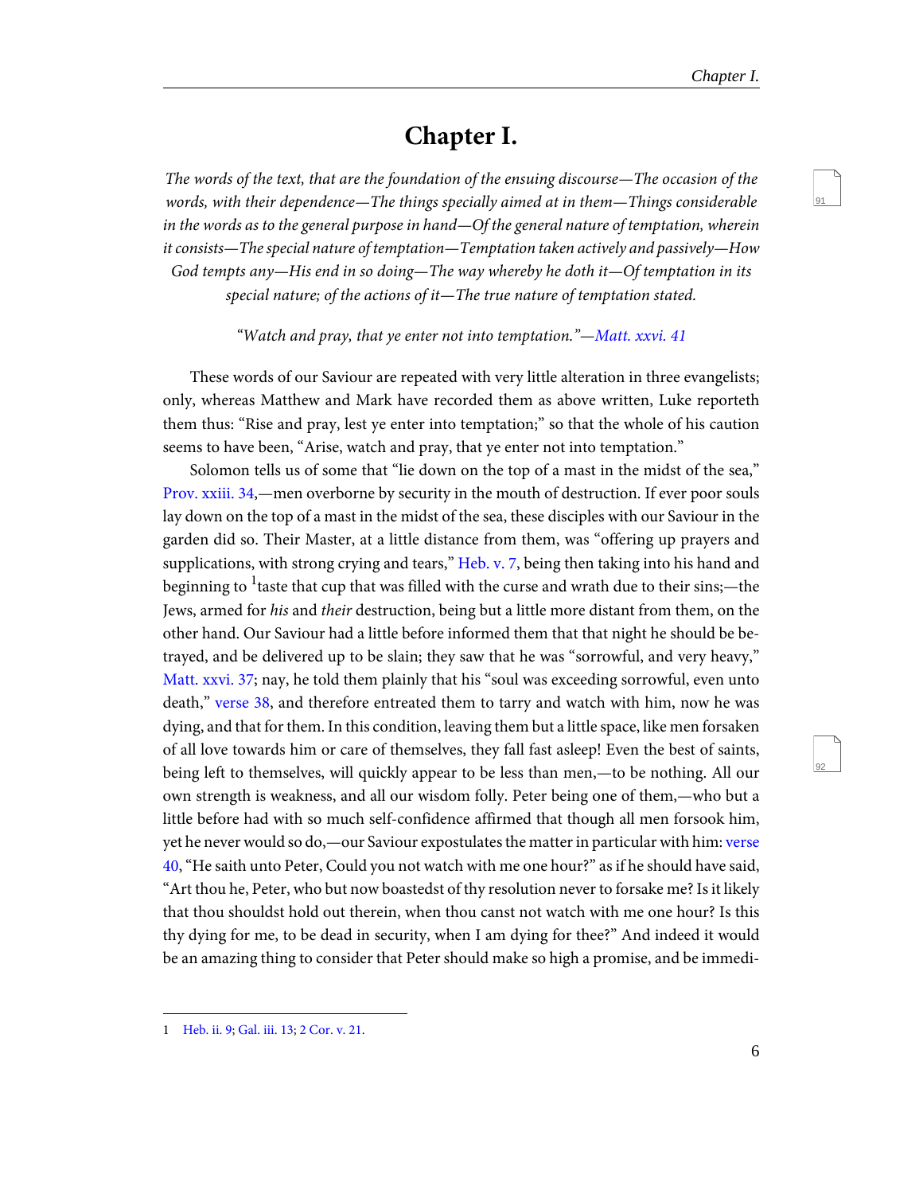# Chapter I.

*The words of the text, that are the foundation of the ensuing discourse—The occasion of the words, with their dependence—The things specially aimed at in them—Things considerable in the words as to the general purpose in hand—Of the general nature of temptation, wherein it consists—The special nature of temptation—Temptation taken actively and passively—How God tempts any—His end in so doing—The way whereby he doth it—Of temptation in its special nature; of the actions of it—The true nature of temptation stated.*

*"Watch and pray, that ye enter not into temptation."—Matt. xxvi. 41*

These words of our Saviour are repeated with very little alteration in three evangelists; only, whereas Matthew and Mark have recorded them as above written, Luke reporteth them thus: "Rise and pray, lest ye enter into temptation;" so that the whole of his caution seems to have been, "Arise, watch and pray, that ye enter not into temptation."

Solomon tells us of some that "lie down on the top of a mast in the midst of the sea," Prov. xxiii. 34,—men overborne by security in the mouth of destruction. If ever poor souls lay down on the top of a mast in the midst of the sea, these disciples with our Saviour in the garden did so. Their Master, at a little distance from them, was "offering up prayers and supplications, with strong crying and tears," Heb. v. 7, being then taking into his hand and beginning to [1]taste that cup that was filled with the curse and wrath due to their sins;—the Jews, armed for *his* and *their* destruction, being but a little more distant from them, on the other hand. Our Saviour had a little before informed them that that night he should be betrayed, and be delivered up to be slain; they saw that he was "sorrowful, and very heavy," Matt. xxvi. 37; nay, he told them plainly that his "soul was exceeding sorrowful, even unto death," verse 38, and therefore entreated them to tarry and watch with him, now he was dying, and that for them. In this condition, leaving them but a little space, like men forsaken of all love towards him or care of themselves, they fall fast asleep! Even the best of saints, being left to themselves, will quickly appear to be less than men,—to be nothing. All our own strength is weakness, and all our wisdom folly. Peter being one of them,—who but a little before had with so much self-confidence affirmed that though all men forsook him, yet he never would so do,—our Saviour expostulates the matter in particular with him: verse 40, "He saith unto Peter, Could you not watch with me one hour?" as if he should have said, "Art thou he, Peter, who but now boastedst of thy resolution never to forsake me? Is it likely that thou shouldst hold out therein, when thou canst not watch with me one hour? Is this thy dying for me, to be dead in security, when I am dying for thee?" And indeed it would be an amazing thing to consider that Peter should make so high a promise, and be immedi-

---

1 Heb. ii. 9; Gal. iii. 13; 2 Cor. v. 21.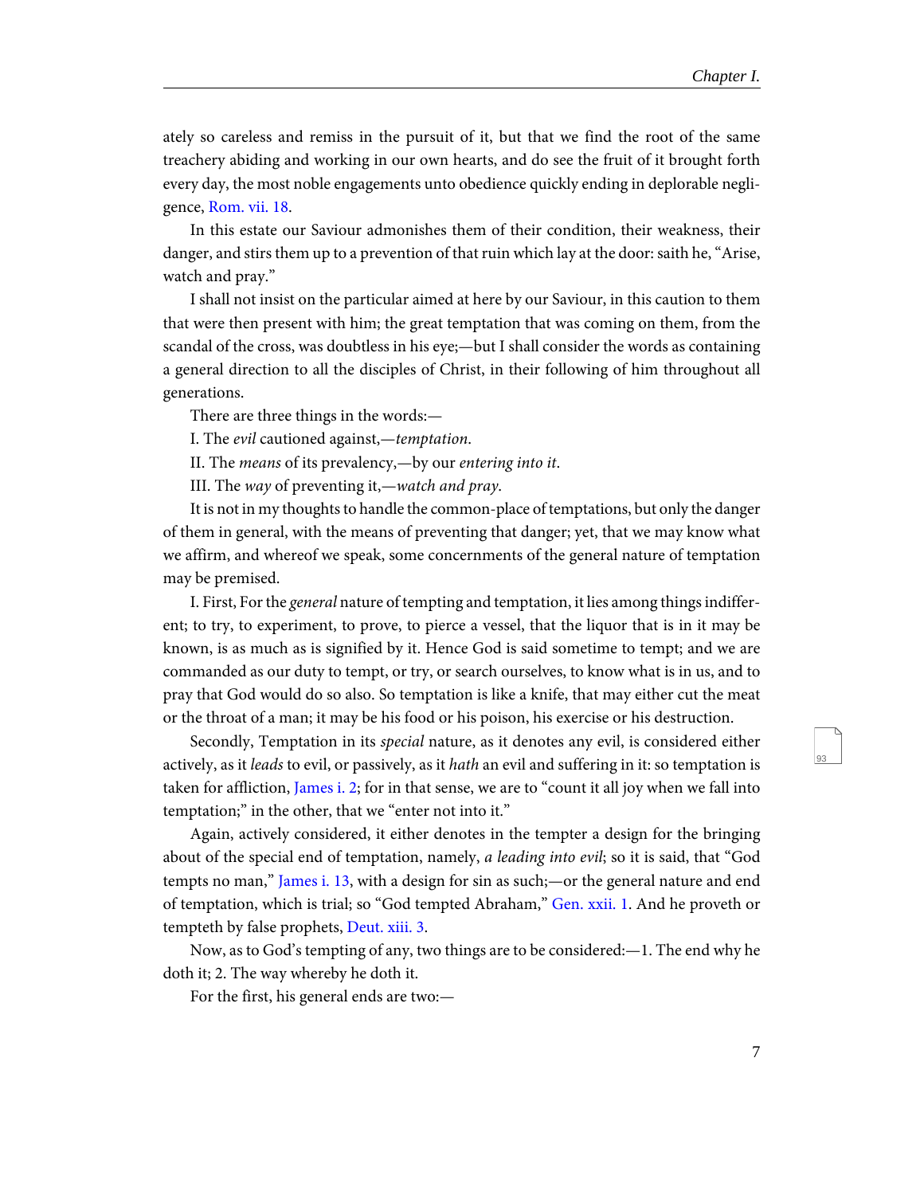ately so careless and remiss in the pursuit of it, but that we find the root of the same treachery abiding and working in our own hearts, and do see the fruit of it brought forth every day, the most noble engagements unto obedience quickly ending in deplorable negligence, Rom. vii. 18.

In this estate our Saviour admonishes them of their condition, their weakness, their danger, and stirs them up to a prevention of that ruin which lay at the door: saith he, "Arise, watch and pray."

I shall not insist on the particular aimed at here by our Saviour, in this caution to them that were then present with him; the great temptation that was coming on them, from the scandal of the cross, was doubtless in his eye;—but I shall consider the words as containing a general direction to all the disciples of Christ, in their following of him throughout all generations.

There are three things in the words:—

I. The *evil* cautioned against,—*temptation*.

II. The *means* of its prevalency,—by our *entering into it*.

III. The *way* of preventing it,—*watch and pray*.

It is not in my thoughts to handle the common-place of temptations, but only the danger of them in general, with the means of preventing that danger; yet, that we may know what we affirm, and whereof we speak, some concernments of the general nature of temptation may be premised.

I. First, For the *general* nature of tempting and temptation, it lies among things indifferent; to try, to experiment, to prove, to pierce a vessel, that the liquor that is in it may be known, is as much as is signified by it. Hence God is said sometime to tempt; and we are commanded as our duty to tempt, or try, or search ourselves, to know what is in us, and to pray that God would do so also. So temptation is like a knife, that may either cut the meat or the throat of a man; it may be his food or his poison, his exercise or his destruction.

Secondly, Temptation in its *special* nature, as it denotes any evil, is considered either actively, as it *leads* to evil, or passively, as it *hath* an evil and suffering in it: so temptation is taken for affliction, James i. 2; for in that sense, we are to "count it all joy when we fall into temptation;" in the other, that we "enter not into it."

Again, actively considered, it either denotes in the tempter a design for the bringing about of the special end of temptation, namely, *a leading into evil*; so it is said, that "God tempts no man," James i. 13, with a design for sin as such;—or the general nature and end of temptation, which is trial; so "God tempted Abraham," Gen. xxii. 1. And he proveth or tempteth by false prophets, Deut. xiii. 3.

Now, as to God's tempting of any, two things are to be considered:—1. The end why he doth it; 2. The way whereby he doth it.

For the first, his general ends are two:—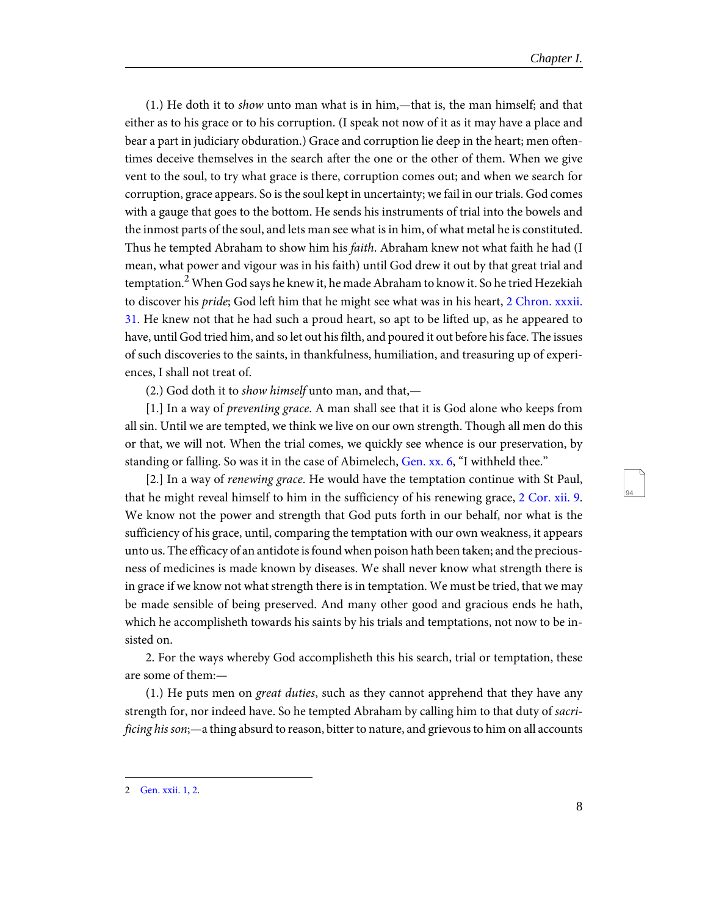(1.) He doth it to *show* unto man what is in him,—that is, the man himself; and that either as to his grace or to his corruption. (I speak not now of it as it may have a place and bear a part in judiciary obduration.) Grace and corruption lie deep in the heart; men oftentimes deceive themselves in the search after the one or the other of them. When we give vent to the soul, to try what grace is there, corruption comes out; and when we search for corruption, grace appears. So is the soul kept in uncertainty; we fail in our trials. God comes with a gauge that goes to the bottom. He sends his instruments of trial into the bowels and the inmost parts of the soul, and lets man see what is in him, of what metal he is constituted. Thus he tempted Abraham to show him his *faith*. Abraham knew not what faith he had (I mean, what power and vigour was in his faith) until God drew it out by that great trial and temptation.[2] When God says he knew it, he made Abraham to know it. So he tried Hezekiah to discover his *pride*; God left him that he might see what was in his heart, 2 Chron. xxxii. 31. He knew not that he had such a proud heart, so apt to be lifted up, as he appeared to have, until God tried him, and so let out his filth, and poured it out before his face. The issues of such discoveries to the saints, in thankfulness, humiliation, and treasuring up of experiences, I shall not treat of.

(2.) God doth it to *show himself* unto man, and that,—

[1.] In a way of *preventing grace*. A man shall see that it is God alone who keeps from all sin. Until we are tempted, we think we live on our own strength. Though all men do this or that, we will not. When the trial comes, we quickly see whence is our preservation, by standing or falling. So was it in the case of Abimelech, Gen. xx. 6, "I withheld thee."

[2.] In a way of *renewing grace*. He would have the temptation continue with St Paul, that he might reveal himself to him in the sufficiency of his renewing grace, 2 Cor. xii. 9. We know not the power and strength that God puts forth in our behalf, nor what is the sufficiency of his grace, until, comparing the temptation with our own weakness, it appears unto us. The efficacy of an antidote is found when poison hath been taken; and the preciousness of medicines is made known by diseases. We shall never know what strength there is in grace if we know not what strength there is in temptation. We must be tried, that we may be made sensible of being preserved. And many other good and gracious ends he hath, which he accomplisheth towards his saints by his trials and temptations, not now to be insisted on.

2. For the ways whereby God accomplisheth this his search, trial or temptation, these are some of them:—

(1.) He puts men on *great duties*, such as they cannot apprehend that they have any strength for, nor indeed have. So he tempted Abraham by calling him to that duty of *sacrificing his son*;—a thing absurd to reason, bitter to nature, and grievous to him on all accounts

2 Gen. xxii. 1, 2.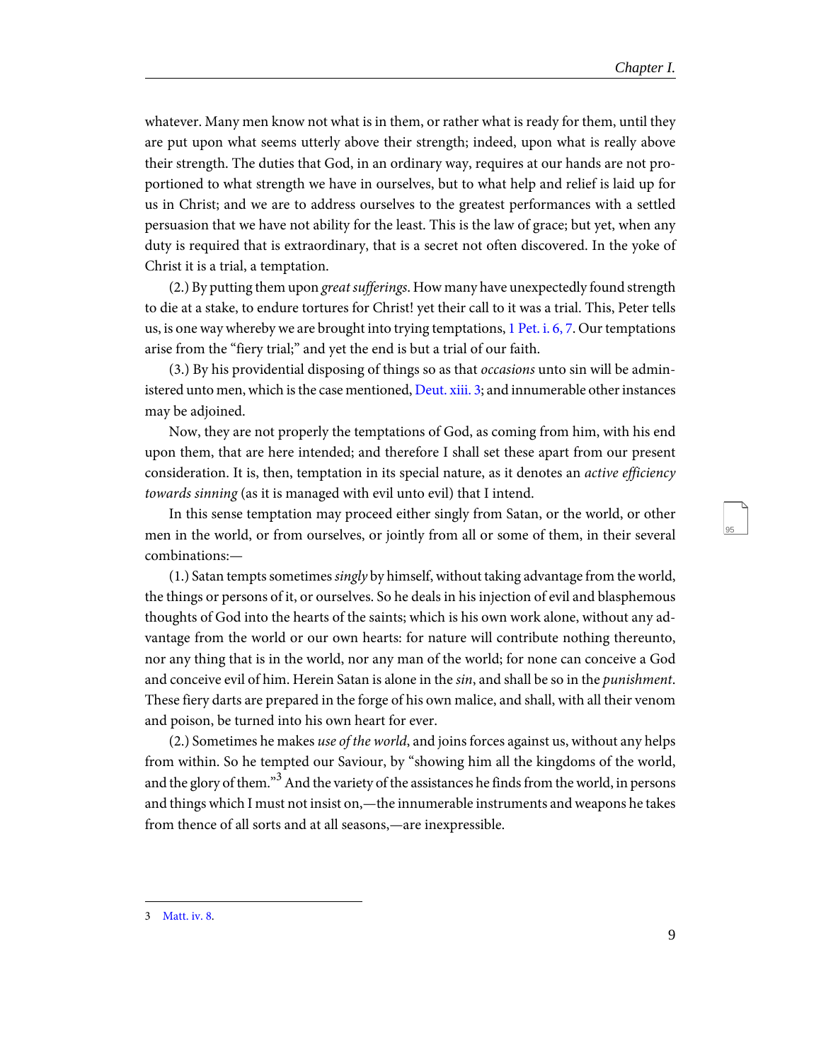whatever. Many men know not what is in them, or rather what is ready for them, until they are put upon what seems utterly above their strength; indeed, upon what is really above their strength. The duties that God, in an ordinary way, requires at our hands are not proportioned to what strength we have in ourselves, but to what help and relief is laid up for us in Christ; and we are to address ourselves to the greatest performances with a settled persuasion that we have not ability for the least. This is the law of grace; but yet, when any duty is required that is extraordinary, that is a secret not often discovered. In the yoke of Christ it is a trial, a temptation.

(2.) By putting them upon *great sufferings*. How many have unexpectedly found strength to die at a stake, to endure tortures for Christ! yet their call to it was a trial. This, Peter tells us, is one way whereby we are brought into trying temptations, 1 Pet. i. 6, 7. Our temptations arise from the "fiery trial;" and yet the end is but a trial of our faith.

(3.) By his providential disposing of things so as that *occasions* unto sin will be administered unto men, which is the case mentioned, Deut. xiii. 3; and innumerable other instances may be adjoined.

Now, they are not properly the temptations of God, as coming from him, with his end upon them, that are here intended; and therefore I shall set these apart from our present consideration. It is, then, temptation in its special nature, as it denotes an *active efficiency towards sinning* (as it is managed with evil unto evil) that I intend.

In this sense temptation may proceed either singly from Satan, or the world, or other men in the world, or from ourselves, or jointly from all or some of them, in their several combinations:—

(1.) Satan tempts sometimes *singly* by himself, without taking advantage from the world, the things or persons of it, or ourselves. So he deals in his injection of evil and blasphemous thoughts of God into the hearts of the saints; which is his own work alone, without any advantage from the world or our own hearts: for nature will contribute nothing thereunto, nor any thing that is in the world, nor any man of the world; for none can conceive a God and conceive evil of him. Herein Satan is alone in the *sin*, and shall be so in the *punishment*. These fiery darts are prepared in the forge of his own malice, and shall, with all their venom and poison, be turned into his own heart for ever.

(2.) Sometimes he makes *use of the world*, and joins forces against us, without any helps from within. So he tempted our Saviour, by "showing him all the kingdoms of the world, and the glory of them."[3] And the variety of the assistances he finds from the world, in persons and things which I must not insist on,—the innumerable instruments and weapons he takes from thence of all sorts and at all seasons,—are inexpressible.

---

3 Matt. iv. 8.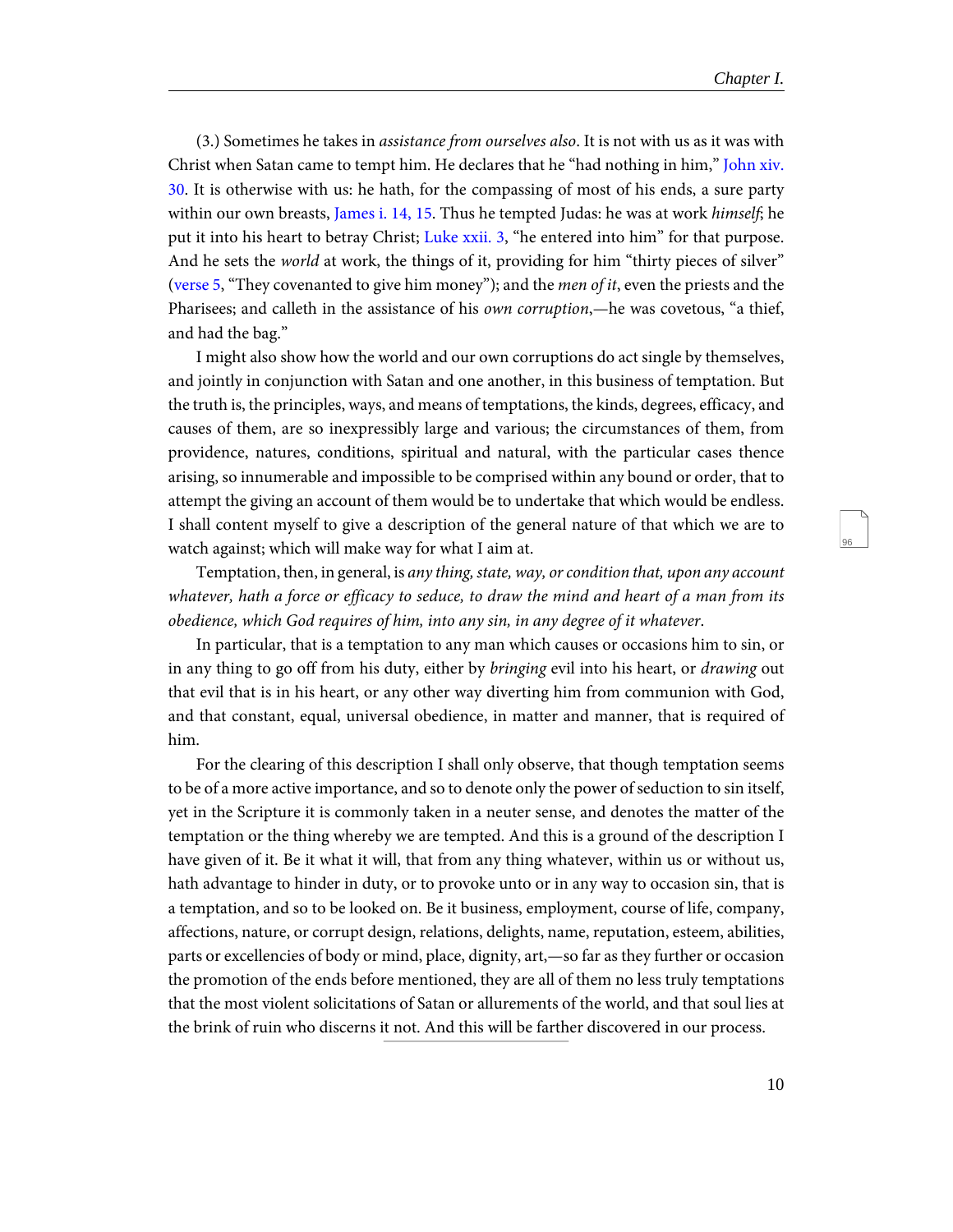(3.) Sometimes he takes in *assistance from ourselves also*. It is not with us as it was with Christ when Satan came to tempt him. He declares that he "had nothing in him," John xiv. 30. It is otherwise with us: he hath, for the compassing of most of his ends, a sure party within our own breasts, James i. 14, 15. Thus he tempted Judas: he was at work *himself*; he put it into his heart to betray Christ; Luke xxii. 3, "he entered into him" for that purpose. And he sets the *world* at work, the things of it, providing for him "thirty pieces of silver" (verse 5, "They covenanted to give him money"); and the *men of it*, even the priests and the Pharisees; and calleth in the assistance of his *own corruption*,—he was covetous, "a thief, and had the bag."

I might also show how the world and our own corruptions do act single by themselves, and jointly in conjunction with Satan and one another, in this business of temptation. But the truth is, the principles, ways, and means of temptations, the kinds, degrees, efficacy, and causes of them, are so inexpressibly large and various; the circumstances of them, from providence, natures, conditions, spiritual and natural, with the particular cases thence arising, so innumerable and impossible to be comprised within any bound or order, that to attempt the giving an account of them would be to undertake that which would be endless. I shall content myself to give a description of the general nature of that which we are to watch against; which will make way for what I aim at.

Temptation, then, in general, is *any thing, state, way, or condition that, upon any account whatever, hath a force or efficacy to seduce, to draw the mind and heart of a man from its obedience, which God requires of him, into any sin, in any degree of it whatever.*

In particular, that is a temptation to any man which causes or occasions him to sin, or in any thing to go off from his duty, either by *bringing* evil into his heart, or *drawing* out that evil that is in his heart, or any other way diverting him from communion with God, and that constant, equal, universal obedience, in matter and manner, that is required of him.

For the clearing of this description I shall only observe, that though temptation seems to be of a more active importance, and so to denote only the power of seduction to sin itself, yet in the Scripture it is commonly taken in a neuter sense, and denotes the matter of the temptation or the thing whereby we are tempted. And this is a ground of the description I have given of it. Be it what it will, that from any thing whatever, within us or without us, hath advantage to hinder in duty, or to provoke unto or in any way to occasion sin, that is a temptation, and so to be looked on. Be it business, employment, course of life, company, affections, nature, or corrupt design, relations, delights, name, reputation, esteem, abilities, parts or excellencies of body or mind, place, dignity, art,—so far as they further or occasion the promotion of the ends before mentioned, they are all of them no less truly temptations that the most violent solicitations of Satan or allurements of the world, and that soul lies at the brink of ruin who discerns it not. And this will be farther discovered in our process.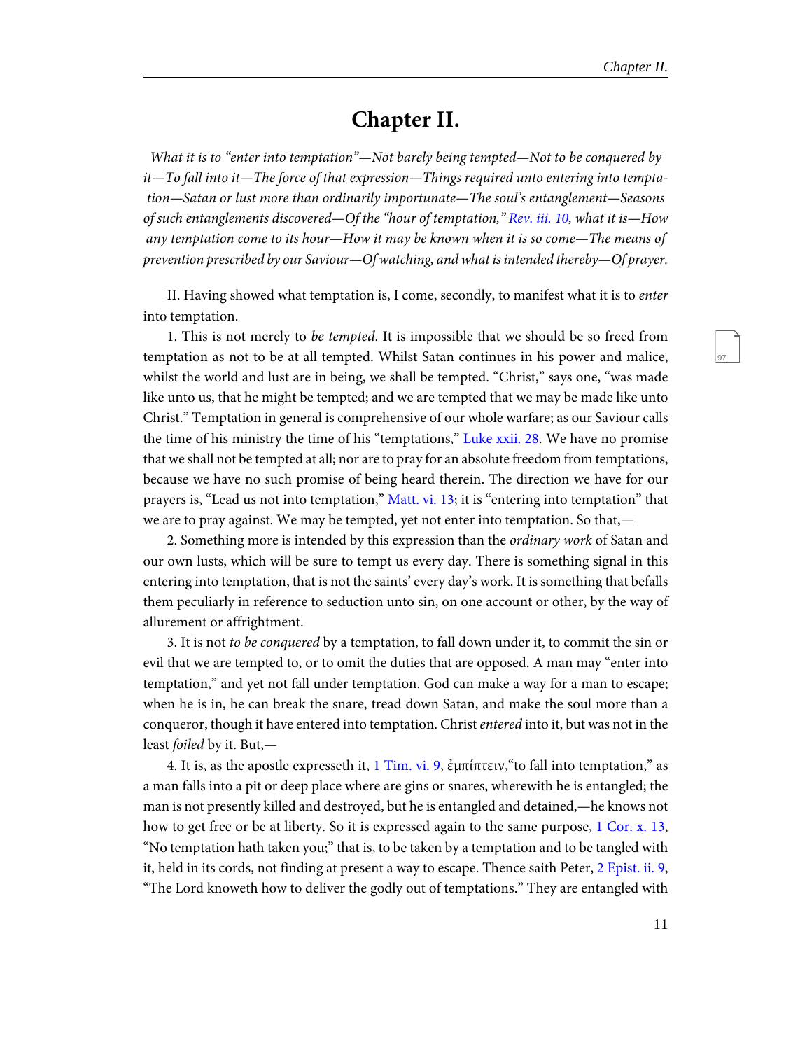# Chapter II.

*What it is to "enter into temptation"—Not barely being tempted—Not to be conquered by it—To fall into it—The force of that expression—Things required unto entering into temptation—Satan or lust more than ordinarily importunate—The soul's entanglement—Seasons of such entanglements discovered—Of the "hour of temptation," Rev. iii. 10, what it is—How any temptation come to its hour—How it may be known when it is so come—The means of prevention prescribed by our Saviour—Of watching, and what is intended thereby—Of prayer.*

II. Having showed what temptation is, I come, secondly, to manifest what it is to *enter* into temptation.

1. This is not merely to *be tempted*. It is impossible that we should be so freed from temptation as not to be at all tempted. Whilst Satan continues in his power and malice, whilst the world and lust are in being, we shall be tempted. "Christ," says one, "was made like unto us, that he might be tempted; and we are tempted that we may be made like unto Christ." Temptation in general is comprehensive of our whole warfare; as our Saviour calls the time of his ministry the time of his "temptations," Luke xxii. 28. We have no promise that we shall not be tempted at all; nor are to pray for an absolute freedom from temptations, because we have no such promise of being heard therein. The direction we have for our prayers is, "Lead us not into temptation," Matt. vi. 13; it is "entering into temptation" that we are to pray against. We may be tempted, yet not enter into temptation. So that,—

2. Something more is intended by this expression than the *ordinary work* of Satan and our own lusts, which will be sure to tempt us every day. There is something signal in this entering into temptation, that is not the saints' every day's work. It is something that befalls them peculiarly in reference to seduction unto sin, on one account or other, by the way of allurement or affrightment.

3. It is not *to be conquered* by a temptation, to fall down under it, to commit the sin or evil that we are tempted to, or to omit the duties that are opposed. A man may "enter into temptation," and yet not fall under temptation. God can make a way for a man to escape; when he is in, he can break the snare, tread down Satan, and make the soul more than a conqueror, though it have entered into temptation. Christ *entered* into it, but was not in the least *foiled* by it. But,—

4. It is, as the apostle expresseth it, 1 Tim. vi. 9, ἐμπίπτειν,"to fall into temptation," as a man falls into a pit or deep place where are gins or snares, wherewith he is entangled; the man is not presently killed and destroyed, but he is entangled and detained,—he knows not how to get free or be at liberty. So it is expressed again to the same purpose, 1 Cor. x. 13, "No temptation hath taken you;" that is, to be taken by a temptation and to be tangled with it, held in its cords, not finding at present a way to escape. Thence saith Peter, 2 Epist. ii. 9, "The Lord knoweth how to deliver the godly out of temptations." They are entangled with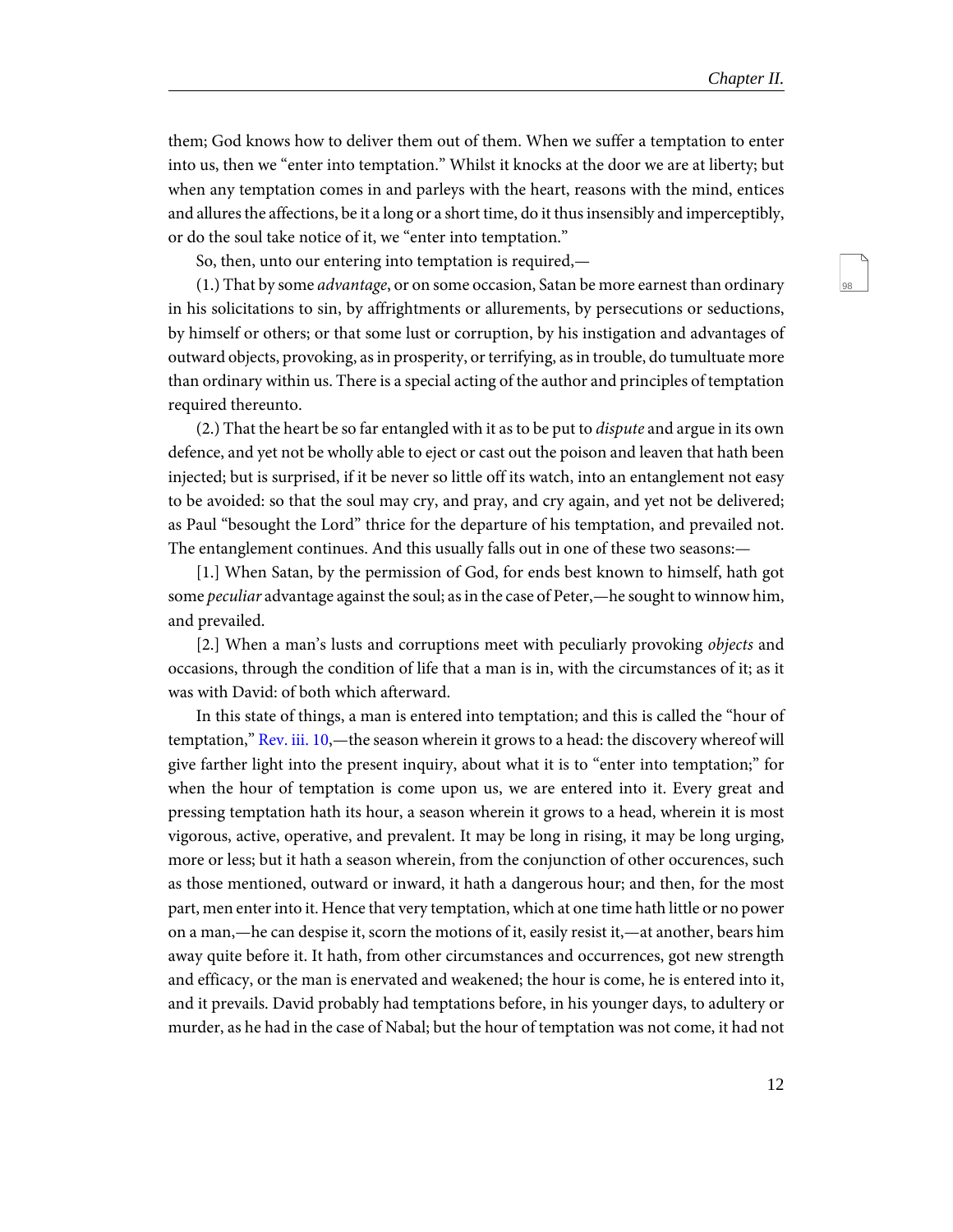them; God knows how to deliver them out of them. When we suffer a temptation to enter into us, then we "enter into temptation." Whilst it knocks at the door we are at liberty; but when any temptation comes in and parleys with the heart, reasons with the mind, entices and allures the affections, be it a long or a short time, do it thus insensibly and imperceptibly, or do the soul take notice of it, we "enter into temptation."

So, then, unto our entering into temptation is required,—

(1.) That by some *advantage*, or on some occasion, Satan be more earnest than ordinary in his solicitations to sin, by affrightments or allurements, by persecutions or seductions, by himself or others; or that some lust or corruption, by his instigation and advantages of outward objects, provoking, as in prosperity, or terrifying, as in trouble, do tumultuate more than ordinary within us. There is a special acting of the author and principles of temptation required thereunto.

(2.) That the heart be so far entangled with it as to be put to *dispute* and argue in its own defence, and yet not be wholly able to eject or cast out the poison and leaven that hath been injected; but is surprised, if it be never so little off its watch, into an entanglement not easy to be avoided: so that the soul may cry, and pray, and cry again, and yet not be delivered; as Paul "besought the Lord" thrice for the departure of his temptation, and prevailed not. The entanglement continues. And this usually falls out in one of these two seasons:—

[1.] When Satan, by the permission of God, for ends best known to himself, hath got some *peculiar* advantage against the soul; as in the case of Peter,—he sought to winnow him, and prevailed.

[2.] When a man's lusts and corruptions meet with peculiarly provoking *objects* and occasions, through the condition of life that a man is in, with the circumstances of it; as it was with David: of both which afterward.

In this state of things, a man is entered into temptation; and this is called the "hour of temptation," Rev. iii. 10,—the season wherein it grows to a head: the discovery whereof will give farther light into the present inquiry, about what it is to "enter into temptation;" for when the hour of temptation is come upon us, we are entered into it. Every great and pressing temptation hath its hour, a season wherein it grows to a head, wherein it is most vigorous, active, operative, and prevalent. It may be long in rising, it may be long urging, more or less; but it hath a season wherein, from the conjunction of other occurences, such as those mentioned, outward or inward, it hath a dangerous hour; and then, for the most part, men enter into it. Hence that very temptation, which at one time hath little or no power on a man,—he can despise it, scorn the motions of it, easily resist it,—at another, bears him away quite before it. It hath, from other circumstances and occurrences, got new strength and efficacy, or the man is enervated and weakened; the hour is come, he is entered into it, and it prevails. David probably had temptations before, in his younger days, to adultery or murder, as he had in the case of Nabal; but the hour of temptation was not come, it had not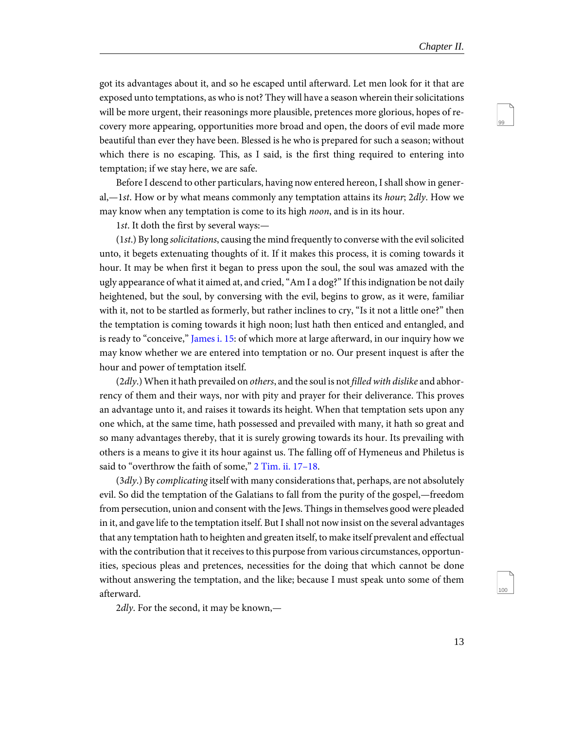got its advantages about it, and so he escaped until afterward. Let men look for it that are exposed unto temptations, as who is not? They will have a season wherein their solicitations will be more urgent, their reasonings more plausible, pretences more glorious, hopes of recovery more appearing, opportunities more broad and open, the doors of evil made more beautiful than ever they have been. Blessed is he who is prepared for such a season; without which there is no escaping. This, as I said, is the first thing required to entering into temptation; if we stay here, we are safe.

Before I descend to other particulars, having now entered hereon, I shall show in general,—1*st*. How or by what means commonly any temptation attains its *hour*; 2*dly*. How we may know when any temptation is come to its high *noon*, and is in its hour.

1*st*. It doth the first by several ways:—

(1*st*.) By long *solicitations*, causing the mind frequently to converse with the evil solicited unto, it begets extenuating thoughts of it. If it makes this process, it is coming towards it hour. It may be when first it began to press upon the soul, the soul was amazed with the ugly appearance of what it aimed at, and cried, "Am I a dog?" If this indignation be not daily heightened, but the soul, by conversing with the evil, begins to grow, as it were, familiar with it, not to be startled as formerly, but rather inclines to cry, "Is it not a little one?" then the temptation is coming towards it high noon; lust hath then enticed and entangled, and is ready to "conceive," James i. 15: of which more at large afterward, in our inquiry how we may know whether we are entered into temptation or no. Our present inquest is after the hour and power of temptation itself.

(2*dly*.) When it hath prevailed on *others*, and the soul is not *filled with dislike* and abhorrency of them and their ways, nor with pity and prayer for their deliverance. This proves an advantage unto it, and raises it towards its height. When that temptation sets upon any one which, at the same time, hath possessed and prevailed with many, it hath so great and so many advantages thereby, that it is surely growing towards its hour. Its prevailing with others is a means to give it its hour against us. The falling off of Hymeneus and Philetus is said to "overthrow the faith of some," 2 Tim. ii. 17–18.

(3*dly*.) By *complicating* itself with many considerations that, perhaps, are not absolutely evil. So did the temptation of the Galatians to fall from the purity of the gospel,—freedom from persecution, union and consent with the Jews. Things in themselves good were pleaded in it, and gave life to the temptation itself. But I shall not now insist on the several advantages that any temptation hath to heighten and greaten itself, to make itself prevalent and effectual with the contribution that it receives to this purpose from various circumstances, opportunities, specious pleas and pretences, necessities for the doing that which cannot be done without answering the temptation, and the like; because I must speak unto some of them afterward.

2*dly*. For the second, it may be known,—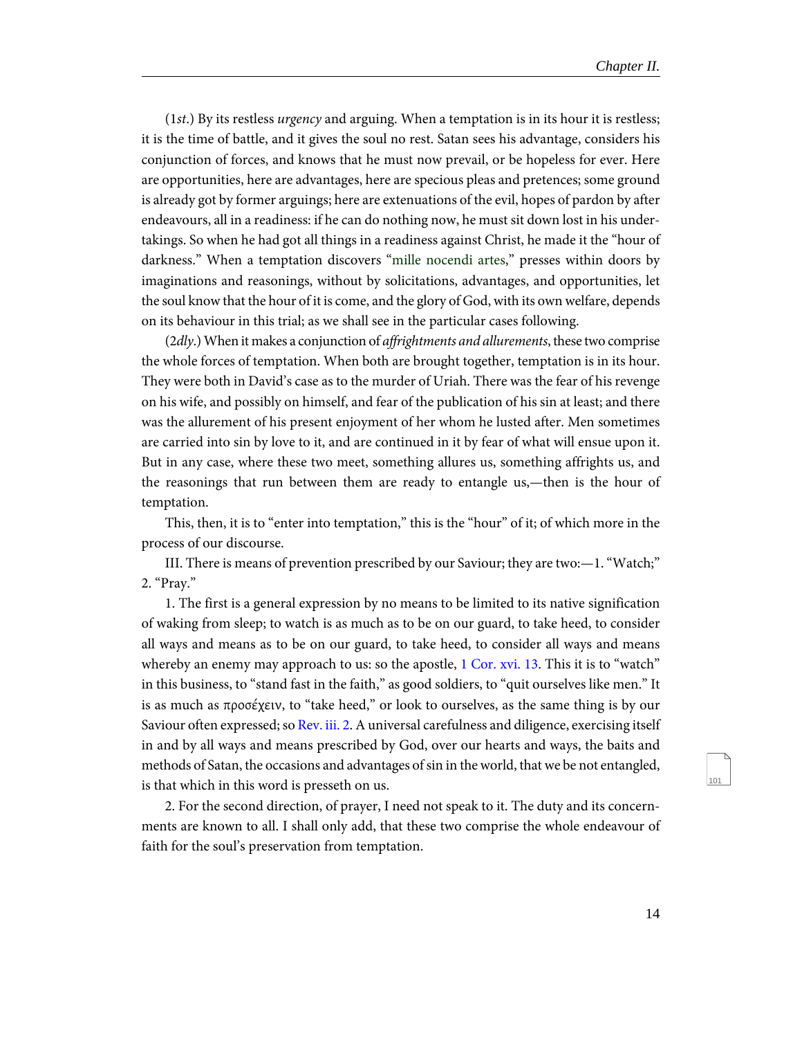(1*st*.) By its restless *urgency* and arguing. When a temptation is in its hour it is restless; it is the time of battle, and it gives the soul no rest. Satan sees his advantage, considers his conjunction of forces, and knows that he must now prevail, or be hopeless for ever. Here are opportunities, here are advantages, here are specious pleas and pretences; some ground is already got by former arguings; here are extenuations of the evil, hopes of pardon by after endeavours, all in a readiness: if he can do nothing now, he must sit down lost in his undertakings. So when he had got all things in a readiness against Christ, he made it the "hour of darkness." When a temptation discovers "mille nocendi artes," presses within doors by imaginations and reasonings, without by solicitations, advantages, and opportunities, let the soul know that the hour of it is come, and the glory of God, with its own welfare, depends on its behaviour in this trial; as we shall see in the particular cases following.

(2*dly*.) When it makes a conjunction of *affrightments and allurements*, these two comprise the whole forces of temptation. When both are brought together, temptation is in its hour. They were both in David's case as to the murder of Uriah. There was the fear of his revenge on his wife, and possibly on himself, and fear of the publication of his sin at least; and there was the allurement of his present enjoyment of her whom he lusted after. Men sometimes are carried into sin by love to it, and are continued in it by fear of what will ensue upon it. But in any case, where these two meet, something allures us, something affrights us, and the reasonings that run between them are ready to entangle us,—then is the hour of temptation.

This, then, it is to "enter into temptation," this is the "hour" of it; of which more in the process of our discourse.

III. There is means of prevention prescribed by our Saviour; they are two:—1. "Watch;" 2. "Pray."

1. The first is a general expression by no means to be limited to its native signification of waking from sleep; to watch is as much as to be on our guard, to take heed, to consider all ways and means as to be on our guard, to take heed, to consider all ways and means whereby an enemy may approach to us: so the apostle, 1 Cor. xvi. 13. This it is to "watch" in this business, to "stand fast in the faith," as good soldiers, to "quit ourselves like men." It is as much as προσέχειν, to "take heed," or look to ourselves, as the same thing is by our Saviour often expressed; so Rev. iii. 2. A universal carefulness and diligence, exercising itself in and by all ways and means prescribed by God, over our hearts and ways, the baits and methods of Satan, the occasions and advantages of sin in the world, that we be not entangled, is that which in this word is presseth on us.

2. For the second direction, of prayer, I need not speak to it. The duty and its concernments are known to all. I shall only add, that these two comprise the whole endeavour of faith for the soul's preservation from temptation.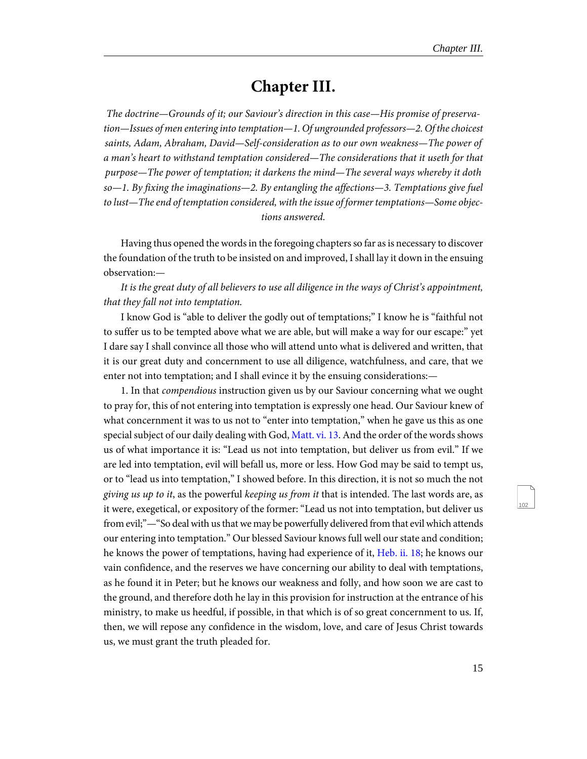# Chapter III.

*The doctrine—Grounds of it; our Saviour's direction in this case—His promise of preservation—Issues of men entering into temptation—1. Of ungrounded professors—2. Of the choicest saints, Adam, Abraham, David—Self-consideration as to our own weakness—The power of a man's heart to withstand temptation considered—The considerations that it useth for that purpose—The power of temptation; it darkens the mind—The several ways whereby it doth so—1. By fixing the imaginations—2. By entangling the affections—3. Temptations give fuel to lust—The end of temptation considered, with the issue of former temptations—Some objections answered.*

Having thus opened the words in the foregoing chapters so far as is necessary to discover the foundation of the truth to be insisted on and improved, I shall lay it down in the ensuing observation:—

*It is the great duty of all believers to use all diligence in the ways of Christ's appointment, that they fall not into temptation.*

I know God is "able to deliver the godly out of temptations;" I know he is "faithful not to suffer us to be tempted above what we are able, but will make a way for our escape:" yet I dare say I shall convince all those who will attend unto what is delivered and written, that it is our great duty and concernment to use all diligence, watchfulness, and care, that we enter not into temptation; and I shall evince it by the ensuing considerations:—

1. In that *compendious* instruction given us by our Saviour concerning what we ought to pray for, this of not entering into temptation is expressly one head. Our Saviour knew of what concernment it was to us not to "enter into temptation," when he gave us this as one special subject of our daily dealing with God, Matt. vi. 13. And the order of the words shows us of what importance it is: "Lead us not into temptation, but deliver us from evil." If we are led into temptation, evil will befall us, more or less. How God may be said to tempt us, or to "lead us into temptation," I showed before. In this direction, it is not so much the not *giving us up to it*, as the powerful *keeping us from it* that is intended. The last words are, as it were, exegetical, or expository of the former: "Lead us not into temptation, but deliver us from evil;"—"So deal with us that we may be powerfully delivered from that evil which attends our entering into temptation." Our blessed Saviour knows full well our state and condition; he knows the power of temptations, having had experience of it, Heb. ii. 18; he knows our vain confidence, and the reserves we have concerning our ability to deal with temptations, as he found it in Peter; but he knows our weakness and folly, and how soon we are cast to the ground, and therefore doth he lay in this provision for instruction at the entrance of his ministry, to make us heedful, if possible, in that which is of so great concernment to us. If, then, we will repose any confidence in the wisdom, love, and care of Jesus Christ towards us, we must grant the truth pleaded for.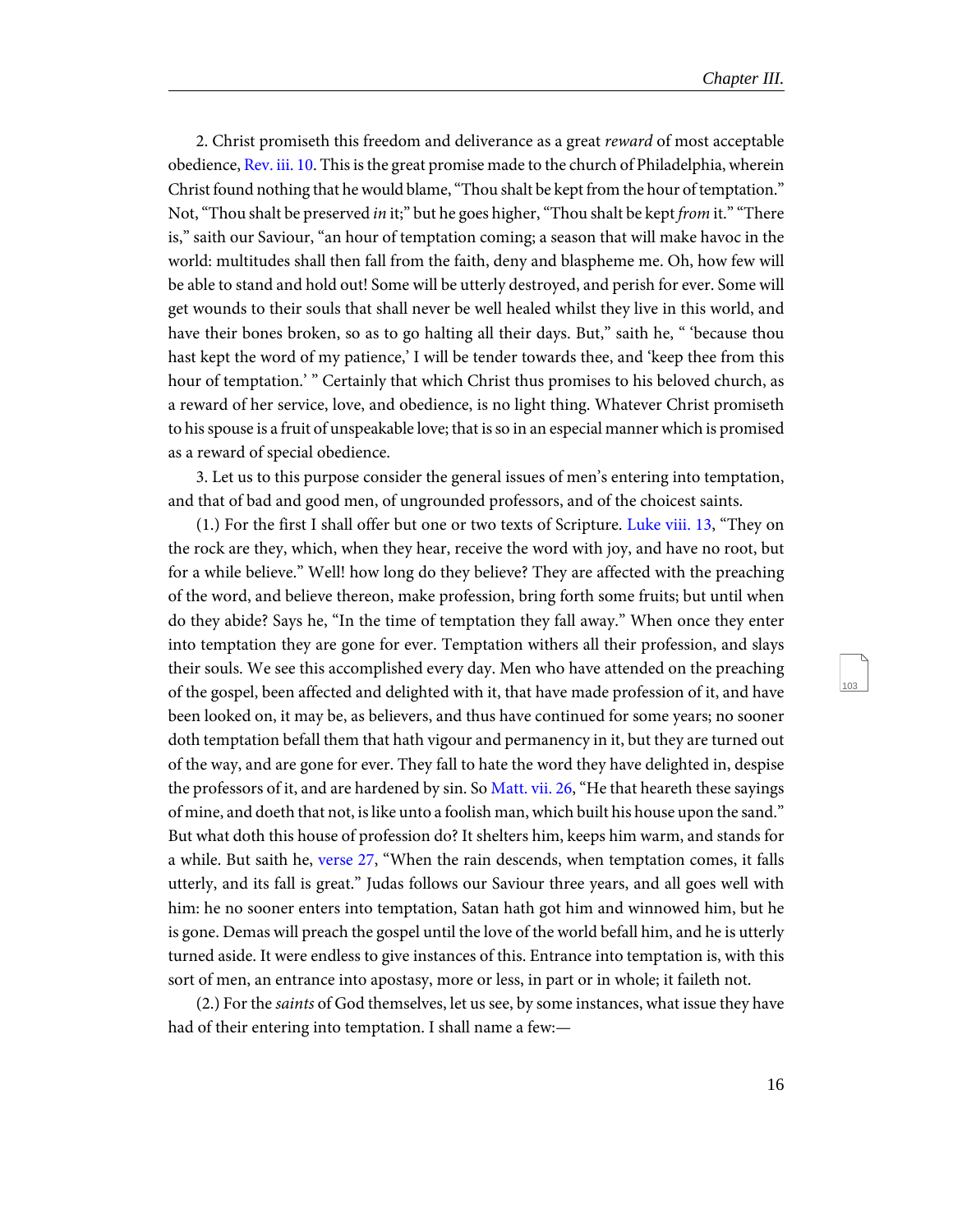2. Christ promiseth this freedom and deliverance as a great *reward* of most acceptable obedience, Rev. iii. 10. This is the great promise made to the church of Philadelphia, wherein Christ found nothing that he would blame, "Thou shalt be kept from the hour of temptation." Not, "Thou shalt be preserved *in* it;" but he goes higher, "Thou shalt be kept *from* it." "There is," saith our Saviour, "an hour of temptation coming; a season that will make havoc in the world: multitudes shall then fall from the faith, deny and blaspheme me. Oh, how few will be able to stand and hold out! Some will be utterly destroyed, and perish for ever. Some will get wounds to their souls that shall never be well healed whilst they live in this world, and have their bones broken, so as to go halting all their days. But," saith he, " 'because thou hast kept the word of my patience,' I will be tender towards thee, and 'keep thee from this hour of temptation.' " Certainly that which Christ thus promises to his beloved church, as a reward of her service, love, and obedience, is no light thing. Whatever Christ promiseth to his spouse is a fruit of unspeakable love; that is so in an especial manner which is promised as a reward of special obedience.

3. Let us to this purpose consider the general issues of men's entering into temptation, and that of bad and good men, of ungrounded professors, and of the choicest saints.

(1.) For the first I shall offer but one or two texts of Scripture. Luke viii. 13, "They on the rock are they, which, when they hear, receive the word with joy, and have no root, but for a while believe." Well! how long do they believe? They are affected with the preaching of the word, and believe thereon, make profession, bring forth some fruits; but until when do they abide? Says he, "In the time of temptation they fall away." When once they enter into temptation they are gone for ever. Temptation withers all their profession, and slays their souls. We see this accomplished every day. Men who have attended on the preaching of the gospel, been affected and delighted with it, that have made profession of it, and have been looked on, it may be, as believers, and thus have continued for some years; no sooner doth temptation befall them that hath vigour and permanency in it, but they are turned out of the way, and are gone for ever. They fall to hate the word they have delighted in, despise the professors of it, and are hardened by sin. So Matt. vii. 26, "He that heareth these sayings of mine, and doeth that not, is like unto a foolish man, which built his house upon the sand." But what doth this house of profession do? It shelters him, keeps him warm, and stands for a while. But saith he, verse 27, "When the rain descends, when temptation comes, it falls utterly, and its fall is great." Judas follows our Saviour three years, and all goes well with him: he no sooner enters into temptation, Satan hath got him and winnowed him, but he is gone. Demas will preach the gospel until the love of the world befall him, and he is utterly turned aside. It were endless to give instances of this. Entrance into temptation is, with this sort of men, an entrance into apostasy, more or less, in part or in whole; it faileth not.

(2.) For the *saints* of God themselves, let us see, by some instances, what issue they have had of their entering into temptation. I shall name a few:—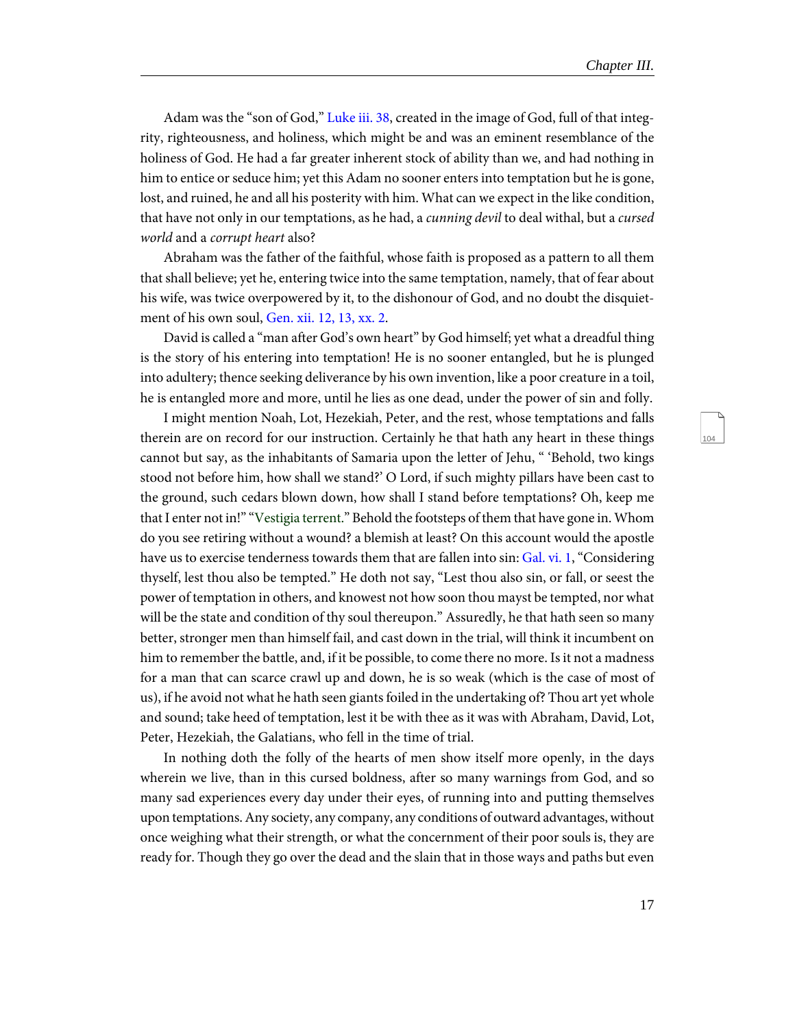Adam was the "son of God," Luke iii. 38, created in the image of God, full of that integrity, righteousness, and holiness, which might be and was an eminent resemblance of the holiness of God. He had a far greater inherent stock of ability than we, and had nothing in him to entice or seduce him; yet this Adam no sooner enters into temptation but he is gone, lost, and ruined, he and all his posterity with him. What can we expect in the like condition, that have not only in our temptations, as he had, a *cunning devil* to deal withal, but a *cursed world* and a *corrupt heart* also?

Abraham was the father of the faithful, whose faith is proposed as a pattern to all them that shall believe; yet he, entering twice into the same temptation, namely, that of fear about his wife, was twice overpowered by it, to the dishonour of God, and no doubt the disquietment of his own soul, Gen. xii. 12, 13, xx. 2.

David is called a "man after God's own heart" by God himself; yet what a dreadful thing is the story of his entering into temptation! He is no sooner entangled, but he is plunged into adultery; thence seeking deliverance by his own invention, like a poor creature in a toil, he is entangled more and more, until he lies as one dead, under the power of sin and folly.

I might mention Noah, Lot, Hezekiah, Peter, and the rest, whose temptations and falls therein are on record for our instruction. Certainly he that hath any heart in these things cannot but say, as the inhabitants of Samaria upon the letter of Jehu, " 'Behold, two kings stood not before him, how shall we stand?' O Lord, if such mighty pillars have been cast to the ground, such cedars blown down, how shall I stand before temptations? Oh, keep me that I enter not in!" "Vestigia terrent." Behold the footsteps of them that have gone in. Whom do you see retiring without a wound? a blemish at least? On this account would the apostle have us to exercise tenderness towards them that are fallen into sin: Gal. vi. 1, "Considering thyself, lest thou also be tempted." He doth not say, "Lest thou also sin, or fall, or seest the power of temptation in others, and knowest not how soon thou mayst be tempted, nor what will be the state and condition of thy soul thereupon." Assuredly, he that hath seen so many better, stronger men than himself fail, and cast down in the trial, will think it incumbent on him to remember the battle, and, if it be possible, to come there no more. Is it not a madness for a man that can scarce crawl up and down, he is so weak (which is the case of most of us), if he avoid not what he hath seen giants foiled in the undertaking of? Thou art yet whole and sound; take heed of temptation, lest it be with thee as it was with Abraham, David, Lot, Peter, Hezekiah, the Galatians, who fell in the time of trial.

In nothing doth the folly of the hearts of men show itself more openly, in the days wherein we live, than in this cursed boldness, after so many warnings from God, and so many sad experiences every day under their eyes, of running into and putting themselves upon temptations. Any society, any company, any conditions of outward advantages, without once weighing what their strength, or what the concernment of their poor souls is, they are ready for. Though they go over the dead and the slain that in those ways and paths but even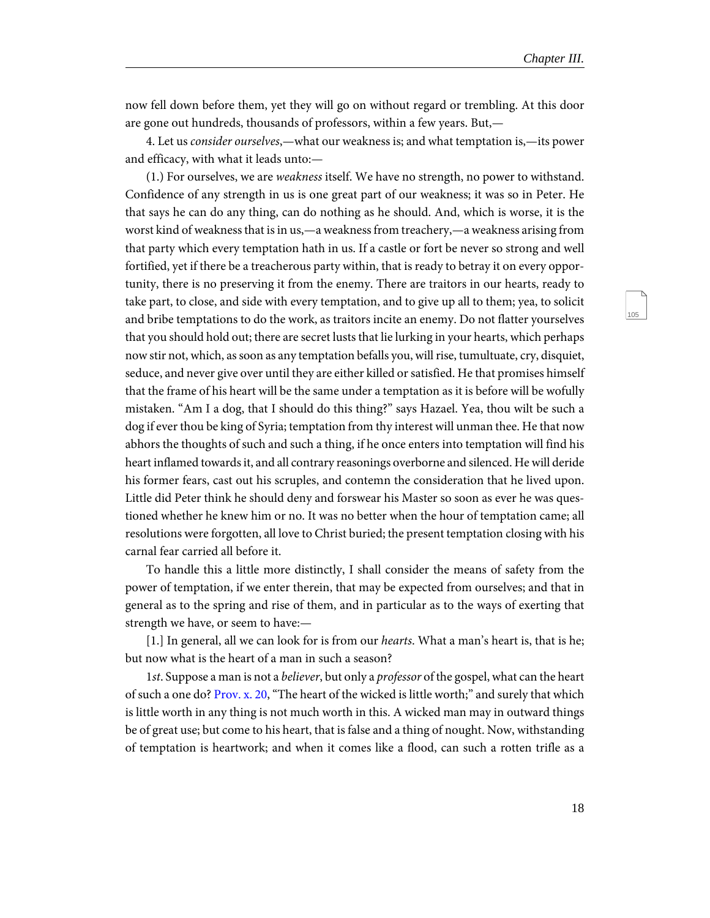now fell down before them, yet they will go on without regard or trembling. At this door are gone out hundreds, thousands of professors, within a few years. But,—

4. Let us *consider ourselves*,—what our weakness is; and what temptation is,—its power and efficacy, with what it leads unto:—

(1.) For ourselves, we are *weakness* itself. We have no strength, no power to withstand. Confidence of any strength in us is one great part of our weakness; it was so in Peter. He that says he can do any thing, can do nothing as he should. And, which is worse, it is the worst kind of weakness that is in us,—a weakness from treachery,—a weakness arising from that party which every temptation hath in us. If a castle or fort be never so strong and well fortified, yet if there be a treacherous party within, that is ready to betray it on every opportunity, there is no preserving it from the enemy. There are traitors in our hearts, ready to take part, to close, and side with every temptation, and to give up all to them; yea, to solicit and bribe temptations to do the work, as traitors incite an enemy. Do not flatter yourselves that you should hold out; there are secret lusts that lie lurking in your hearts, which perhaps now stir not, which, as soon as any temptation befalls you, will rise, tumultuate, cry, disquiet, seduce, and never give over until they are either killed or satisfied. He that promises himself that the frame of his heart will be the same under a temptation as it is before will be wofully mistaken. "Am I a dog, that I should do this thing?" says Hazael. Yea, thou wilt be such a dog if ever thou be king of Syria; temptation from thy interest will unman thee. He that now abhors the thoughts of such and such a thing, if he once enters into temptation will find his heart inflamed towards it, and all contrary reasonings overborne and silenced. He will deride his former fears, cast out his scruples, and contemn the consideration that he lived upon. Little did Peter think he should deny and forswear his Master so soon as ever he was questioned whether he knew him or no. It was no better when the hour of temptation came; all resolutions were forgotten, all love to Christ buried; the present temptation closing with his carnal fear carried all before it.

To handle this a little more distinctly, I shall consider the means of safety from the power of temptation, if we enter therein, that may be expected from ourselves; and that in general as to the spring and rise of them, and in particular as to the ways of exerting that strength we have, or seem to have:—

[1.] In general, all we can look for is from our *hearts*. What a man's heart is, that is he; but now what is the heart of a man in such a season?

1*st*. Suppose a man is not a *believer*, but only a *professor* of the gospel, what can the heart of such a one do? Prov. x. 20, "The heart of the wicked is little worth;" and surely that which is little worth in any thing is not much worth in this. A wicked man may in outward things be of great use; but come to his heart, that is false and a thing of nought. Now, withstanding of temptation is heartwork; and when it comes like a flood, can such a rotten trifle as a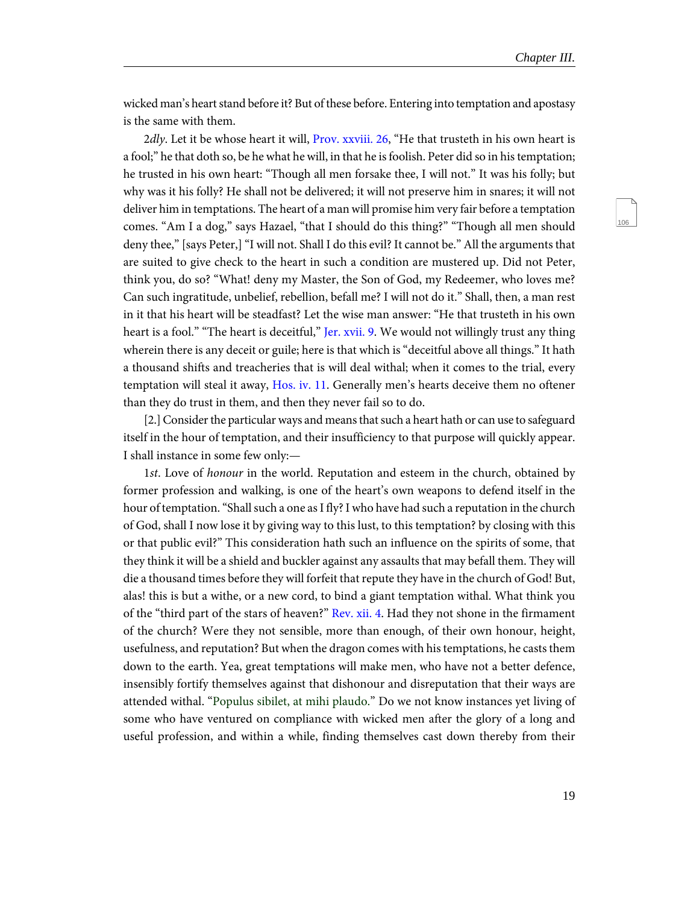wicked man's heart stand before it? But of these before. Entering into temptation and apostasy is the same with them.

2*dly*. Let it be whose heart it will, Prov. xxviii. 26, "He that trusteth in his own heart is a fool;" he that doth so, be he what he will, in that he is foolish. Peter did so in his temptation; he trusted in his own heart: "Though all men forsake thee, I will not." It was his folly; but why was it his folly? He shall not be delivered; it will not preserve him in snares; it will not deliver him in temptations. The heart of a man will promise him very fair before a temptation comes. "Am I a dog," says Hazael, "that I should do this thing?" "Though all men should deny thee," [says Peter,] "I will not. Shall I do this evil? It cannot be." All the arguments that are suited to give check to the heart in such a condition are mustered up. Did not Peter, think you, do so? "What! deny my Master, the Son of God, my Redeemer, who loves me? Can such ingratitude, unbelief, rebellion, befall me? I will not do it." Shall, then, a man rest in it that his heart will be steadfast? Let the wise man answer: "He that trusteth in his own heart is a fool." "The heart is deceitful," Jer. xvii. 9. We would not willingly trust any thing wherein there is any deceit or guile; here is that which is "deceitful above all things." It hath a thousand shifts and treacheries that is will deal withal; when it comes to the trial, every temptation will steal it away, Hos. iv. 11. Generally men's hearts deceive them no oftener than they do trust in them, and then they never fail so to do.

[2.] Consider the particular ways and means that such a heart hath or can use to safeguard itself in the hour of temptation, and their insufficiency to that purpose will quickly appear. I shall instance in some few only:—

1*st*. Love of *honour* in the world. Reputation and esteem in the church, obtained by former profession and walking, is one of the heart's own weapons to defend itself in the hour of temptation. "Shall such a one as I fly? I who have had such a reputation in the church of God, shall I now lose it by giving way to this lust, to this temptation? by closing with this or that public evil?" This consideration hath such an influence on the spirits of some, that they think it will be a shield and buckler against any assaults that may befall them. They will die a thousand times before they will forfeit that repute they have in the church of God! But, alas! this is but a withe, or a new cord, to bind a giant temptation withal. What think you of the "third part of the stars of heaven?" Rev. xii. 4. Had they not shone in the firmament of the church? Were they not sensible, more than enough, of their own honour, height, usefulness, and reputation? But when the dragon comes with his temptations, he casts them down to the earth. Yea, great temptations will make men, who have not a better defence, insensibly fortify themselves against that dishonour and disreputation that their ways are attended withal. "Populus sibilet, at mihi plaudo." Do we not know instances yet living of some who have ventured on compliance with wicked men after the glory of a long and useful profession, and within a while, finding themselves cast down thereby from their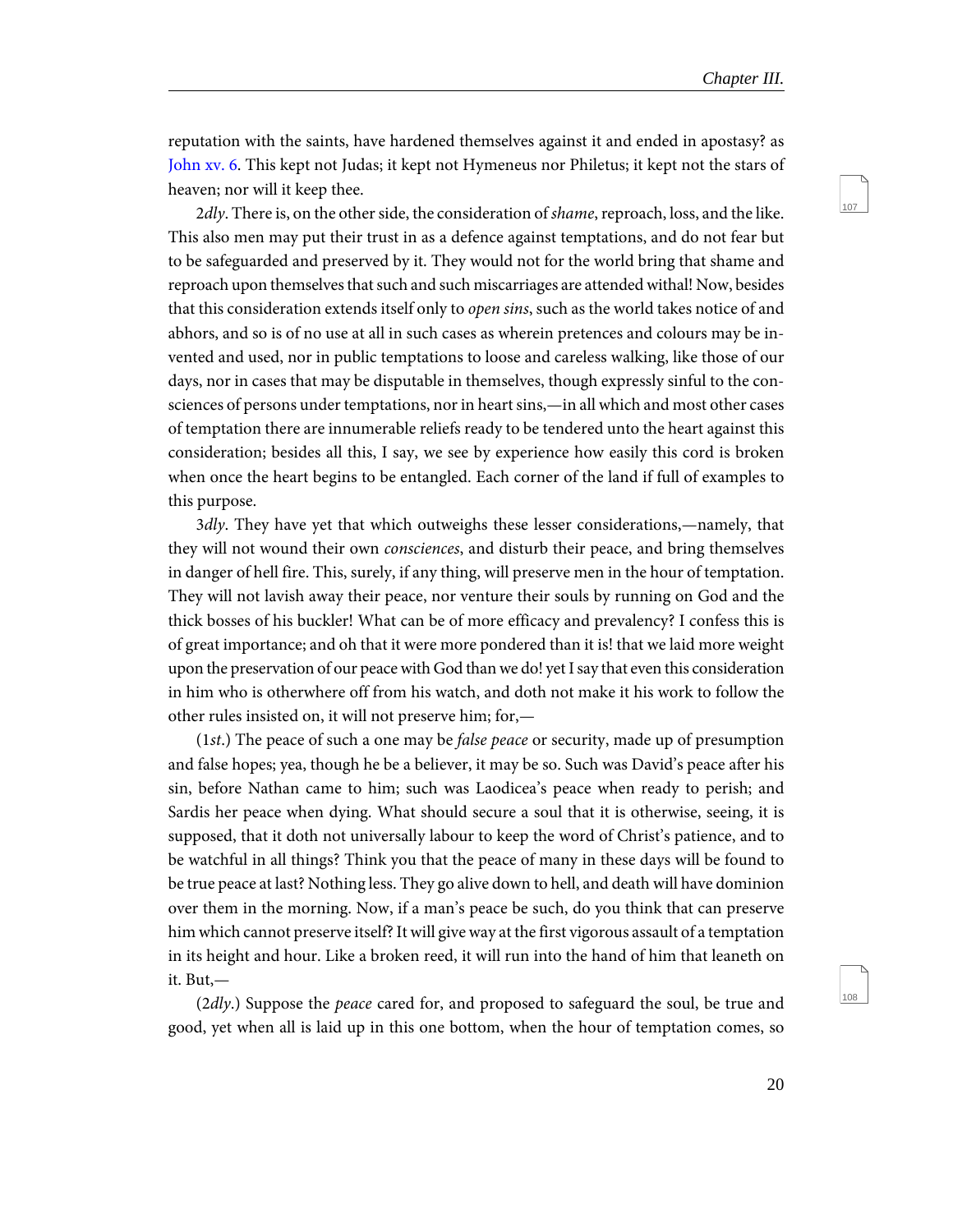reputation with the saints, have hardened themselves against it and ended in apostasy? as John xv. 6. This kept not Judas; it kept not Hymeneus nor Philetus; it kept not the stars of heaven; nor will it keep thee.

2*dly*. There is, on the other side, the consideration of *shame*, reproach, loss, and the like. This also men may put their trust in as a defence against temptations, and do not fear but to be safeguarded and preserved by it. They would not for the world bring that shame and reproach upon themselves that such and such miscarriages are attended withal! Now, besides that this consideration extends itself only to *open sins*, such as the world takes notice of and abhors, and so is of no use at all in such cases as wherein pretences and colours may be invented and used, nor in public temptations to loose and careless walking, like those of our days, nor in cases that may be disputable in themselves, though expressly sinful to the consciences of persons under temptations, nor in heart sins,—in all which and most other cases of temptation there are innumerable reliefs ready to be tendered unto the heart against this consideration; besides all this, I say, we see by experience how easily this cord is broken when once the heart begins to be entangled. Each corner of the land if full of examples to this purpose.

3*dly*. They have yet that which outweighs these lesser considerations,—namely, that they will not wound their own *consciences*, and disturb their peace, and bring themselves in danger of hell fire. This, surely, if any thing, will preserve men in the hour of temptation. They will not lavish away their peace, nor venture their souls by running on God and the thick bosses of his buckler! What can be of more efficacy and prevalency? I confess this is of great importance; and oh that it were more pondered than it is! that we laid more weight upon the preservation of our peace with God than we do! yet I say that even this consideration in him who is otherwhere off from his watch, and doth not make it his work to follow the other rules insisted on, it will not preserve him; for,—

(1*st*.) The peace of such a one may be *false peace* or security, made up of presumption and false hopes; yea, though he be a believer, it may be so. Such was David's peace after his sin, before Nathan came to him; such was Laodicea's peace when ready to perish; and Sardis her peace when dying. What should secure a soul that it is otherwise, seeing, it is supposed, that it doth not universally labour to keep the word of Christ's patience, and to be watchful in all things? Think you that the peace of many in these days will be found to be true peace at last? Nothing less. They go alive down to hell, and death will have dominion over them in the morning. Now, if a man's peace be such, do you think that can preserve him which cannot preserve itself? It will give way at the first vigorous assault of a temptation in its height and hour. Like a broken reed, it will run into the hand of him that leaneth on it. But,—

(2*dly*.) Suppose the *peace* cared for, and proposed to safeguard the soul, be true and good, yet when all is laid up in this one bottom, when the hour of temptation comes, so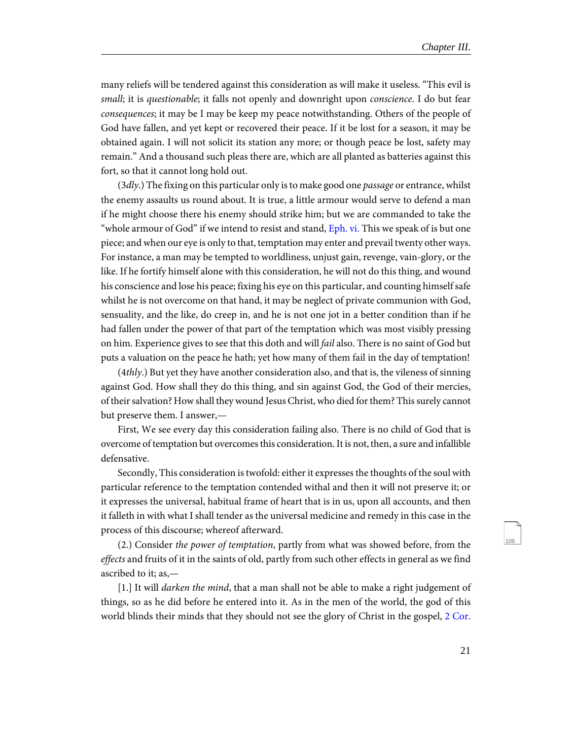many reliefs will be tendered against this consideration as will make it useless. "This evil is *small*; it is *questionable*; it falls not openly and downright upon *conscience*. I do but fear *consequences*; it may be I may be keep my peace notwithstanding. Others of the people of God have fallen, and yet kept or recovered their peace. If it be lost for a season, it may be obtained again. I will not solicit its station any more; or though peace be lost, safety may remain." And a thousand such pleas there are, which are all planted as batteries against this fort, so that it cannot long hold out.

(*3dly*.) The fixing on this particular only is to make good one *passage* or entrance, whilst the enemy assaults us round about. It is true, a little armour would serve to defend a man if he might choose there his enemy should strike him; but we are commanded to take the "whole armour of God" if we intend to resist and stand, Eph. vi. This we speak of is but one piece; and when our eye is only to that, temptation may enter and prevail twenty other ways. For instance, a man may be tempted to worldliness, unjust gain, revenge, vain-glory, or the like. If he fortify himself alone with this consideration, he will not do this thing, and wound his conscience and lose his peace; fixing his eye on this particular, and counting himself safe whilst he is not overcome on that hand, it may be neglect of private communion with God, sensuality, and the like, do creep in, and he is not one jot in a better condition than if he had fallen under the power of that part of the temptation which was most visibly pressing on him. Experience gives to see that this doth and will *fail* also. There is no saint of God but puts a valuation on the peace he hath; yet how many of them fail in the day of temptation!

(*4thly*.) But yet they have another consideration also, and that is, the vileness of sinning against God. How shall they do this thing, and sin against God, the God of their mercies, of their salvation? How shall they wound Jesus Christ, who died for them? This surely cannot but preserve them. I answer,—

First, We see every day this consideration failing also. There is no child of God that is overcome of temptation but overcomes this consideration. It is not, then, a sure and infallible defensative.

Secondly, This consideration is twofold: either it expresses the thoughts of the soul with particular reference to the temptation contended withal and then it will not preserve it; or it expresses the universal, habitual frame of heart that is in us, upon all accounts, and then it falleth in with what I shall tender as the universal medicine and remedy in this case in the process of this discourse; whereof afterward.

(2.) Consider *the power of temptation*, partly from what was showed before, from the *effects* and fruits of it in the saints of old, partly from such other effects in general as we find ascribed to it; as,—

[1.] It will *darken the mind*, that a man shall not be able to make a right judgement of things, so as he did before he entered into it. As in the men of the world, the god of this world blinds their minds that they should not see the glory of Christ in the gospel, 2 Cor.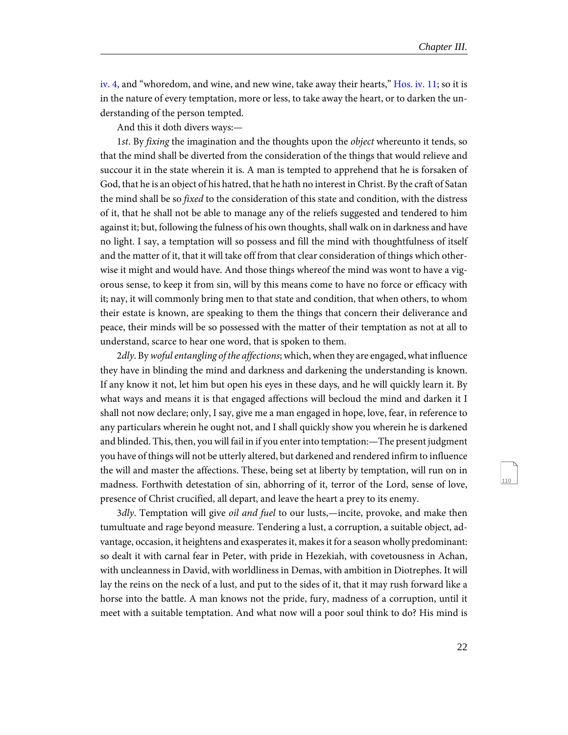iv. 4, and "whoredom, and wine, and new wine, take away their hearts," Hos. iv. 11; so it is in the nature of every temptation, more or less, to take away the heart, or to darken the understanding of the person tempted.

And this it doth divers ways:—

1*st*. By *fixing* the imagination and the thoughts upon the *object* whereunto it tends, so that the mind shall be diverted from the consideration of the things that would relieve and succour it in the state wherein it is. A man is tempted to apprehend that he is forsaken of God, that he is an object of his hatred, that he hath no interest in Christ. By the craft of Satan the mind shall be so *fixed* to the consideration of this state and condition, with the distress of it, that he shall not be able to manage any of the reliefs suggested and tendered to him against it; but, following the fulness of his own thoughts, shall walk on in darkness and have no light. I say, a temptation will so possess and fill the mind with thoughtfulness of itself and the matter of it, that it will take off from that clear consideration of things which otherwise it might and would have. And those things whereof the mind was wont to have a vigorous sense, to keep it from sin, will by this means come to have no force or efficacy with it; nay, it will commonly bring men to that state and condition, that when others, to whom their estate is known, are speaking to them the things that concern their deliverance and peace, their minds will be so possessed with the matter of their temptation as not at all to understand, scarce to hear one word, that is spoken to them.

2*dly*. By *woful entangling of the affections*; which, when they are engaged, what influence they have in blinding the mind and darkness and darkening the understanding is known. If any know it not, let him but open his eyes in these days, and he will quickly learn it. By what ways and means it is that engaged affections will becloud the mind and darken it I shall not now declare; only, I say, give me a man engaged in hope, love, fear, in reference to any particulars wherein he ought not, and I shall quickly show you wherein he is darkened and blinded. This, then, you will fail in if you enter into temptation:—The present judgment you have of things will not be utterly altered, but darkened and rendered infirm to influence the will and master the affections. These, being set at liberty by temptation, will run on in madness. Forthwith detestation of sin, abhorring of it, terror of the Lord, sense of love, presence of Christ crucified, all depart, and leave the heart a prey to its enemy.

3*dly*. Temptation will give *oil and fuel* to our lusts,—incite, provoke, and make then tumultuate and rage beyond measure. Tendering a lust, a corruption, a suitable object, advantage, occasion, it heightens and exasperates it, makes it for a season wholly predominant: so dealt it with carnal fear in Peter, with pride in Hezekiah, with covetousness in Achan, with uncleanness in David, with worldliness in Demas, with ambition in Diotrephes. It will lay the reins on the neck of a lust, and put to the sides of it, that it may rush forward like a horse into the battle. A man knows not the pride, fury, madness of a corruption, until it meet with a suitable temptation. And what now will a poor soul think to do? His mind is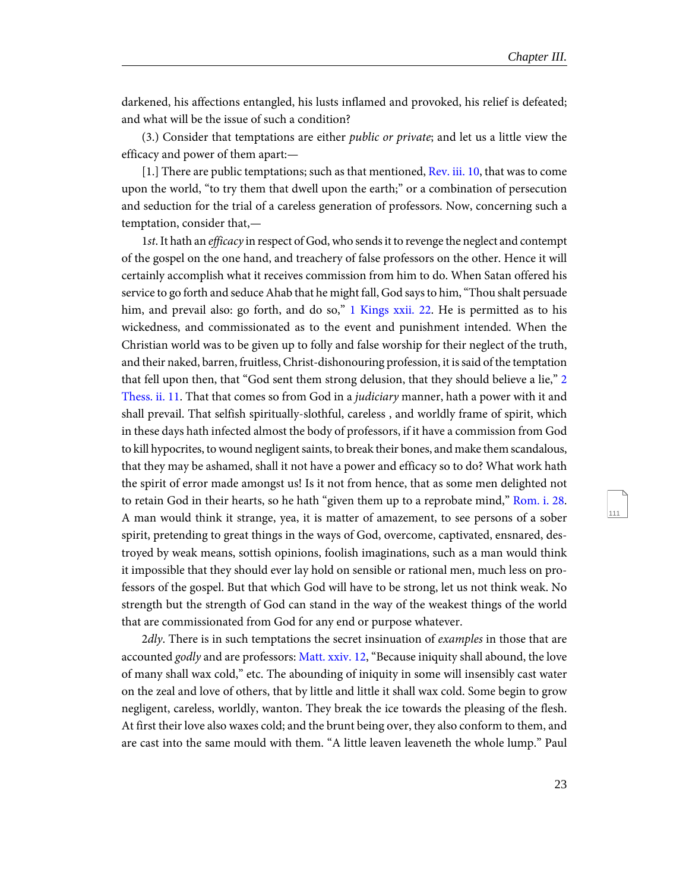darkened, his affections entangled, his lusts inflamed and provoked, his relief is defeated; and what will be the issue of such a condition?

(3.) Consider that temptations are either *public or private*; and let us a little view the efficacy and power of them apart:—

[1.] There are public temptations; such as that mentioned, Rev. iii. 10, that was to come upon the world, "to try them that dwell upon the earth;" or a combination of persecution and seduction for the trial of a careless generation of professors. Now, concerning such a temptation, consider that,—

1*st*. It hath an *efficacy* in respect of God, who sends it to revenge the neglect and contempt of the gospel on the one hand, and treachery of false professors on the other. Hence it will certainly accomplish what it receives commission from him to do. When Satan offered his service to go forth and seduce Ahab that he might fall, God says to him, "Thou shalt persuade him, and prevail also: go forth, and do so," 1 Kings xxii. 22. He is permitted as to his wickedness, and commissionated as to the event and punishment intended. When the Christian world was to be given up to folly and false worship for their neglect of the truth, and their naked, barren, fruitless, Christ-dishonouring profession, it is said of the temptation that fell upon then, that "God sent them strong delusion, that they should believe a lie," 2 Thess. ii. 11. That that comes so from God in a *judiciary* manner, hath a power with it and shall prevail. That selfish spiritually-slothful, careless , and worldly frame of spirit, which in these days hath infected almost the body of professors, if it have a commission from God to kill hypocrites, to wound negligent saints, to break their bones, and make them scandalous, that they may be ashamed, shall it not have a power and efficacy so to do? What work hath the spirit of error made amongst us! Is it not from hence, that as some men delighted not to retain God in their hearts, so he hath "given them up to a reprobate mind," Rom. i. 28. A man would think it strange, yea, it is matter of amazement, to see persons of a sober spirit, pretending to great things in the ways of God, overcome, captivated, ensnared, destroyed by weak means, sottish opinions, foolish imaginations, such as a man would think it impossible that they should ever lay hold on sensible or rational men, much less on professors of the gospel. But that which God will have to be strong, let us not think weak. No strength but the strength of God can stand in the way of the weakest things of the world that are commissionated from God for any end or purpose whatever.

2*dly*. There is in such temptations the secret insinuation of *examples* in those that are accounted *godly* and are professors: Matt. xxiv. 12, "Because iniquity shall abound, the love of many shall wax cold," etc. The abounding of iniquity in some will insensibly cast water on the zeal and love of others, that by little and little it shall wax cold. Some begin to grow negligent, careless, worldly, wanton. They break the ice towards the pleasing of the flesh. At first their love also waxes cold; and the brunt being over, they also conform to them, and are cast into the same mould with them. "A little leaven leaveneth the whole lump." Paul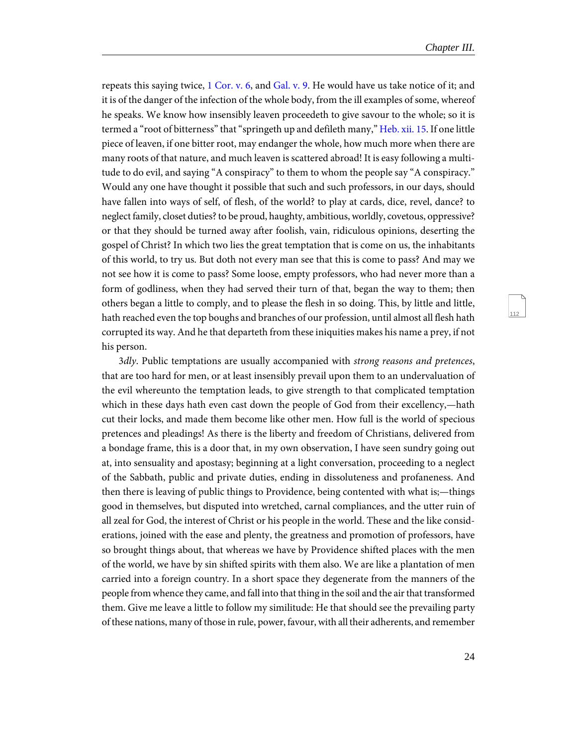repeats this saying twice, 1 Cor. v. 6, and Gal. v. 9. He would have us take notice of it; and it is of the danger of the infection of the whole body, from the ill examples of some, whereof he speaks. We know how insensibly leaven proceedeth to give savour to the whole; so it is termed a "root of bitterness" that "springeth up and defileth many," Heb. xii. 15. If one little piece of leaven, if one bitter root, may endanger the whole, how much more when there are many roots of that nature, and much leaven is scattered abroad! It is easy following a multitude to do evil, and saying "A conspiracy" to them to whom the people say "A conspiracy." Would any one have thought it possible that such and such professors, in our days, should have fallen into ways of self, of flesh, of the world? to play at cards, dice, revel, dance? to neglect family, closet duties? to be proud, haughty, ambitious, worldly, covetous, oppressive? or that they should be turned away after foolish, vain, ridiculous opinions, deserting the gospel of Christ? In which two lies the great temptation that is come on us, the inhabitants of this world, to try us. But doth not every man see that this is come to pass? And may we not see how it is come to pass? Some loose, empty professors, who had never more than a form of godliness, when they had served their turn of that, began the way to them; then others began a little to comply, and to please the flesh in so doing. This, by little and little, hath reached even the top boughs and branches of our profession, until almost all flesh hath corrupted its way. And he that departeth from these iniquities makes his name a prey, if not his person.

*3dly*. Public temptations are usually accompanied with *strong reasons and pretences*, that are too hard for men, or at least insensibly prevail upon them to an undervaluation of the evil whereunto the temptation leads, to give strength to that complicated temptation which in these days hath even cast down the people of God from their excellency,—hath cut their locks, and made them become like other men. How full is the world of specious pretences and pleadings! As there is the liberty and freedom of Christians, delivered from a bondage frame, this is a door that, in my own observation, I have seen sundry going out at, into sensuality and apostasy; beginning at a light conversation, proceeding to a neglect of the Sabbath, public and private duties, ending in dissoluteness and profaneness. And then there is leaving of public things to Providence, being contented with what is;—things good in themselves, but disputed into wretched, carnal compliances, and the utter ruin of all zeal for God, the interest of Christ or his people in the world. These and the like considerations, joined with the ease and plenty, the greatness and promotion of professors, have so brought things about, that whereas we have by Providence shifted places with the men of the world, we have by sin shifted spirits with them also. We are like a plantation of men carried into a foreign country. In a short space they degenerate from the manners of the people from whence they came, and fall into that thing in the soil and the air that transformed them. Give me leave a little to follow my similitude: He that should see the prevailing party of these nations, many of those in rule, power, favour, with all their adherents, and remember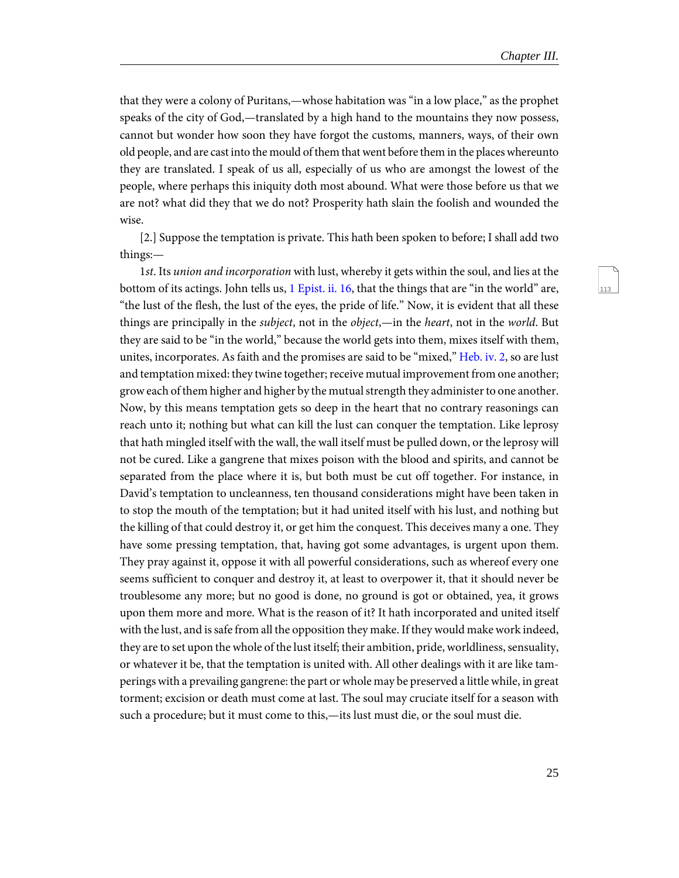that they were a colony of Puritans,—whose habitation was "in a low place," as the prophet speaks of the city of God,—translated by a high hand to the mountains they now possess, cannot but wonder how soon they have forgot the customs, manners, ways, of their own old people, and are cast into the mould of them that went before them in the places whereunto they are translated. I speak of us all, especially of us who are amongst the lowest of the people, where perhaps this iniquity doth most abound. What were those before us that we are not? what did they that we do not? Prosperity hath slain the foolish and wounded the wise.

[2.] Suppose the temptation is private. This hath been spoken to before; I shall add two things:—

1*st*. Its *union and incorporation* with lust, whereby it gets within the soul, and lies at the bottom of its actings. John tells us, 1 Epist. ii. 16, that the things that are "in the world" are, "the lust of the flesh, the lust of the eyes, the pride of life." Now, it is evident that all these things are principally in the *subject*, not in the *object*,—in the *heart*, not in the *world*. But they are said to be "in the world," because the world gets into them, mixes itself with them, unites, incorporates. As faith and the promises are said to be "mixed," Heb. iv. 2, so are lust and temptation mixed: they twine together; receive mutual improvement from one another; grow each of them higher and higher by the mutual strength they administer to one another. Now, by this means temptation gets so deep in the heart that no contrary reasonings can reach unto it; nothing but what can kill the lust can conquer the temptation. Like leprosy that hath mingled itself with the wall, the wall itself must be pulled down, or the leprosy will not be cured. Like a gangrene that mixes poison with the blood and spirits, and cannot be separated from the place where it is, but both must be cut off together. For instance, in David's temptation to uncleanness, ten thousand considerations might have been taken in to stop the mouth of the temptation; but it had united itself with his lust, and nothing but the killing of that could destroy it, or get him the conquest. This deceives many a one. They have some pressing temptation, that, having got some advantages, is urgent upon them. They pray against it, oppose it with all powerful considerations, such as whereof every one seems sufficient to conquer and destroy it, at least to overpower it, that it should never be troublesome any more; but no good is done, no ground is got or obtained, yea, it grows upon them more and more. What is the reason of it? It hath incorporated and united itself with the lust, and is safe from all the opposition they make. If they would make work indeed, they are to set upon the whole of the lust itself; their ambition, pride, worldliness, sensuality, or whatever it be, that the temptation is united with. All other dealings with it are like tamperings with a prevailing gangrene: the part or whole may be preserved a little while, in great torment; excision or death must come at last. The soul may cruciate itself for a season with such a procedure; but it must come to this,—its lust must die, or the soul must die.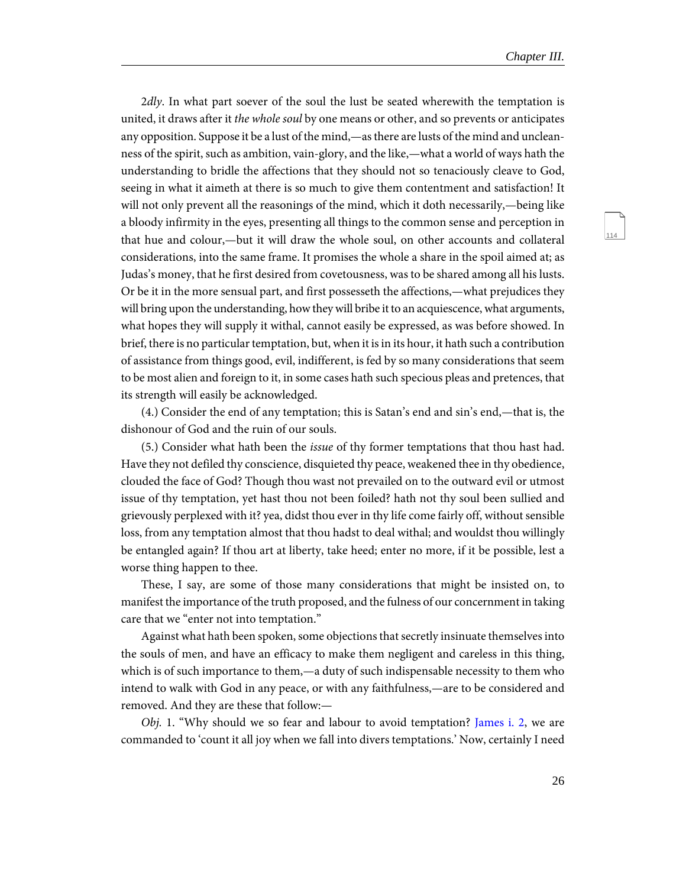2*dly*. In what part soever of the soul the lust be seated wherewith the temptation is united, it draws after it *the whole soul* by one means or other, and so prevents or anticipates any opposition. Suppose it be a lust of the mind,—as there are lusts of the mind and uncleanness of the spirit, such as ambition, vain-glory, and the like,—what a world of ways hath the understanding to bridle the affections that they should not so tenaciously cleave to God, seeing in what it aimeth at there is so much to give them contentment and satisfaction! It will not only prevent all the reasonings of the mind, which it doth necessarily,—being like a bloody infirmity in the eyes, presenting all things to the common sense and perception in that hue and colour,—but it will draw the whole soul, on other accounts and collateral considerations, into the same frame. It promises the whole a share in the spoil aimed at; as Judas's money, that he first desired from covetousness, was to be shared among all his lusts. Or be it in the more sensual part, and first possesseth the affections,—what prejudices they will bring upon the understanding, how they will bribe it to an acquiescence, what arguments, what hopes they will supply it withal, cannot easily be expressed, as was before showed. In brief, there is no particular temptation, but, when it is in its hour, it hath such a contribution of assistance from things good, evil, indifferent, is fed by so many considerations that seem to be most alien and foreign to it, in some cases hath such specious pleas and pretences, that its strength will easily be acknowledged.

(4.) Consider the end of any temptation; this is Satan's end and sin's end,—that is, the dishonour of God and the ruin of our souls.

(5.) Consider what hath been the *issue* of thy former temptations that thou hast had. Have they not defiled thy conscience, disquieted thy peace, weakened thee in thy obedience, clouded the face of God? Though thou wast not prevailed on to the outward evil or utmost issue of thy temptation, yet hast thou not been foiled? hath not thy soul been sullied and grievously perplexed with it? yea, didst thou ever in thy life come fairly off, without sensible loss, from any temptation almost that thou hadst to deal withal; and wouldst thou willingly be entangled again? If thou art at liberty, take heed; enter no more, if it be possible, lest a worse thing happen to thee.

These, I say, are some of those many considerations that might be insisted on, to manifest the importance of the truth proposed, and the fulness of our concernment in taking care that we "enter not into temptation."

Against what hath been spoken, some objections that secretly insinuate themselves into the souls of men, and have an efficacy to make them negligent and careless in this thing, which is of such importance to them,—a duty of such indispensable necessity to them who intend to walk with God in any peace, or with any faithfulness,—are to be considered and removed. And they are these that follow:—

*Obj.* 1. "Why should we so fear and labour to avoid temptation? James i. 2, we are commanded to 'count it all joy when we fall into divers temptations.' Now, certainly I need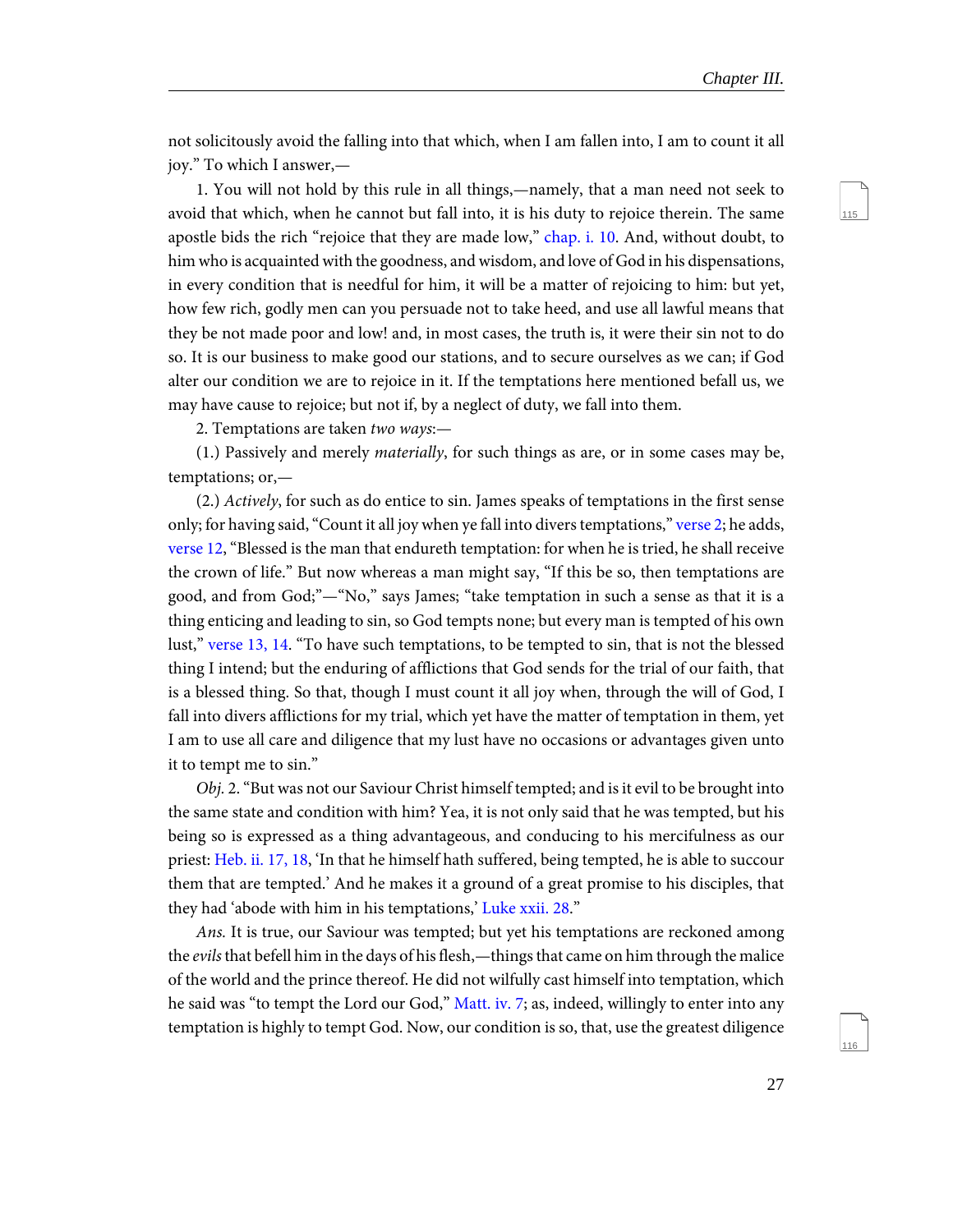not solicitously avoid the falling into that which, when I am fallen into, I am to count it all joy." To which I answer,—

1. You will not hold by this rule in all things,—namely, that a man need not seek to avoid that which, when he cannot but fall into, it is his duty to rejoice therein. The same apostle bids the rich "rejoice that they are made low," chap. i. 10. And, without doubt, to him who is acquainted with the goodness, and wisdom, and love of God in his dispensations, in every condition that is needful for him, it will be a matter of rejoicing to him: but yet, how few rich, godly men can you persuade not to take heed, and use all lawful means that they be not made poor and low! and, in most cases, the truth is, it were their sin not to do so. It is our business to make good our stations, and to secure ourselves as we can; if God alter our condition we are to rejoice in it. If the temptations here mentioned befall us, we may have cause to rejoice; but not if, by a neglect of duty, we fall into them.

2. Temptations are taken *two ways*:—

(1.) Passively and merely *materially*, for such things as are, or in some cases may be, temptations; or,—

(2.) *Actively*, for such as do entice to sin. James speaks of temptations in the first sense only; for having said, "Count it all joy when ye fall into divers temptations," verse 2; he adds, verse 12, "Blessed is the man that endureth temptation: for when he is tried, he shall receive the crown of life." But now whereas a man might say, "If this be so, then temptations are good, and from God;"—"No," says James; "take temptation in such a sense as that it is a thing enticing and leading to sin, so God tempts none; but every man is tempted of his own lust," verse 13, 14. "To have such temptations, to be tempted to sin, that is not the blessed thing I intend; but the enduring of afflictions that God sends for the trial of our faith, that is a blessed thing. So that, though I must count it all joy when, through the will of God, I fall into divers afflictions for my trial, which yet have the matter of temptation in them, yet I am to use all care and diligence that my lust have no occasions or advantages given unto it to tempt me to sin."

*Obj.* 2. "But was not our Saviour Christ himself tempted; and is it evil to be brought into the same state and condition with him? Yea, it is not only said that he was tempted, but his being so is expressed as a thing advantageous, and conducing to his mercifulness as our priest: Heb. ii. 17, 18, 'In that he himself hath suffered, being tempted, he is able to succour them that are tempted.' And he makes it a ground of a great promise to his disciples, that they had 'abode with him in his temptations,' Luke xxii. 28."

*Ans.* It is true, our Saviour was tempted; but yet his temptations are reckoned among the *evils* that befell him in the days of his flesh,—things that came on him through the malice of the world and the prince thereof. He did not wilfully cast himself into temptation, which he said was "to tempt the Lord our God," Matt. iv. 7; as, indeed, willingly to enter into any temptation is highly to tempt God. Now, our condition is so, that, use the greatest diligence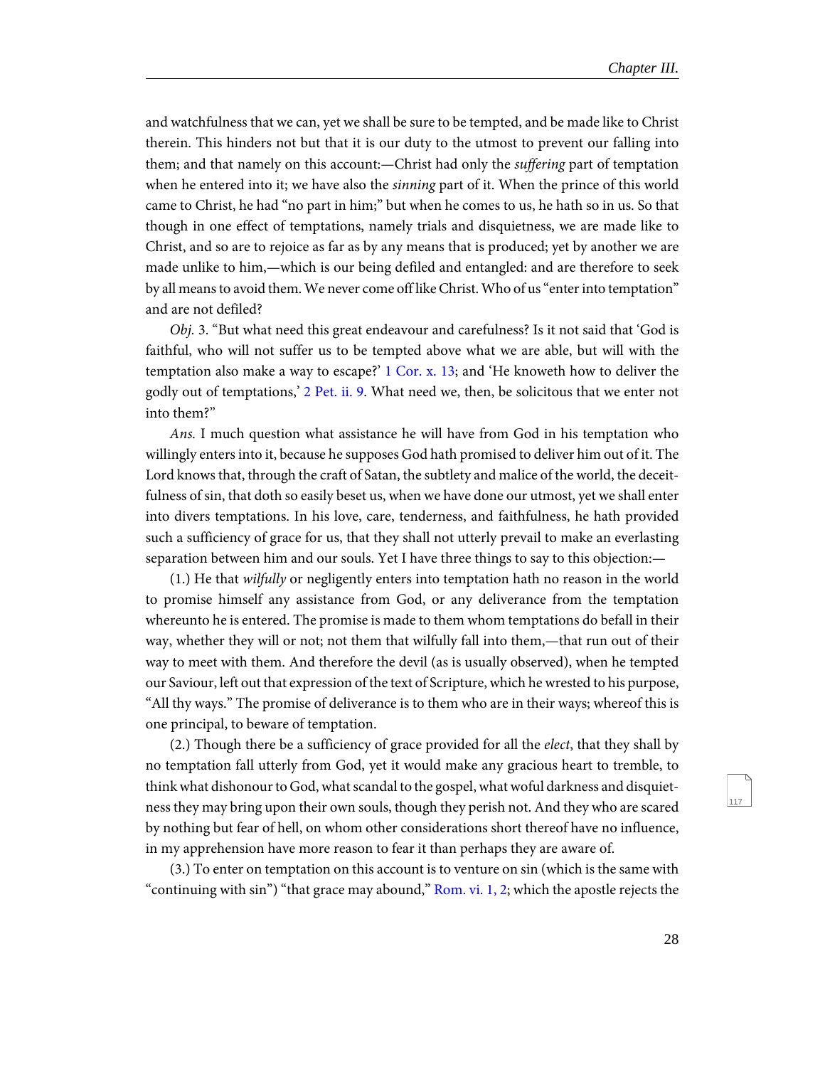and watchfulness that we can, yet we shall be sure to be tempted, and be made like to Christ therein. This hinders not but that it is our duty to the utmost to prevent our falling into them; and that namely on this account:—Christ had only the *suffering* part of temptation when he entered into it; we have also the *sinning* part of it. When the prince of this world came to Christ, he had "no part in him;" but when he comes to us, he hath so in us. So that though in one effect of temptations, namely trials and disquietness, we are made like to Christ, and so are to rejoice as far as by any means that is produced; yet by another we are made unlike to him,—which is our being defiled and entangled: and are therefore to seek by all means to avoid them. We never come off like Christ. Who of us "enter into temptation" and are not defiled?

*Obj.* 3. "But what need this great endeavour and carefulness? Is it not said that 'God is faithful, who will not suffer us to be tempted above what we are able, but will with the temptation also make a way to escape?' 1 Cor. x. 13; and 'He knoweth how to deliver the godly out of temptations,' 2 Pet. ii. 9. What need we, then, be solicitous that we enter not into them?"

*Ans.* I much question what assistance he will have from God in his temptation who willingly enters into it, because he supposes God hath promised to deliver him out of it. The Lord knows that, through the craft of Satan, the subtlety and malice of the world, the deceitfulness of sin, that doth so easily beset us, when we have done our utmost, yet we shall enter into divers temptations. In his love, care, tenderness, and faithfulness, he hath provided such a sufficiency of grace for us, that they shall not utterly prevail to make an everlasting separation between him and our souls. Yet I have three things to say to this objection:—

(1.) He that *wilfully* or negligently enters into temptation hath no reason in the world to promise himself any assistance from God, or any deliverance from the temptation whereunto he is entered. The promise is made to them whom temptations do befall in their way, whether they will or not; not them that wilfully fall into them,—that run out of their way to meet with them. And therefore the devil (as is usually observed), when he tempted our Saviour, left out that expression of the text of Scripture, which he wrested to his purpose, "All thy ways." The promise of deliverance is to them who are in their ways; whereof this is one principal, to beware of temptation.

(2.) Though there be a sufficiency of grace provided for all the *elect*, that they shall by no temptation fall utterly from God, yet it would make any gracious heart to tremble, to think what dishonour to God, what scandal to the gospel, what woful darkness and disquietness they may bring upon their own souls, though they perish not. And they who are scared by nothing but fear of hell, on whom other considerations short thereof have no influence, in my apprehension have more reason to fear it than perhaps they are aware of.

(3.) To enter on temptation on this account is to venture on sin (which is the same with "continuing with sin") "that grace may abound," Rom. vi. 1, 2; which the apostle rejects the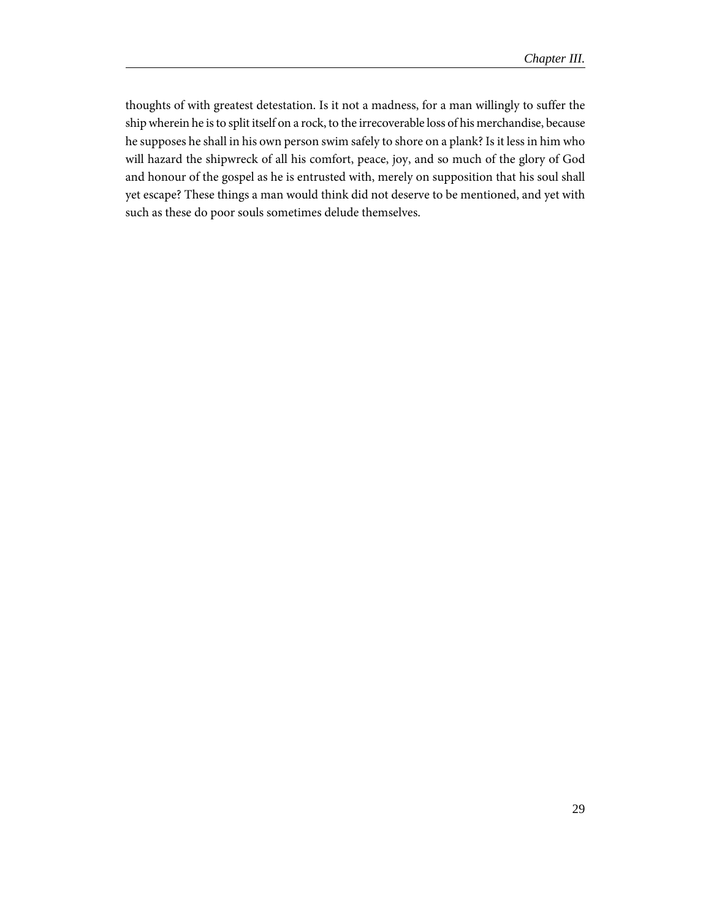thoughts of with greatest detestation. Is it not a madness, for a man willingly to suffer the ship wherein he is to split itself on a rock, to the irrecoverable loss of his merchandise, because he supposes he shall in his own person swim safely to shore on a plank? Is it less in him who will hazard the shipwreck of all his comfort, peace, joy, and so much of the glory of God and honour of the gospel as he is entrusted with, merely on supposition that his soul shall yet escape? These things a man would think did not deserve to be mentioned, and yet with such as these do poor souls sometimes delude themselves.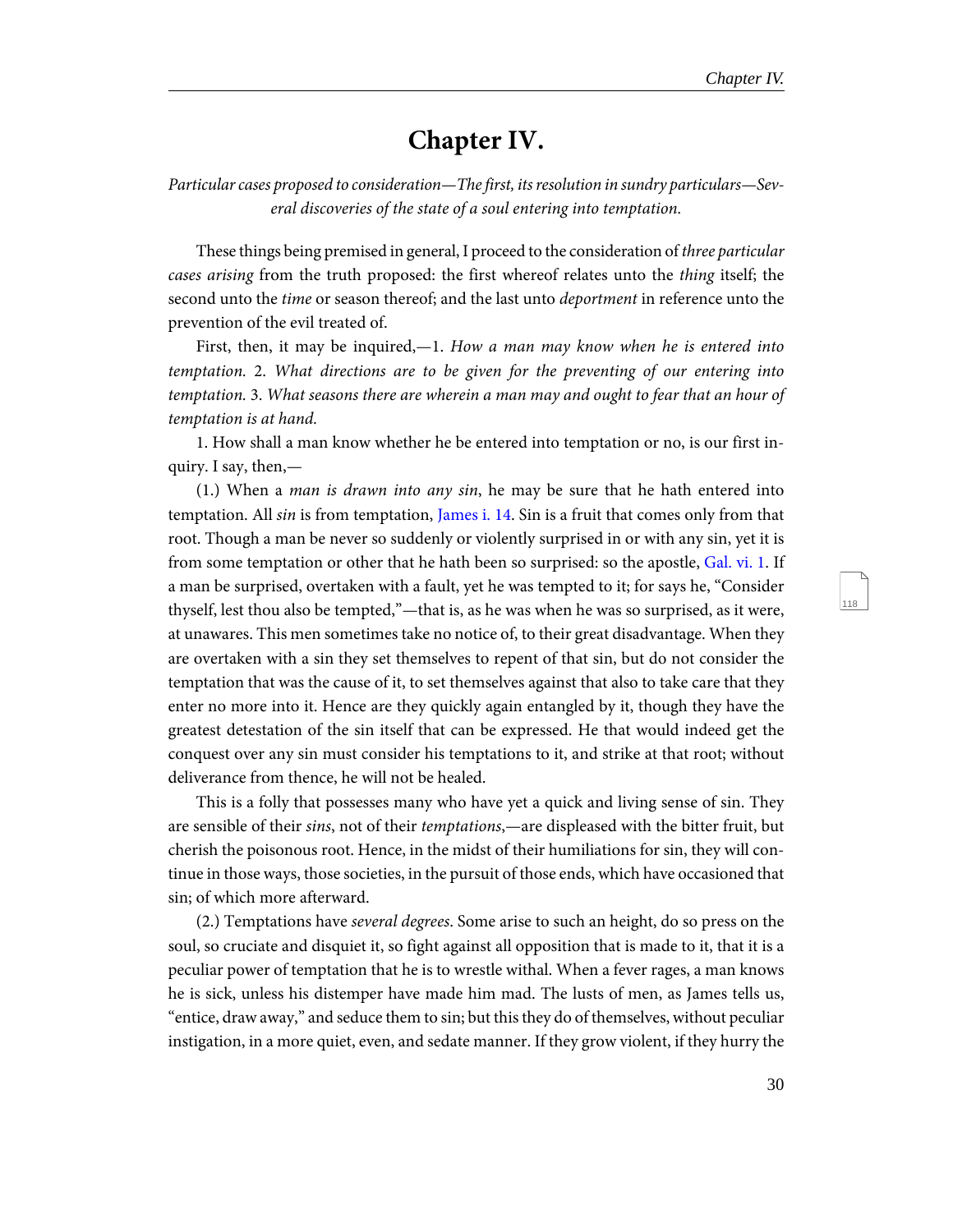# Chapter IV.

*Particular cases proposed to consideration—The first, its resolution in sundry particulars—Several discoveries of the state of a soul entering into temptation.*

These things being premised in general, I proceed to the consideration of *three particular cases arising* from the truth proposed: the first whereof relates unto the *thing* itself; the second unto the *time* or season thereof; and the last unto *deportment* in reference unto the prevention of the evil treated of.

First, then, it may be inquired,—1. *How a man may know when he is entered into temptation.* 2. *What directions are to be given for the preventing of our entering into temptation.* 3. *What seasons there are wherein a man may and ought to fear that an hour of temptation is at hand.*

1. How shall a man know whether he be entered into temptation or no, is our first inquiry. I say, then,—

(1.) When a *man is drawn into any sin*, he may be sure that he hath entered into temptation. All *sin* is from temptation, James i. 14. Sin is a fruit that comes only from that root. Though a man be never so suddenly or violently surprised in or with any sin, yet it is from some temptation or other that he hath been so surprised: so the apostle, Gal. vi. 1. If a man be surprised, overtaken with a fault, yet he was tempted to it; for says he, "Consider thyself, lest thou also be tempted,"—that is, as he was when he was so surprised, as it were, at unawares. This men sometimes take no notice of, to their great disadvantage. When they are overtaken with a sin they set themselves to repent of that sin, but do not consider the temptation that was the cause of it, to set themselves against that also to take care that they enter no more into it. Hence are they quickly again entangled by it, though they have the greatest detestation of the sin itself that can be expressed. He that would indeed get the conquest over any sin must consider his temptations to it, and strike at that root; without deliverance from thence, he will not be healed.

This is a folly that possesses many who have yet a quick and living sense of sin. They are sensible of their *sins*, not of their *temptations*,—are displeased with the bitter fruit, but cherish the poisonous root. Hence, in the midst of their humiliations for sin, they will continue in those ways, those societies, in the pursuit of those ends, which have occasioned that sin; of which more afterward.

(2.) Temptations have *several degrees*. Some arise to such an height, do so press on the soul, so cruciate and disquiet it, so fight against all opposition that is made to it, that it is a peculiar power of temptation that he is to wrestle withal. When a fever rages, a man knows he is sick, unless his distemper have made him mad. The lusts of men, as James tells us, "entice, draw away," and seduce them to sin; but this they do of themselves, without peculiar instigation, in a more quiet, even, and sedate manner. If they grow violent, if they hurry the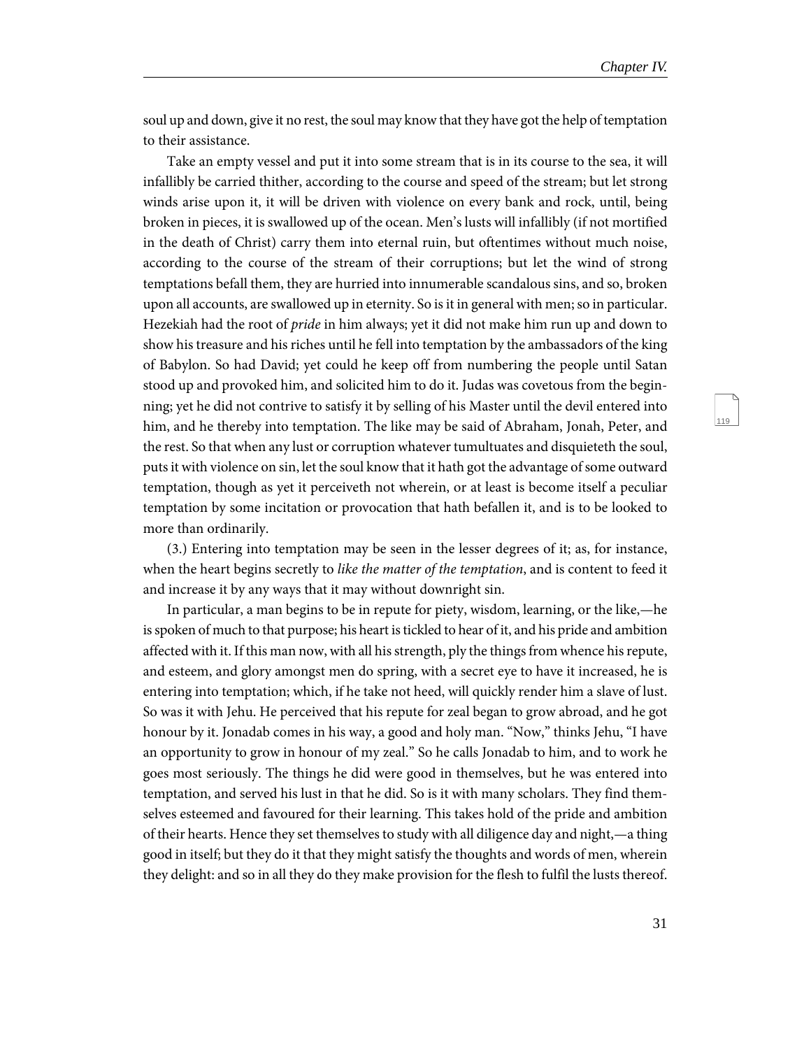soul up and down, give it no rest, the soul may know that they have got the help of temptation to their assistance.

Take an empty vessel and put it into some stream that is in its course to the sea, it will infallibly be carried thither, according to the course and speed of the stream; but let strong winds arise upon it, it will be driven with violence on every bank and rock, until, being broken in pieces, it is swallowed up of the ocean. Men's lusts will infallibly (if not mortified in the death of Christ) carry them into eternal ruin, but oftentimes without much noise, according to the course of the stream of their corruptions; but let the wind of strong temptations befall them, they are hurried into innumerable scandalous sins, and so, broken upon all accounts, are swallowed up in eternity. So is it in general with men; so in particular. Hezekiah had the root of *pride* in him always; yet it did not make him run up and down to show his treasure and his riches until he fell into temptation by the ambassadors of the king of Babylon. So had David; yet could he keep off from numbering the people until Satan stood up and provoked him, and solicited him to do it. Judas was covetous from the beginning; yet he did not contrive to satisfy it by selling of his Master until the devil entered into him, and he thereby into temptation. The like may be said of Abraham, Jonah, Peter, and the rest. So that when any lust or corruption whatever tumultuates and disquieteth the soul, puts it with violence on sin, let the soul know that it hath got the advantage of some outward temptation, though as yet it perceiveth not wherein, or at least is become itself a peculiar temptation by some incitation or provocation that hath befallen it, and is to be looked to more than ordinarily.

(3.) Entering into temptation may be seen in the lesser degrees of it; as, for instance, when the heart begins secretly to *like the matter of the temptation*, and is content to feed it and increase it by any ways that it may without downright sin.

In particular, a man begins to be in repute for piety, wisdom, learning, or the like,—he is spoken of much to that purpose; his heart is tickled to hear of it, and his pride and ambition affected with it. If this man now, with all his strength, ply the things from whence his repute, and esteem, and glory amongst men do spring, with a secret eye to have it increased, he is entering into temptation; which, if he take not heed, will quickly render him a slave of lust. So was it with Jehu. He perceived that his repute for zeal began to grow abroad, and he got honour by it. Jonadab comes in his way, a good and holy man. "Now," thinks Jehu, "I have an opportunity to grow in honour of my zeal." So he calls Jonadab to him, and to work he goes most seriously. The things he did were good in themselves, but he was entered into temptation, and served his lust in that he did. So is it with many scholars. They find themselves esteemed and favoured for their learning. This takes hold of the pride and ambition of their hearts. Hence they set themselves to study with all diligence day and night,—a thing good in itself; but they do it that they might satisfy the thoughts and words of men, wherein they delight: and so in all they do they make provision for the flesh to fulfil the lusts thereof.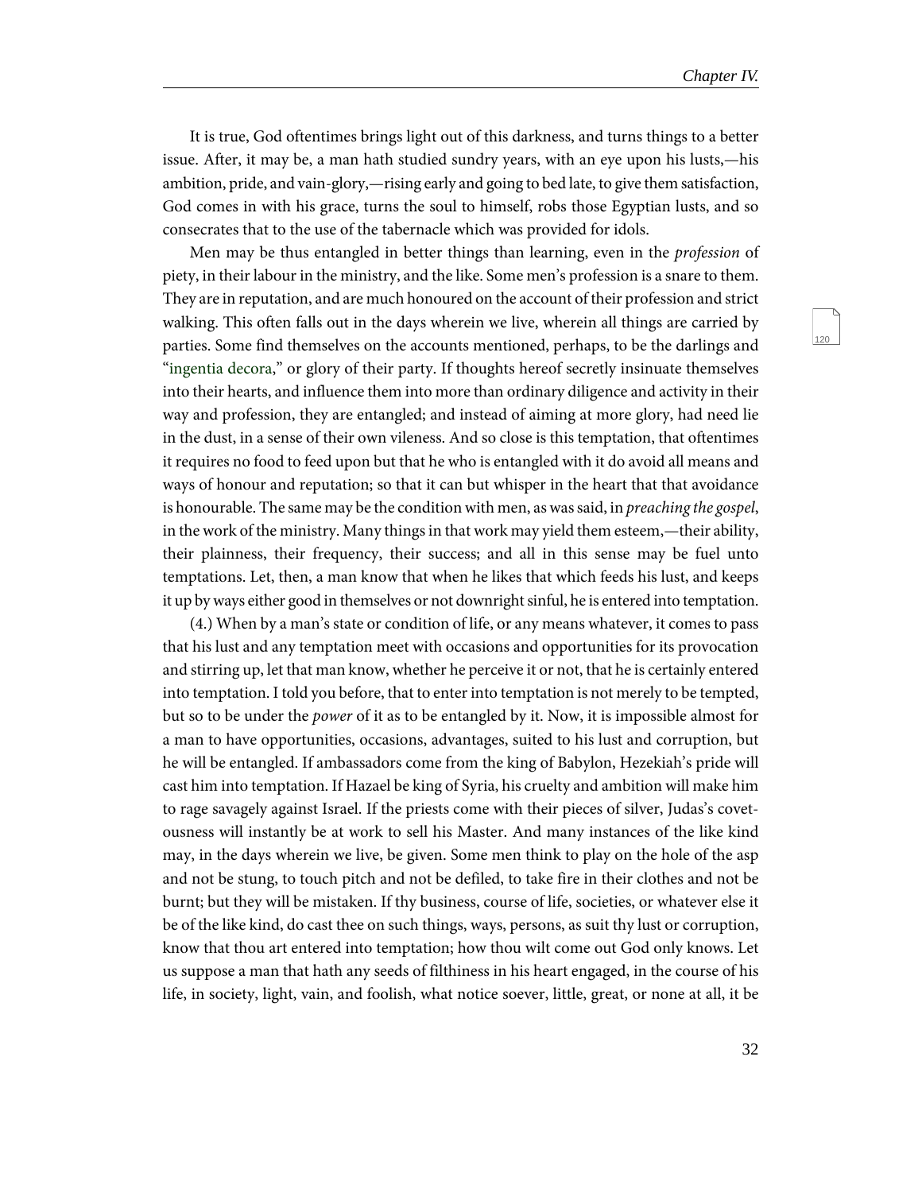It is true, God oftentimes brings light out of this darkness, and turns things to a better issue. After, it may be, a man hath studied sundry years, with an eye upon his lusts,—his ambition, pride, and vain-glory,—rising early and going to bed late, to give them satisfaction, God comes in with his grace, turns the soul to himself, robs those Egyptian lusts, and so consecrates that to the use of the tabernacle which was provided for idols.

Men may be thus entangled in better things than learning, even in the *profession* of piety, in their labour in the ministry, and the like. Some men's profession is a snare to them. They are in reputation, and are much honoured on the account of their profession and strict walking. This often falls out in the days wherein we live, wherein all things are carried by parties. Some find themselves on the accounts mentioned, perhaps, to be the darlings and "ingentia decora," or glory of their party. If thoughts hereof secretly insinuate themselves into their hearts, and influence them into more than ordinary diligence and activity in their way and profession, they are entangled; and instead of aiming at more glory, had need lie in the dust, in a sense of their own vileness. And so close is this temptation, that oftentimes it requires no food to feed upon but that he who is entangled with it do avoid all means and ways of honour and reputation; so that it can but whisper in the heart that that avoidance is honourable. The same may be the condition with men, as was said, in *preaching the gospel*, in the work of the ministry. Many things in that work may yield them esteem,—their ability, their plainness, their frequency, their success; and all in this sense may be fuel unto temptations. Let, then, a man know that when he likes that which feeds his lust, and keeps it up by ways either good in themselves or not downright sinful, he is entered into temptation.

(4.) When by a man's state or condition of life, or any means whatever, it comes to pass that his lust and any temptation meet with occasions and opportunities for its provocation and stirring up, let that man know, whether he perceive it or not, that he is certainly entered into temptation. I told you before, that to enter into temptation is not merely to be tempted, but so to be under the *power* of it as to be entangled by it. Now, it is impossible almost for a man to have opportunities, occasions, advantages, suited to his lust and corruption, but he will be entangled. If ambassadors come from the king of Babylon, Hezekiah's pride will cast him into temptation. If Hazael be king of Syria, his cruelty and ambition will make him to rage savagely against Israel. If the priests come with their pieces of silver, Judas's covetousness will instantly be at work to sell his Master. And many instances of the like kind may, in the days wherein we live, be given. Some men think to play on the hole of the asp and not be stung, to touch pitch and not be defiled, to take fire in their clothes and not be burnt; but they will be mistaken. If thy business, course of life, societies, or whatever else it be of the like kind, do cast thee on such things, ways, persons, as suit thy lust or corruption, know that thou art entered into temptation; how thou wilt come out God only knows. Let us suppose a man that hath any seeds of filthiness in his heart engaged, in the course of his life, in society, light, vain, and foolish, what notice soever, little, great, or none at all, it be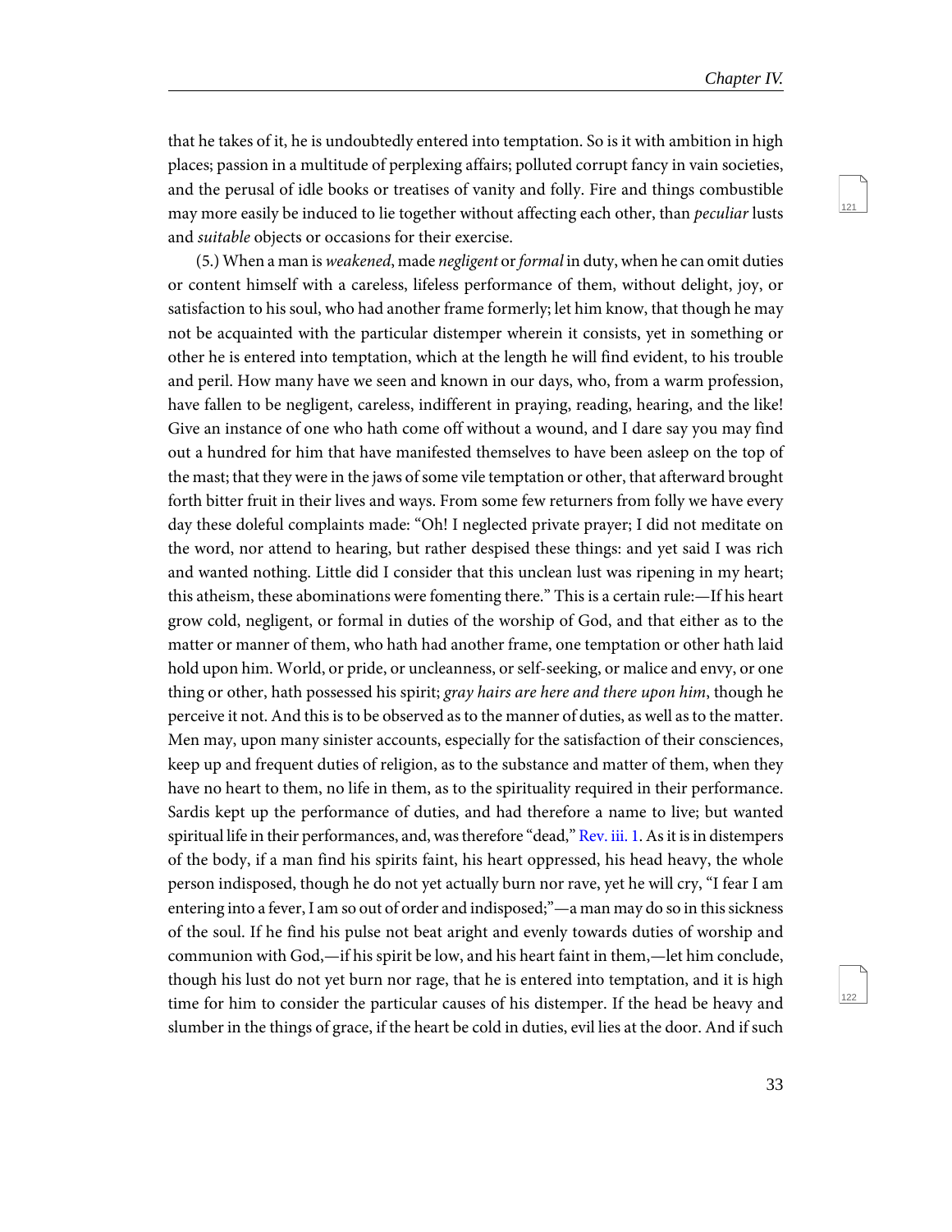that he takes of it, he is undoubtedly entered into temptation. So is it with ambition in high places; passion in a multitude of perplexing affairs; polluted corrupt fancy in vain societies, and the perusal of idle books or treatises of vanity and folly. Fire and things combustible may more easily be induced to lie together without affecting each other, than *peculiar* lusts and *suitable* objects or occasions for their exercise.

(5.) When a man is *weakened*, made *negligent* or *formal* in duty, when he can omit duties or content himself with a careless, lifeless performance of them, without delight, joy, or satisfaction to his soul, who had another frame formerly; let him know, that though he may not be acquainted with the particular distemper wherein it consists, yet in something or other he is entered into temptation, which at the length he will find evident, to his trouble and peril. How many have we seen and known in our days, who, from a warm profession, have fallen to be negligent, careless, indifferent in praying, reading, hearing, and the like! Give an instance of one who hath come off without a wound, and I dare say you may find out a hundred for him that have manifested themselves to have been asleep on the top of the mast; that they were in the jaws of some vile temptation or other, that afterward brought forth bitter fruit in their lives and ways. From some few returners from folly we have every day these doleful complaints made: "Oh! I neglected private prayer; I did not meditate on the word, nor attend to hearing, but rather despised these things: and yet said I was rich and wanted nothing. Little did I consider that this unclean lust was ripening in my heart; this atheism, these abominations were fomenting there." This is a certain rule:—If his heart grow cold, negligent, or formal in duties of the worship of God, and that either as to the matter or manner of them, who hath had another frame, one temptation or other hath laid hold upon him. World, or pride, or uncleanness, or self-seeking, or malice and envy, or one thing or other, hath possessed his spirit; *gray hairs are here and there upon him*, though he perceive it not. And this is to be observed as to the manner of duties, as well as to the matter. Men may, upon many sinister accounts, especially for the satisfaction of their consciences, keep up and frequent duties of religion, as to the substance and matter of them, when they have no heart to them, no life in them, as to the spirituality required in their performance. Sardis kept up the performance of duties, and had therefore a name to live; but wanted spiritual life in their performances, and, was therefore "dead," Rev. iii. 1. As it is in distempers of the body, if a man find his spirits faint, his heart oppressed, his head heavy, the whole person indisposed, though he do not yet actually burn nor rave, yet he will cry, "I fear I am entering into a fever, I am so out of order and indisposed;"—a man may do so in this sickness of the soul. If he find his pulse not beat aright and evenly towards duties of worship and communion with God,—if his spirit be low, and his heart faint in them,—let him conclude, though his lust do not yet burn nor rage, that he is entered into temptation, and it is high time for him to consider the particular causes of his distemper. If the head be heavy and slumber in the things of grace, if the heart be cold in duties, evil lies at the door. And if such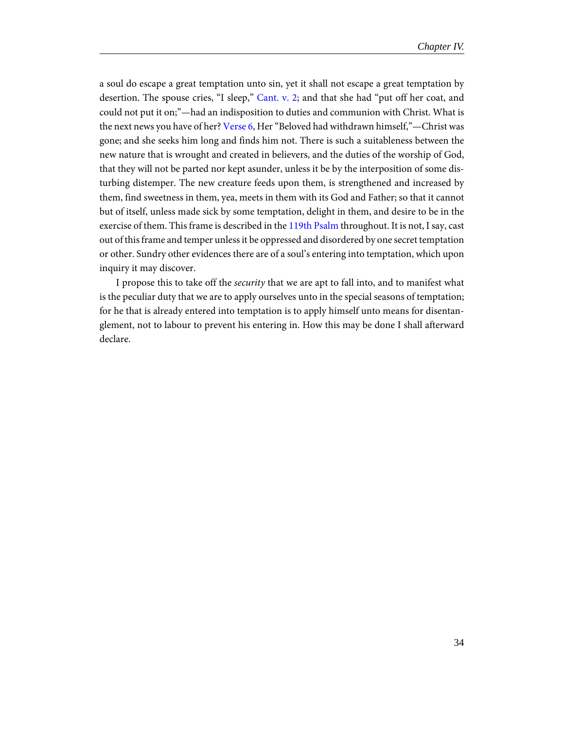a soul do escape a great temptation unto sin, yet it shall not escape a great temptation by desertion. The spouse cries, "I sleep," Cant. v. 2; and that she had "put off her coat, and could not put it on;"—had an indisposition to duties and communion with Christ. What is the next news you have of her? Verse 6, Her "Beloved had withdrawn himself,"—Christ was gone; and she seeks him long and finds him not. There is such a suitableness between the new nature that is wrought and created in believers, and the duties of the worship of God, that they will not be parted nor kept asunder, unless it be by the interposition of some disturbing distemper. The new creature feeds upon them, is strengthened and increased by them, find sweetness in them, yea, meets in them with its God and Father; so that it cannot but of itself, unless made sick by some temptation, delight in them, and desire to be in the exercise of them. This frame is described in the 119th Psalm throughout. It is not, I say, cast out of this frame and temper unless it be oppressed and disordered by one secret temptation or other. Sundry other evidences there are of a soul's entering into temptation, which upon inquiry it may discover.

I propose this to take off the *security* that we are apt to fall into, and to manifest what is the peculiar duty that we are to apply ourselves unto in the special seasons of temptation; for he that is already entered into temptation is to apply himself unto means for disentanglement, not to labour to prevent his entering in. How this may be done I shall afterward declare.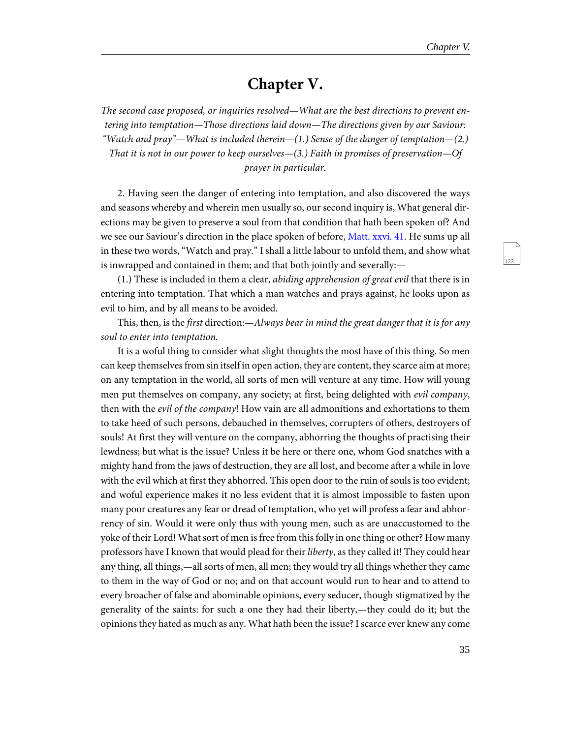# Chapter V.

*The second case proposed, or inquiries resolved—What are the best directions to prevent entering into temptation—Those directions laid down—The directions given by our Saviour: "Watch and pray"—What is included therein—(1.) Sense of the danger of temptation—(2.) That it is not in our power to keep ourselves—(3.) Faith in promises of preservation—Of prayer in particular.*

2. Having seen the danger of entering into temptation, and also discovered the ways and seasons whereby and wherein men usually so, our second inquiry is, What general directions may be given to preserve a soul from that condition that hath been spoken of? And we see our Saviour's direction in the place spoken of before, Matt. xxvi. 41. He sums up all in these two words, "Watch and pray." I shall a little labour to unfold them, and show what is inwrapped and contained in them; and that both jointly and severally:—

(1.) These is included in them a clear, *abiding apprehension of great evil* that there is in entering into temptation. That which a man watches and prays against, he looks upon as evil to him, and by all means to be avoided.

This, then, is the *first* direction:—*Always bear in mind the great danger that it is for any soul to enter into temptation.*

It is a woful thing to consider what slight thoughts the most have of this thing. So men can keep themselves from sin itself in open action, they are content, they scarce aim at more; on any temptation in the world, all sorts of men will venture at any time. How will young men put themselves on company, any society; at first, being delighted with *evil company*, then with the *evil of the company*! How vain are all admonitions and exhortations to them to take heed of such persons, debauched in themselves, corrupters of others, destroyers of souls! At first they will venture on the company, abhorring the thoughts of practising their lewdness; but what is the issue? Unless it be here or there one, whom God snatches with a mighty hand from the jaws of destruction, they are all lost, and become after a while in love with the evil which at first they abhorred. This open door to the ruin of souls is too evident; and woful experience makes it no less evident that it is almost impossible to fasten upon many poor creatures any fear or dread of temptation, who yet will profess a fear and abhorrency of sin. Would it were only thus with young men, such as are unaccustomed to the yoke of their Lord! What sort of men is free from this folly in one thing or other? How many professors have I known that would plead for their *liberty*, as they called it! They could hear any thing, all things,—all sorts of men, all men; they would try all things whether they came to them in the way of God or no; and on that account would run to hear and to attend to every broacher of false and abominable opinions, every seducer, though stigmatized by the generality of the saints: for such a one they had their liberty,—they could do it; but the opinions they hated as much as any. What hath been the issue? I scarce ever knew any come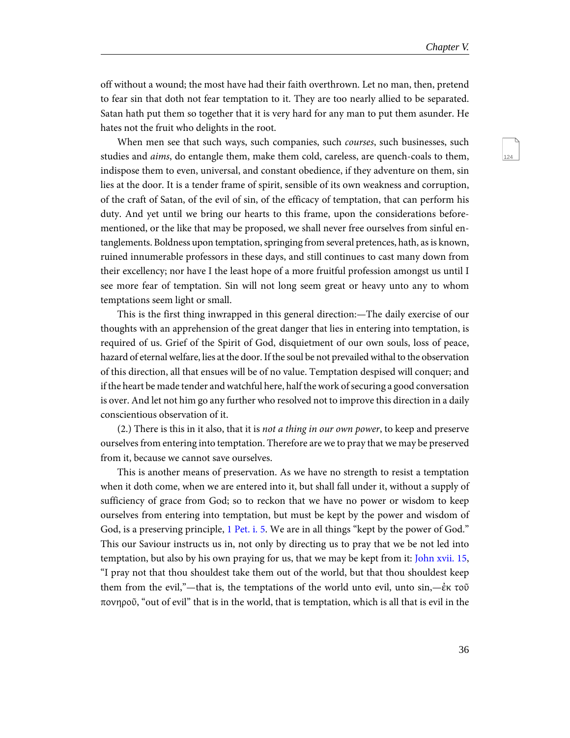off without a wound; the most have had their faith overthrown. Let no man, then, pretend to fear sin that doth not fear temptation to it. They are too nearly allied to be separated. Satan hath put them so together that it is very hard for any man to put them asunder. He hates not the fruit who delights in the root.

When men see that such ways, such companies, such *courses*, such businesses, such studies and *aims*, do entangle them, make them cold, careless, are quench-coals to them, indispose them to even, universal, and constant obedience, if they adventure on them, sin lies at the door. It is a tender frame of spirit, sensible of its own weakness and corruption, of the craft of Satan, of the evil of sin, of the efficacy of temptation, that can perform his duty. And yet until we bring our hearts to this frame, upon the considerations before-mentioned, or the like that may be proposed, we shall never free ourselves from sinful entanglements. Boldness upon temptation, springing from several pretences, hath, as is known, ruined innumerable professors in these days, and still continues to cast many down from their excellency; nor have I the least hope of a more fruitful profession amongst us until I see more fear of temptation. Sin will not long seem great or heavy unto any to whom temptations seem light or small.

This is the first thing inwrapped in this general direction:—The daily exercise of our thoughts with an apprehension of the great danger that lies in entering into temptation, is required of us. Grief of the Spirit of God, disquietment of our own souls, loss of peace, hazard of eternal welfare, lies at the door. If the soul be not prevailed withal to the observation of this direction, all that ensues will be of no value. Temptation despised will conquer; and if the heart be made tender and watchful here, half the work of securing a good conversation is over. And let not him go any further who resolved not to improve this direction in a daily conscientious observation of it.

(2.) There is this in it also, that it is *not a thing in our own power*, to keep and preserve ourselves from entering into temptation. Therefore are we to pray that we may be preserved from it, because we cannot save ourselves.

This is another means of preservation. As we have no strength to resist a temptation when it doth come, when we are entered into it, but shall fall under it, without a supply of sufficiency of grace from God; so to reckon that we have no power or wisdom to keep ourselves from entering into temptation, but must be kept by the power and wisdom of God, is a preserving principle, 1 Pet. i. 5. We are in all things "kept by the power of God." This our Saviour instructs us in, not only by directing us to pray that we be not led into temptation, but also by his own praying for us, that we may be kept from it: John xvii. 15, "I pray not that thou shouldest take them out of the world, but that thou shouldest keep them from the evil,"—that is, the temptations of the world unto evil, unto sin,—ἐκ τοῦ πονηροῦ, "out of evil" that is in the world, that is temptation, which is all that is evil in the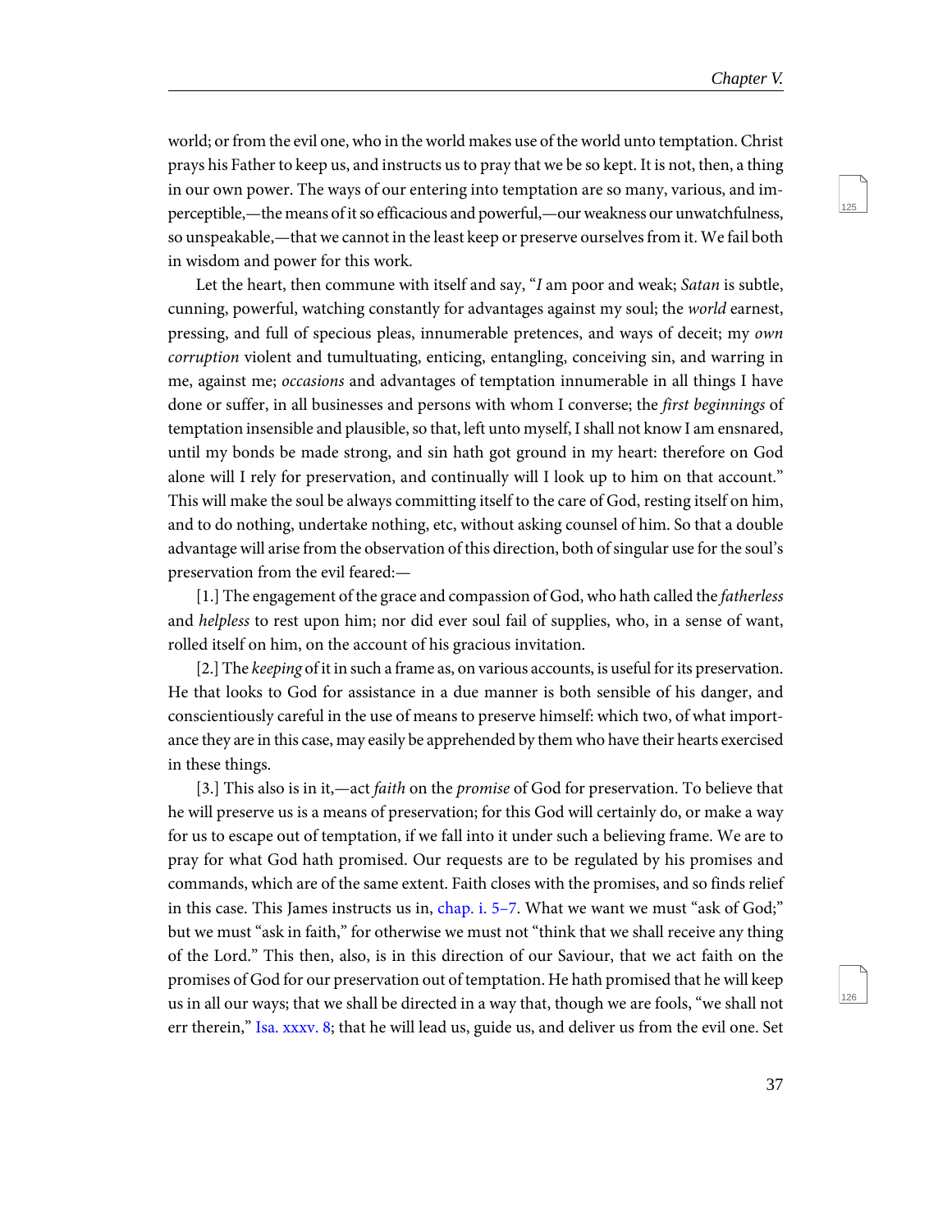world; or from the evil one, who in the world makes use of the world unto temptation. Christ prays his Father to keep us, and instructs us to pray that we be so kept. It is not, then, a thing in our own power. The ways of our entering into temptation are so many, various, and imperceptible,—the means of it so efficacious and powerful,—our weakness our unwatchfulness, so unspeakable,—that we cannot in the least keep or preserve ourselves from it. We fail both in wisdom and power for this work.

Let the heart, then commune with itself and say, "*I* am poor and weak; *Satan* is subtle, cunning, powerful, watching constantly for advantages against my soul; the *world* earnest, pressing, and full of specious pleas, innumerable pretences, and ways of deceit; my *own corruption* violent and tumultuating, enticing, entangling, conceiving sin, and warring in me, against me; *occasions* and advantages of temptation innumerable in all things I have done or suffer, in all businesses and persons with whom I converse; the *first beginnings* of temptation insensible and plausible, so that, left unto myself, I shall not know I am ensnared, until my bonds be made strong, and sin hath got ground in my heart: therefore on God alone will I rely for preservation, and continually will I look up to him on that account." This will make the soul be always committing itself to the care of God, resting itself on him, and to do nothing, undertake nothing, etc, without asking counsel of him. So that a double advantage will arise from the observation of this direction, both of singular use for the soul's preservation from the evil feared:—

[1.] The engagement of the grace and compassion of God, who hath called the *fatherless* and *helpless* to rest upon him; nor did ever soul fail of supplies, who, in a sense of want, rolled itself on him, on the account of his gracious invitation.

[2.] The *keeping* of it in such a frame as, on various accounts, is useful for its preservation. He that looks to God for assistance in a due manner is both sensible of his danger, and conscientiously careful in the use of means to preserve himself: which two, of what importance they are in this case, may easily be apprehended by them who have their hearts exercised in these things.

[3.] This also is in it,—act *faith* on the *promise* of God for preservation. To believe that he will preserve us is a means of preservation; for this God will certainly do, or make a way for us to escape out of temptation, if we fall into it under such a believing frame. We are to pray for what God hath promised. Our requests are to be regulated by his promises and commands, which are of the same extent. Faith closes with the promises, and so finds relief in this case. This James instructs us in, chap. i. 5–7. What we want we must "ask of God;" but we must "ask in faith," for otherwise we must not "think that we shall receive any thing of the Lord." This then, also, is in this direction of our Saviour, that we act faith on the promises of God for our preservation out of temptation. He hath promised that he will keep us in all our ways; that we shall be directed in a way that, though we are fools, "we shall not err therein," Isa. xxxv. 8; that he will lead us, guide us, and deliver us from the evil one. Set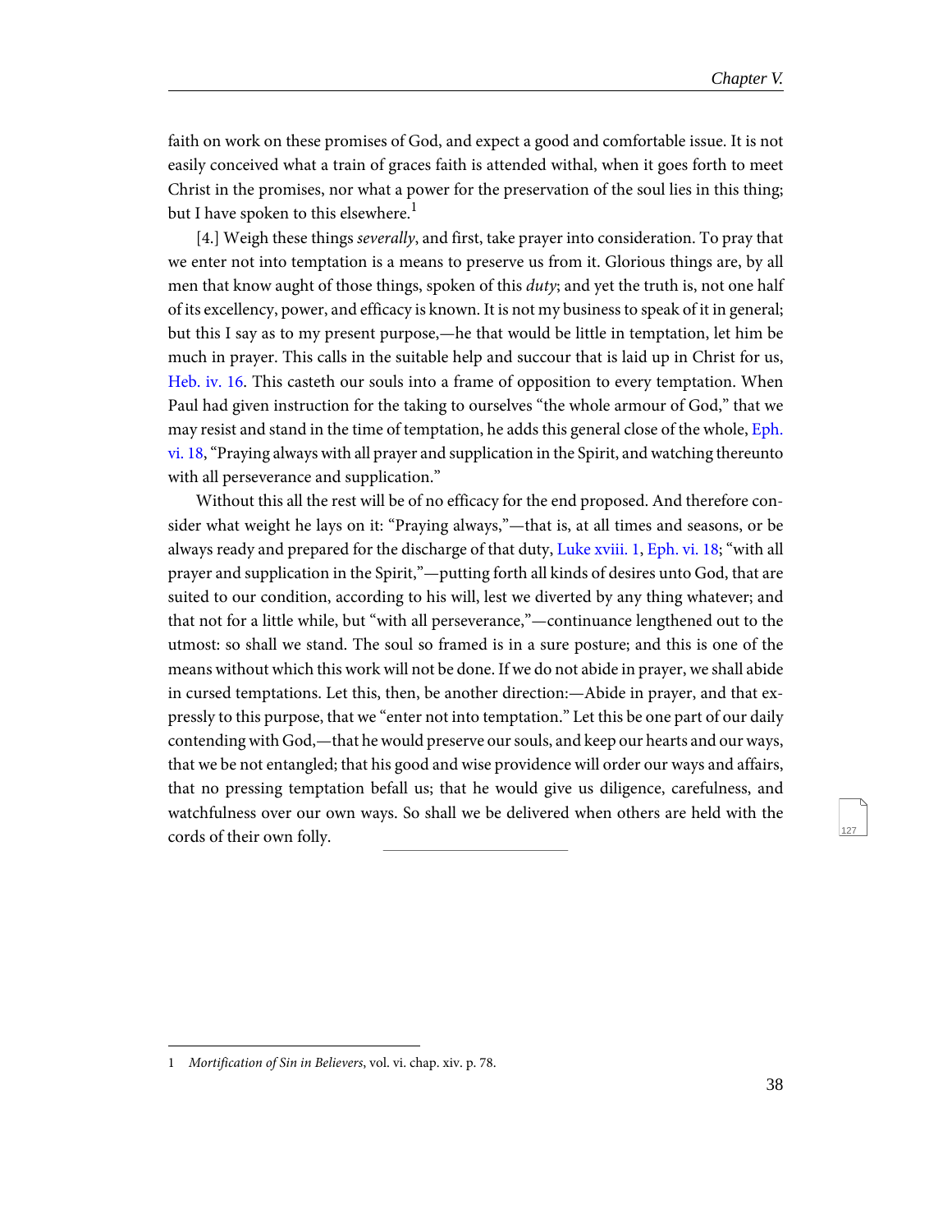faith on work on these promises of God, and expect a good and comfortable issue. It is not easily conceived what a train of graces faith is attended withal, when it goes forth to meet Christ in the promises, nor what a power for the preservation of the soul lies in this thing; but I have spoken to this elsewhere.[1]

[4.] Weigh these things *severally*, and first, take prayer into consideration. To pray that we enter not into temptation is a means to preserve us from it. Glorious things are, by all men that know aught of those things, spoken of this *duty*; and yet the truth is, not one half of its excellency, power, and efficacy is known. It is not my business to speak of it in general; but this I say as to my present purpose,—he that would be little in temptation, let him be much in prayer. This calls in the suitable help and succour that is laid up in Christ for us, Heb. iv. 16. This casteth our souls into a frame of opposition to every temptation. When Paul had given instruction for the taking to ourselves "the whole armour of God," that we may resist and stand in the time of temptation, he adds this general close of the whole, Eph. vi. 18, "Praying always with all prayer and supplication in the Spirit, and watching thereunto with all perseverance and supplication."

Without this all the rest will be of no efficacy for the end proposed. And therefore consider what weight he lays on it: "Praying always,"—that is, at all times and seasons, or be always ready and prepared for the discharge of that duty, Luke xviii. 1, Eph. vi. 18; "with all prayer and supplication in the Spirit,"—putting forth all kinds of desires unto God, that are suited to our condition, according to his will, lest we diverted by any thing whatever; and that not for a little while, but "with all perseverance,"—continuance lengthened out to the utmost: so shall we stand. The soul so framed is in a sure posture; and this is one of the means without which this work will not be done. If we do not abide in prayer, we shall abide in cursed temptations. Let this, then, be another direction:—Abide in prayer, and that expressly to this purpose, that we "enter not into temptation." Let this be one part of our daily contending with God,—that he would preserve our souls, and keep our hearts and our ways, that we be not entangled; that his good and wise providence will order our ways and affairs, that no pressing temptation befall us; that he would give us diligence, carefulness, and watchfulness over our own ways. So shall we be delivered when others are held with the cords of their own folly.

---

1 *Mortification of Sin in Believers*, vol. vi. chap. xiv. p. 78.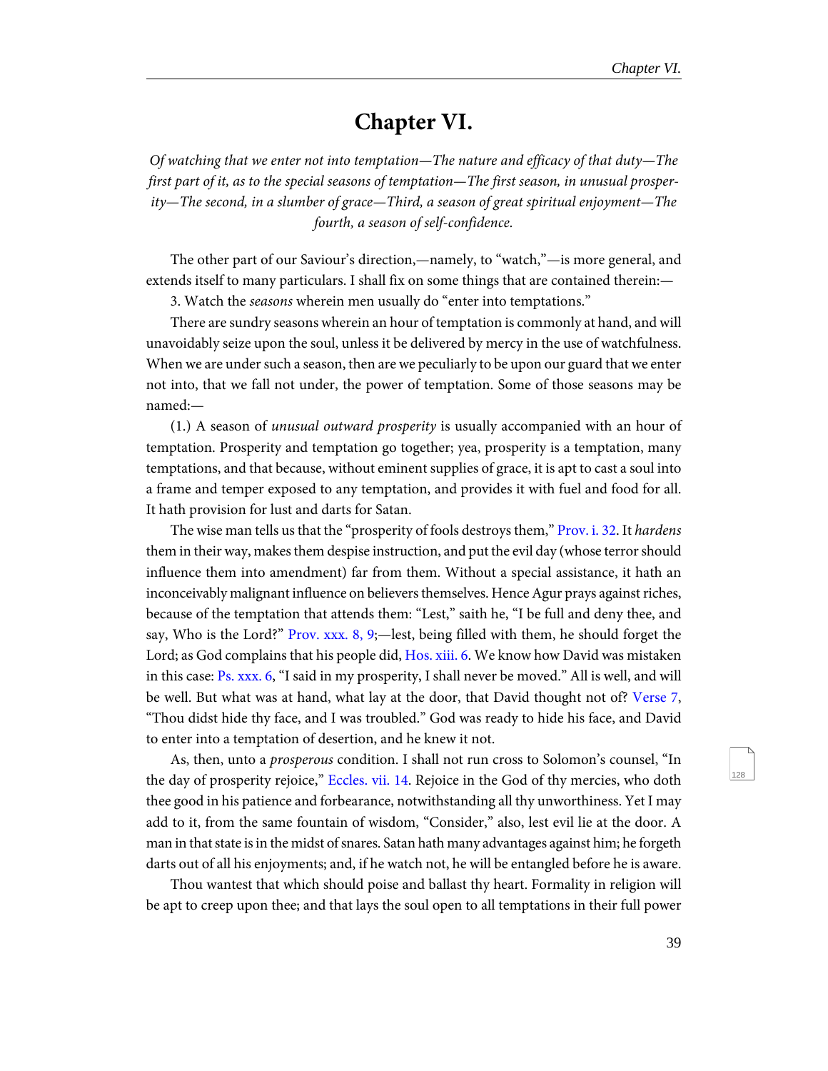# Chapter VI.

*Of watching that we enter not into temptation—The nature and efficacy of that duty—The first part of it, as to the special seasons of temptation—The first season, in unusual prosperity—The second, in a slumber of grace—Third, a season of great spiritual enjoyment—The fourth, a season of self-confidence.*

The other part of our Saviour's direction,—namely, to "watch,"—is more general, and extends itself to many particulars. I shall fix on some things that are contained therein:—

3. Watch the *seasons* wherein men usually do "enter into temptations."

There are sundry seasons wherein an hour of temptation is commonly at hand, and will unavoidably seize upon the soul, unless it be delivered by mercy in the use of watchfulness. When we are under such a season, then are we peculiarly to be upon our guard that we enter not into, that we fall not under, the power of temptation. Some of those seasons may be named:—

(1.) A season of *unusual outward prosperity* is usually accompanied with an hour of temptation. Prosperity and temptation go together; yea, prosperity is a temptation, many temptations, and that because, without eminent supplies of grace, it is apt to cast a soul into a frame and temper exposed to any temptation, and provides it with fuel and food for all. It hath provision for lust and darts for Satan.

The wise man tells us that the "prosperity of fools destroys them," Prov. i. 32. It *hardens* them in their way, makes them despise instruction, and put the evil day (whose terror should influence them into amendment) far from them. Without a special assistance, it hath an inconceivably malignant influence on believers themselves. Hence Agur prays against riches, because of the temptation that attends them: "Lest," saith he, "I be full and deny thee, and say, Who is the Lord?" Prov. xxx. 8, 9;—lest, being filled with them, he should forget the Lord; as God complains that his people did, Hos. xiii. 6. We know how David was mistaken in this case: Ps. xxx. 6, "I said in my prosperity, I shall never be moved." All is well, and will be well. But what was at hand, what lay at the door, that David thought not of? Verse 7, "Thou didst hide thy face, and I was troubled." God was ready to hide his face, and David to enter into a temptation of desertion, and he knew it not.

As, then, unto a *prosperous* condition. I shall not run cross to Solomon's counsel, "In the day of prosperity rejoice," Eccles. vii. 14. Rejoice in the God of thy mercies, who doth thee good in his patience and forbearance, notwithstanding all thy unworthiness. Yet I may add to it, from the same fountain of wisdom, "Consider," also, lest evil lie at the door. A man in that state is in the midst of snares. Satan hath many advantages against him; he forgeth darts out of all his enjoyments; and, if he watch not, he will be entangled before he is aware.

Thou wantest that which should poise and ballast thy heart. Formality in religion will be apt to creep upon thee; and that lays the soul open to all temptations in their full power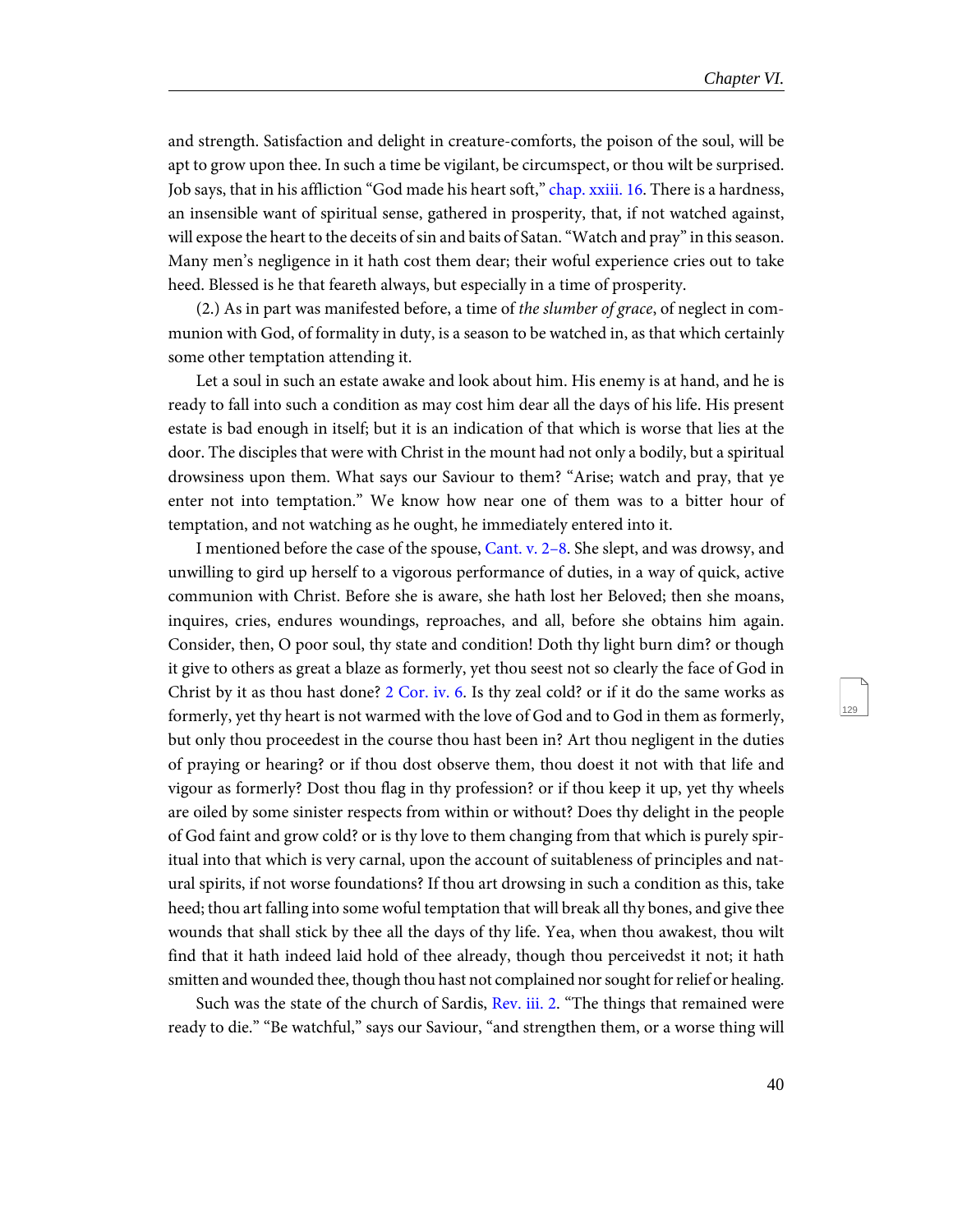and strength. Satisfaction and delight in creature-comforts, the poison of the soul, will be apt to grow upon thee. In such a time be vigilant, be circumspect, or thou wilt be surprised. Job says, that in his affliction "God made his heart soft," chap. xxiii. 16. There is a hardness, an insensible want of spiritual sense, gathered in prosperity, that, if not watched against, will expose the heart to the deceits of sin and baits of Satan. "Watch and pray" in this season. Many men's negligence in it hath cost them dear; their woful experience cries out to take heed. Blessed is he that feareth always, but especially in a time of prosperity.

(2.) As in part was manifested before, a time of *the slumber of grace*, of neglect in communion with God, of formality in duty, is a season to be watched in, as that which certainly some other temptation attending it.

Let a soul in such an estate awake and look about him. His enemy is at hand, and he is ready to fall into such a condition as may cost him dear all the days of his life. His present estate is bad enough in itself; but it is an indication of that which is worse that lies at the door. The disciples that were with Christ in the mount had not only a bodily, but a spiritual drowsiness upon them. What says our Saviour to them? "Arise; watch and pray, that ye enter not into temptation." We know how near one of them was to a bitter hour of temptation, and not watching as he ought, he immediately entered into it.

I mentioned before the case of the spouse, Cant. v. 2–8. She slept, and was drowsy, and unwilling to gird up herself to a vigorous performance of duties, in a way of quick, active communion with Christ. Before she is aware, she hath lost her Beloved; then she moans, inquires, cries, endures woundings, reproaches, and all, before she obtains him again. Consider, then, O poor soul, thy state and condition! Doth thy light burn dim? or though it give to others as great a blaze as formerly, yet thou seest not so clearly the face of God in Christ by it as thou hast done? 2 Cor. iv. 6. Is thy zeal cold? or if it do the same works as formerly, yet thy heart is not warmed with the love of God and to God in them as formerly, but only thou proceedest in the course thou hast been in? Art thou negligent in the duties of praying or hearing? or if thou dost observe them, thou doest it not with that life and vigour as formerly? Dost thou flag in thy profession? or if thou keep it up, yet thy wheels are oiled by some sinister respects from within or without? Does thy delight in the people of God faint and grow cold? or is thy love to them changing from that which is purely spiritual into that which is very carnal, upon the account of suitableness of principles and natural spirits, if not worse foundations? If thou art drowsing in such a condition as this, take heed; thou art falling into some woful temptation that will break all thy bones, and give thee wounds that shall stick by thee all the days of thy life. Yea, when thou awakest, thou wilt find that it hath indeed laid hold of thee already, though thou perceivedst it not; it hath smitten and wounded thee, though thou hast not complained nor sought for relief or healing.

Such was the state of the church of Sardis, Rev. iii. 2. "The things that remained were ready to die." "Be watchful," says our Saviour, "and strengthen them, or a worse thing will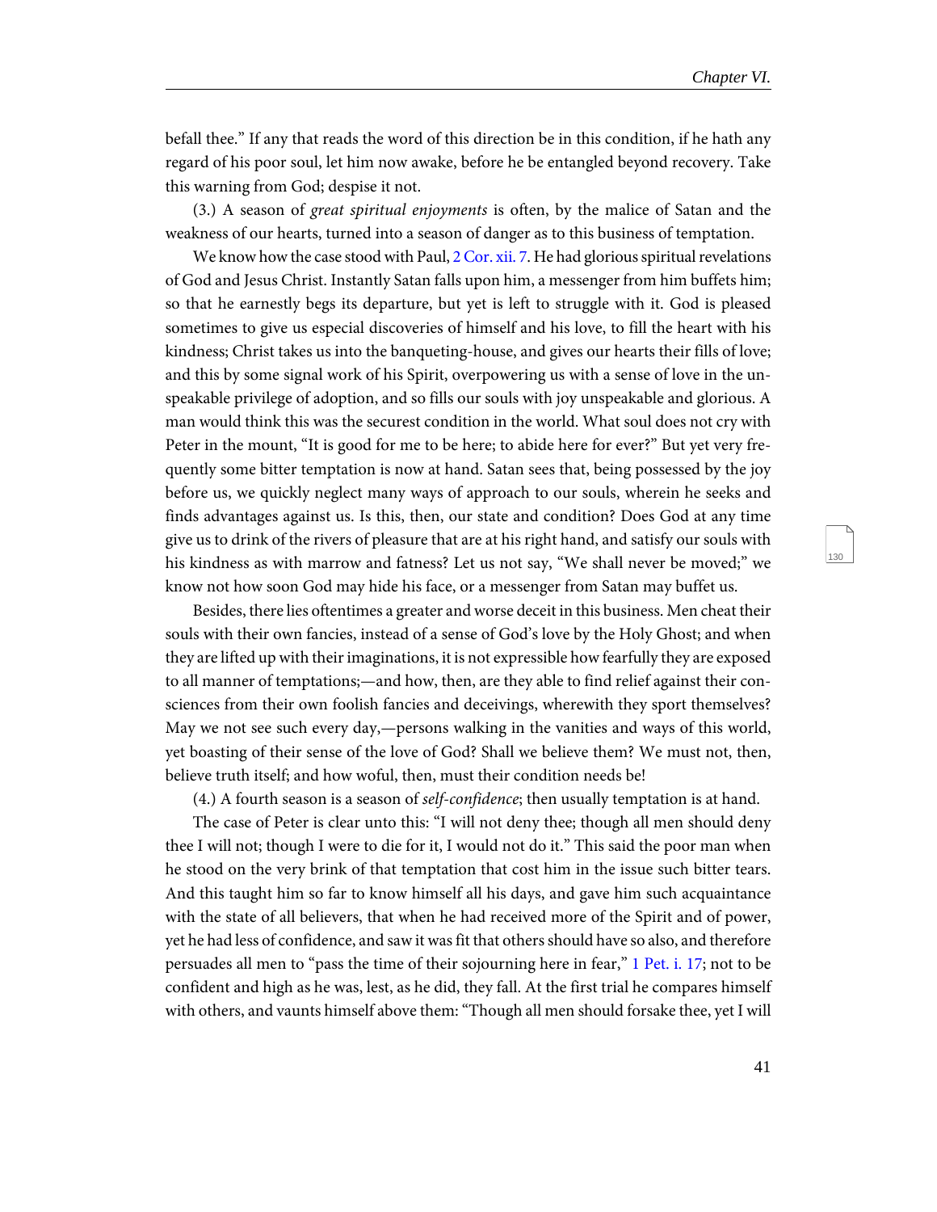befall thee." If any that reads the word of this direction be in this condition, if he hath any regard of his poor soul, let him now awake, before he be entangled beyond recovery. Take this warning from God; despise it not.

(3.) A season of *great spiritual enjoyments* is often, by the malice of Satan and the weakness of our hearts, turned into a season of danger as to this business of temptation.

We know how the case stood with Paul, 2 Cor. xii. 7. He had glorious spiritual revelations of God and Jesus Christ. Instantly Satan falls upon him, a messenger from him buffets him; so that he earnestly begs its departure, but yet is left to struggle with it. God is pleased sometimes to give us especial discoveries of himself and his love, to fill the heart with his kindness; Christ takes us into the banqueting-house, and gives our hearts their fills of love; and this by some signal work of his Spirit, overpowering us with a sense of love in the unspeakable privilege of adoption, and so fills our souls with joy unspeakable and glorious. A man would think this was the securest condition in the world. What soul does not cry with Peter in the mount, "It is good for me to be here; to abide here for ever?" But yet very frequently some bitter temptation is now at hand. Satan sees that, being possessed by the joy before us, we quickly neglect many ways of approach to our souls, wherein he seeks and finds advantages against us. Is this, then, our state and condition? Does God at any time give us to drink of the rivers of pleasure that are at his right hand, and satisfy our souls with his kindness as with marrow and fatness? Let us not say, "We shall never be moved;" we know not how soon God may hide his face, or a messenger from Satan may buffet us.

Besides, there lies oftentimes a greater and worse deceit in this business. Men cheat their souls with their own fancies, instead of a sense of God's love by the Holy Ghost; and when they are lifted up with their imaginations, it is not expressible how fearfully they are exposed to all manner of temptations;—and how, then, are they able to find relief against their consciences from their own foolish fancies and deceivings, wherewith they sport themselves? May we not see such every day,—persons walking in the vanities and ways of this world, yet boasting of their sense of the love of God? Shall we believe them? We must not, then, believe truth itself; and how woful, then, must their condition needs be!

(4.) A fourth season is a season of *self-confidence*; then usually temptation is at hand.

The case of Peter is clear unto this: "I will not deny thee; though all men should deny thee I will not; though I were to die for it, I would not do it." This said the poor man when he stood on the very brink of that temptation that cost him in the issue such bitter tears. And this taught him so far to know himself all his days, and gave him such acquaintance with the state of all believers, that when he had received more of the Spirit and of power, yet he had less of confidence, and saw it was fit that others should have so also, and therefore persuades all men to "pass the time of their sojourning here in fear," 1 Pet. i. 17; not to be confident and high as he was, lest, as he did, they fall. At the first trial he compares himself with others, and vaunts himself above them: "Though all men should forsake thee, yet I will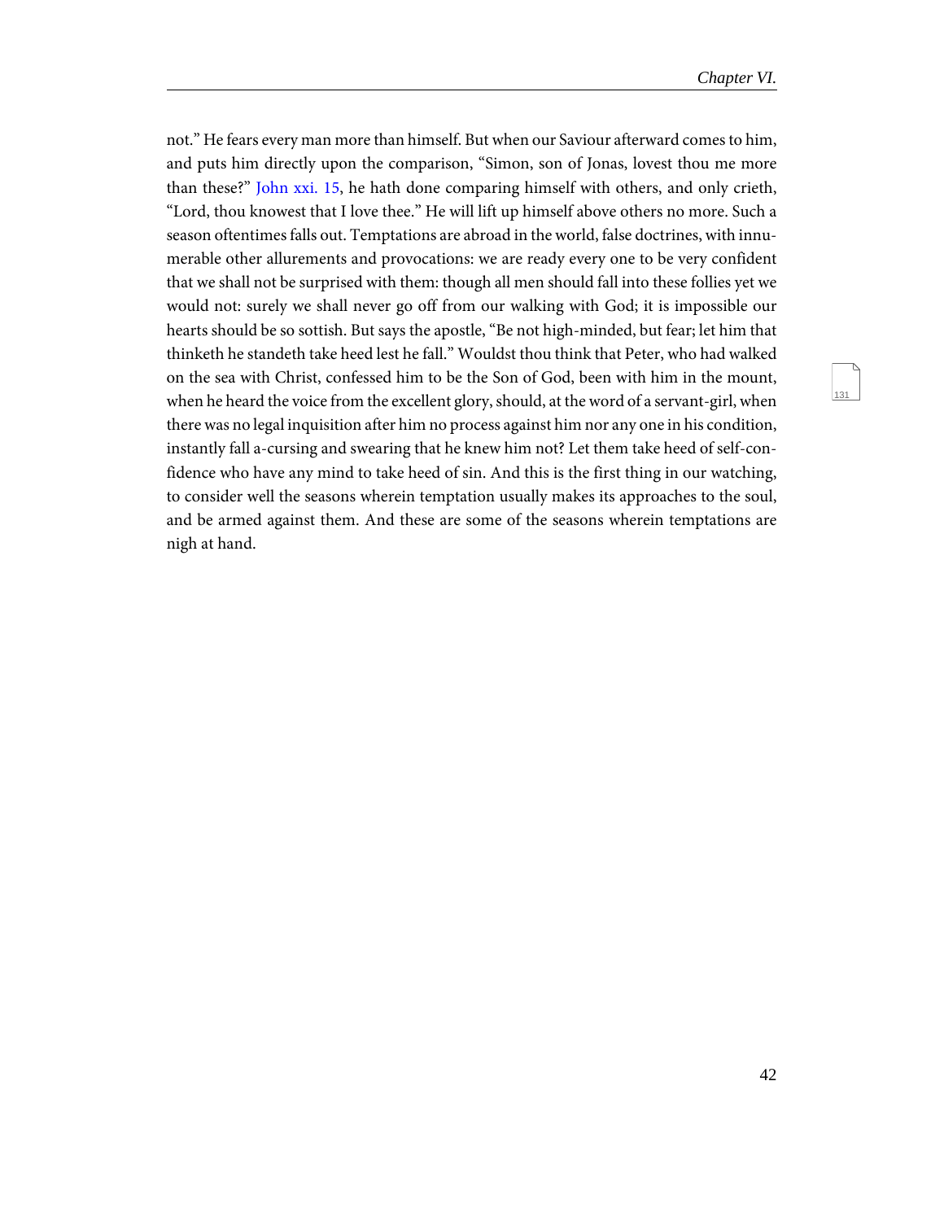not." He fears every man more than himself. But when our Saviour afterward comes to him, and puts him directly upon the comparison, "Simon, son of Jonas, lovest thou me more than these?" John xxi. 15, he hath done comparing himself with others, and only crieth, "Lord, thou knowest that I love thee." He will lift up himself above others no more. Such a season oftentimes falls out. Temptations are abroad in the world, false doctrines, with innumerable other allurements and provocations: we are ready every one to be very confident that we shall not be surprised with them: though all men should fall into these follies yet we would not: surely we shall never go off from our walking with God; it is impossible our hearts should be so sottish. But says the apostle, "Be not high-minded, but fear; let him that thinketh he standeth take heed lest he fall." Wouldst thou think that Peter, who had walked on the sea with Christ, confessed him to be the Son of God, been with him in the mount, when he heard the voice from the excellent glory, should, at the word of a servant-girl, when there was no legal inquisition after him no process against him nor any one in his condition, instantly fall a-cursing and swearing that he knew him not? Let them take heed of self-confidence who have any mind to take heed of sin. And this is the first thing in our watching, to consider well the seasons wherein temptation usually makes its approaches to the soul, and be armed against them. And these are some of the seasons wherein temptations are nigh at hand.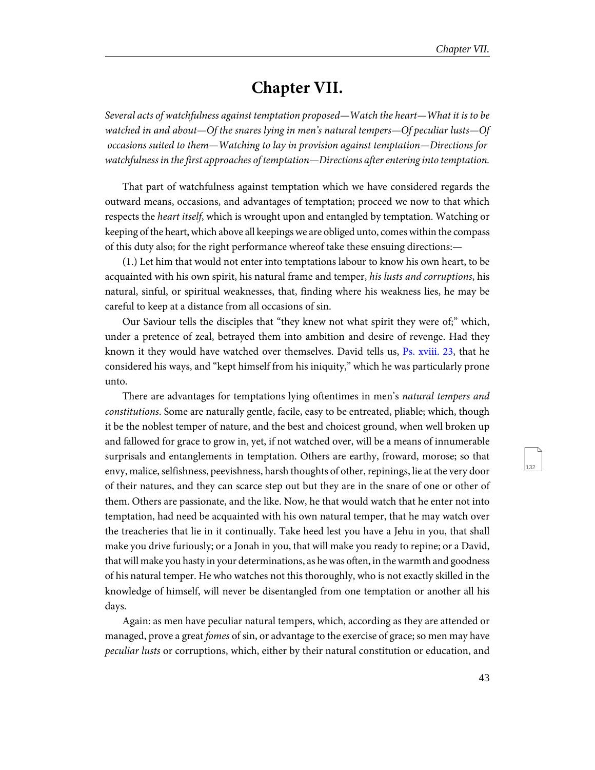# Chapter VII.

*Several acts of watchfulness against temptation proposed—Watch the heart—What it is to be watched in and about—Of the snares lying in men's natural tempers—Of peculiar lusts—Of occasions suited to them—Watching to lay in provision against temptation—Directions for watchfulness in the first approaches of temptation—Directions after entering into temptation.*

That part of watchfulness against temptation which we have considered regards the outward means, occasions, and advantages of temptation; proceed we now to that which respects the *heart itself*, which is wrought upon and entangled by temptation. Watching or keeping of the heart, which above all keepings we are obliged unto, comes within the compass of this duty also; for the right performance whereof take these ensuing directions:—

(1.) Let him that would not enter into temptations labour to know his own heart, to be acquainted with his own spirit, his natural frame and temper, *his lusts and corruptions*, his natural, sinful, or spiritual weaknesses, that, finding where his weakness lies, he may be careful to keep at a distance from all occasions of sin.

Our Saviour tells the disciples that "they knew not what spirit they were of;" which, under a pretence of zeal, betrayed them into ambition and desire of revenge. Had they known it they would have watched over themselves. David tells us, Ps. xviii. 23, that he considered his ways, and "kept himself from his iniquity," which he was particularly prone unto.

There are advantages for temptations lying oftentimes in men's *natural tempers and constitutions*. Some are naturally gentle, facile, easy to be entreated, pliable; which, though it be the noblest temper of nature, and the best and choicest ground, when well broken up and fallowed for grace to grow in, yet, if not watched over, will be a means of innumerable surprisals and entanglements in temptation. Others are earthy, froward, morose; so that envy, malice, selfishness, peevishness, harsh thoughts of other, repinings, lie at the very door of their natures, and they can scarce step out but they are in the snare of one or other of them. Others are passionate, and the like. Now, he that would watch that he enter not into temptation, had need be acquainted with his own natural temper, that he may watch over the treacheries that lie in it continually. Take heed lest you have a Jehu in you, that shall make you drive furiously; or a Jonah in you, that will make you ready to repine; or a David, that will make you hasty in your determinations, as he was often, in the warmth and goodness of his natural temper. He who watches not this thoroughly, who is not exactly skilled in the knowledge of himself, will never be disentangled from one temptation or another all his days.

Again: as men have peculiar natural tempers, which, according as they are attended or managed, prove a great *fomes* of sin, or advantage to the exercise of grace; so men may have *peculiar lusts* or corruptions, which, either by their natural constitution or education, and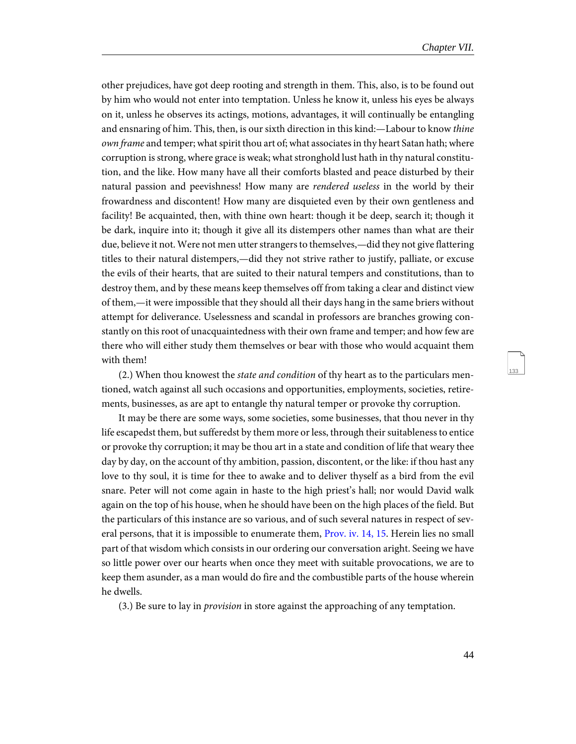other prejudices, have got deep rooting and strength in them. This, also, is to be found out by him who would not enter into temptation. Unless he know it, unless his eyes be always on it, unless he observes its actings, motions, advantages, it will continually be entangling and ensnaring of him. This, then, is our sixth direction in this kind:—Labour to know *thine own frame* and temper; what spirit thou art of; what associates in thy heart Satan hath; where corruption is strong, where grace is weak; what stronghold lust hath in thy natural constitution, and the like. How many have all their comforts blasted and peace disturbed by their natural passion and peevishness! How many are *rendered useless* in the world by their frowardness and discontent! How many are disquieted even by their own gentleness and facility! Be acquainted, then, with thine own heart: though it be deep, search it; though it be dark, inquire into it; though it give all its distempers other names than what are their due, believe it not. Were not men utter strangers to themselves,—did they not give flattering titles to their natural distempers,—did they not strive rather to justify, palliate, or excuse the evils of their hearts, that are suited to their natural tempers and constitutions, than to destroy them, and by these means keep themselves off from taking a clear and distinct view of them,—it were impossible that they should all their days hang in the same briers without attempt for deliverance. Uselessness and scandal in professors are branches growing constantly on this root of unacquaintedness with their own frame and temper; and how few are there who will either study them themselves or bear with those who would acquaint them with them!

(2.) When thou knowest the *state and condition* of thy heart as to the particulars mentioned, watch against all such occasions and opportunities, employments, societies, retirements, businesses, as are apt to entangle thy natural temper or provoke thy corruption.

It may be there are some ways, some societies, some businesses, that thou never in thy life escapedst them, but sufferedst by them more or less, through their suitableness to entice or provoke thy corruption; it may be thou art in a state and condition of life that weary thee day by day, on the account of thy ambition, passion, discontent, or the like: if thou hast any love to thy soul, it is time for thee to awake and to deliver thyself as a bird from the evil snare. Peter will not come again in haste to the high priest's hall; nor would David walk again on the top of his house, when he should have been on the high places of the field. But the particulars of this instance are so various, and of such several natures in respect of several persons, that it is impossible to enumerate them, Prov. iv. 14, 15. Herein lies no small part of that wisdom which consists in our ordering our conversation aright. Seeing we have so little power over our hearts when once they meet with suitable provocations, we are to keep them asunder, as a man would do fire and the combustible parts of the house wherein he dwells.

(3.) Be sure to lay in *provision* in store against the approaching of any temptation.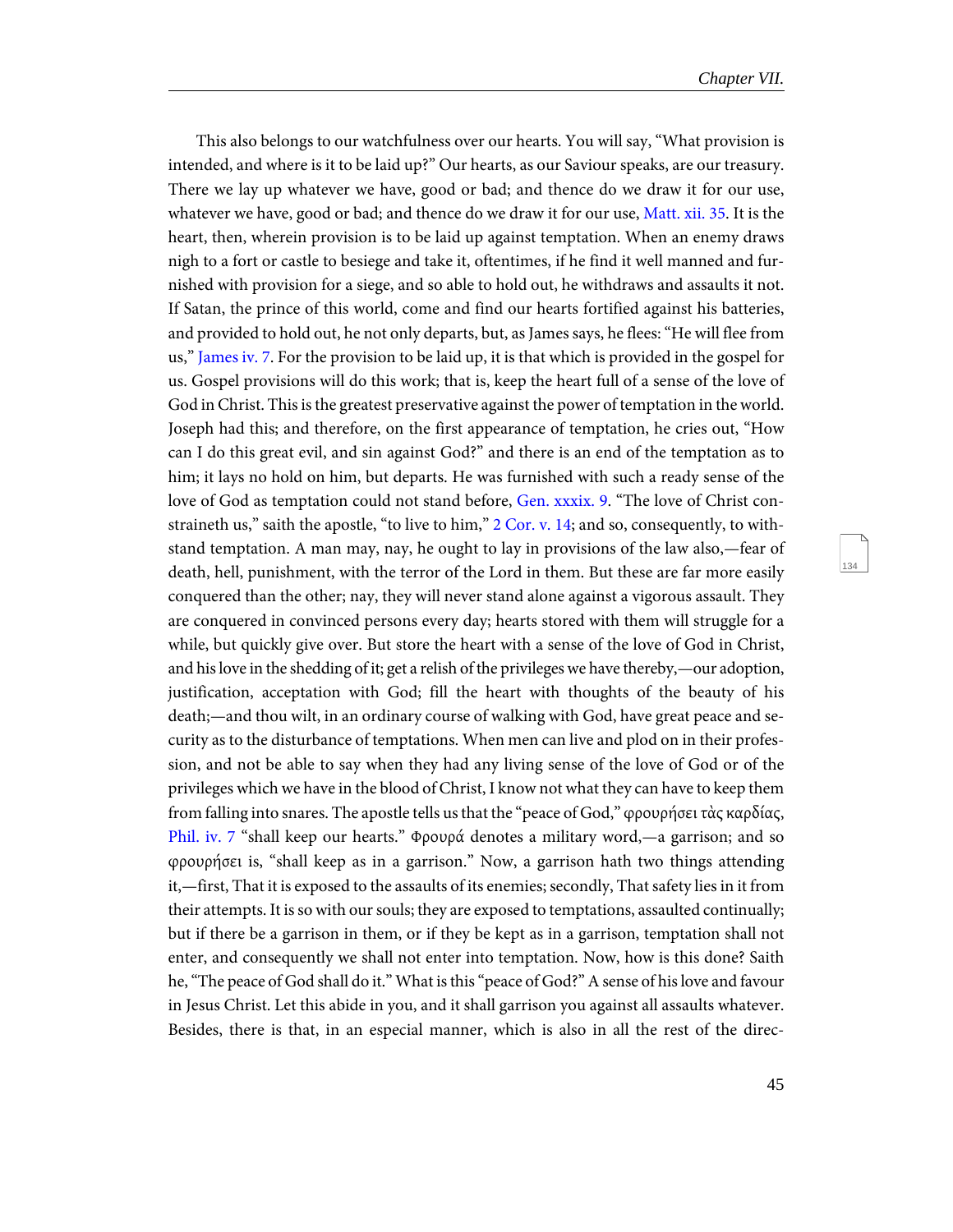This also belongs to our watchfulness over our hearts. You will say, "What provision is intended, and where is it to be laid up?" Our hearts, as our Saviour speaks, are our treasury. There we lay up whatever we have, good or bad; and thence do we draw it for our use, whatever we have, good or bad; and thence do we draw it for our use, Matt. xii. 35. It is the heart, then, wherein provision is to be laid up against temptation. When an enemy draws nigh to a fort or castle to besiege and take it, oftentimes, if he find it well manned and furnished with provision for a siege, and so able to hold out, he withdraws and assaults it not. If Satan, the prince of this world, come and find our hearts fortified against his batteries, and provided to hold out, he not only departs, but, as James says, he flees: "He will flee from us," James iv. 7. For the provision to be laid up, it is that which is provided in the gospel for us. Gospel provisions will do this work; that is, keep the heart full of a sense of the love of God in Christ. This is the greatest preservative against the power of temptation in the world. Joseph had this; and therefore, on the first appearance of temptation, he cries out, "How can I do this great evil, and sin against God?" and there is an end of the temptation as to him; it lays no hold on him, but departs. He was furnished with such a ready sense of the love of God as temptation could not stand before, Gen. xxxix. 9. "The love of Christ constraineth us," saith the apostle, "to live to him," 2 Cor. v. 14; and so, consequently, to withstand temptation. A man may, nay, he ought to lay in provisions of the law also,—fear of death, hell, punishment, with the terror of the Lord in them. But these are far more easily conquered than the other; nay, they will never stand alone against a vigorous assault. They are conquered in convinced persons every day; hearts stored with them will struggle for a while, but quickly give over. But store the heart with a sense of the love of God in Christ, and his love in the shedding of it; get a relish of the privileges we have thereby,—our adoption, justification, acceptation with God; fill the heart with thoughts of the beauty of his death;—and thou wilt, in an ordinary course of walking with God, have great peace and security as to the disturbance of temptations. When men can live and plod on in their profession, and not be able to say when they had any living sense of the love of God or of the privileges which we have in the blood of Christ, I know not what they can have to keep them from falling into snares. The apostle tells us that the "peace of God," φρουρήσει τὰς καρδίας, Phil. iv. 7 "shall keep our hearts." Φρουρά denotes a military word,—a garrison; and so φρουρήσει is, "shall keep as in a garrison." Now, a garrison hath two things attending it,—first, That it is exposed to the assaults of its enemies; secondly, That safety lies in it from their attempts. It is so with our souls; they are exposed to temptations, assaulted continually; but if there be a garrison in them, or if they be kept as in a garrison, temptation shall not enter, and consequently we shall not enter into temptation. Now, how is this done? Saith he, "The peace of God shall do it." What is this "peace of God?" A sense of his love and favour in Jesus Christ. Let this abide in you, and it shall garrison you against all assaults whatever. Besides, there is that, in an especial manner, which is also in all the rest of the direc-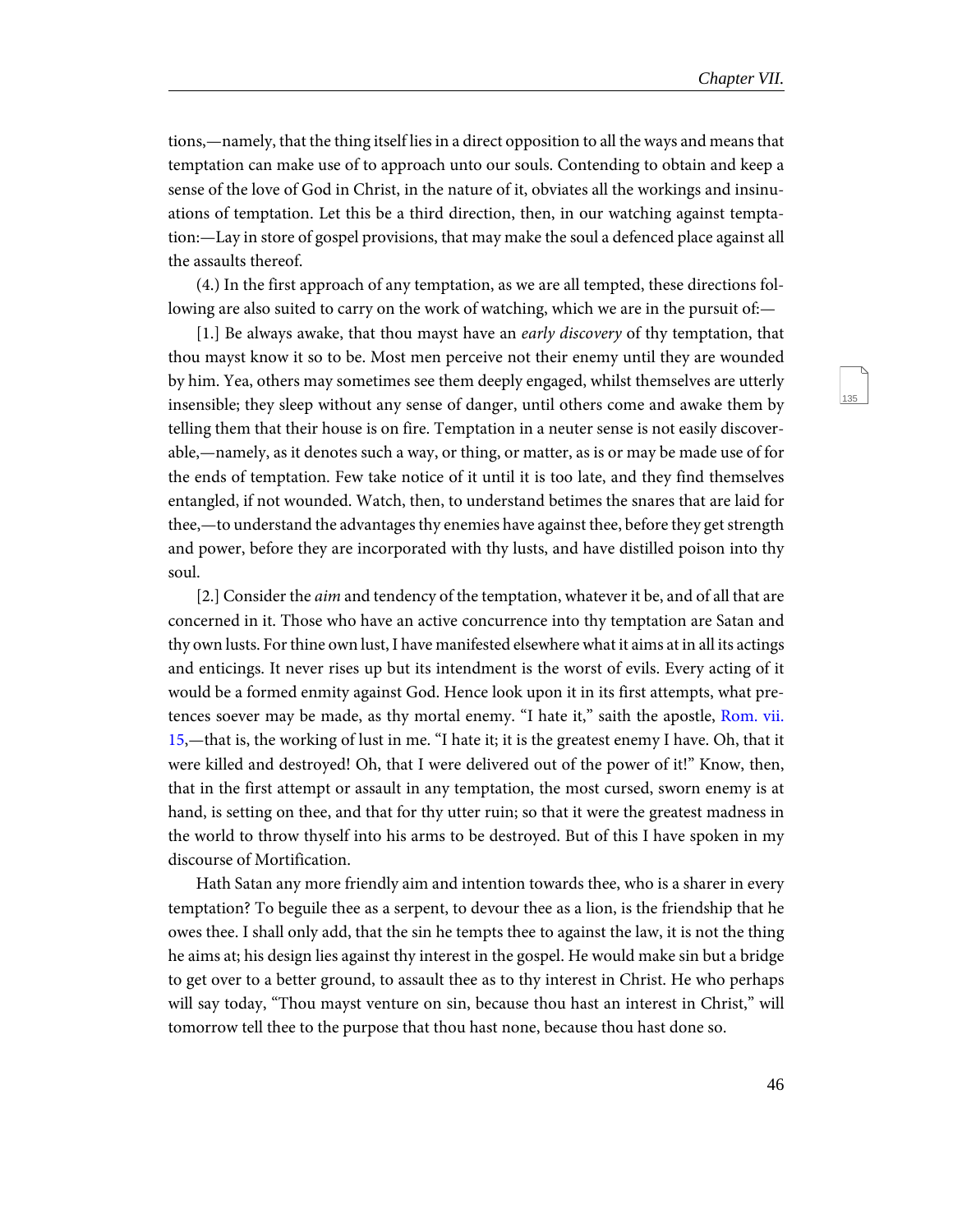tions,—namely, that the thing itself lies in a direct opposition to all the ways and means that temptation can make use of to approach unto our souls. Contending to obtain and keep a sense of the love of God in Christ, in the nature of it, obviates all the workings and insinuations of temptation. Let this be a third direction, then, in our watching against temptation:—Lay in store of gospel provisions, that may make the soul a defenced place against all the assaults thereof.

(4.) In the first approach of any temptation, as we are all tempted, these directions following are also suited to carry on the work of watching, which we are in the pursuit of:—

[1.] Be always awake, that thou mayst have an *early discovery* of thy temptation, that thou mayst know it so to be. Most men perceive not their enemy until they are wounded by him. Yea, others may sometimes see them deeply engaged, whilst themselves are utterly insensible; they sleep without any sense of danger, until others come and awake them by telling them that their house is on fire. Temptation in a neuter sense is not easily discoverable,—namely, as it denotes such a way, or thing, or matter, as is or may be made use of for the ends of temptation. Few take notice of it until it is too late, and they find themselves entangled, if not wounded. Watch, then, to understand betimes the snares that are laid for thee,—to understand the advantages thy enemies have against thee, before they get strength and power, before they are incorporated with thy lusts, and have distilled poison into thy soul.

[2.] Consider the *aim* and tendency of the temptation, whatever it be, and of all that are concerned in it. Those who have an active concurrence into thy temptation are Satan and thy own lusts. For thine own lust, I have manifested elsewhere what it aims at in all its actings and enticings. It never rises up but its intendment is the worst of evils. Every acting of it would be a formed enmity against God. Hence look upon it in its first attempts, what pretences soever may be made, as thy mortal enemy. "I hate it," saith the apostle, Rom. vii. 15,—that is, the working of lust in me. "I hate it; it is the greatest enemy I have. Oh, that it were killed and destroyed! Oh, that I were delivered out of the power of it!" Know, then, that in the first attempt or assault in any temptation, the most cursed, sworn enemy is at hand, is setting on thee, and that for thy utter ruin; so that it were the greatest madness in the world to throw thyself into his arms to be destroyed. But of this I have spoken in my discourse of Mortification.

Hath Satan any more friendly aim and intention towards thee, who is a sharer in every temptation? To beguile thee as a serpent, to devour thee as a lion, is the friendship that he owes thee. I shall only add, that the sin he tempts thee to against the law, it is not the thing he aims at; his design lies against thy interest in the gospel. He would make sin but a bridge to get over to a better ground, to assault thee as to thy interest in Christ. He who perhaps will say today, "Thou mayst venture on sin, because thou hast an interest in Christ," will tomorrow tell thee to the purpose that thou hast none, because thou hast done so.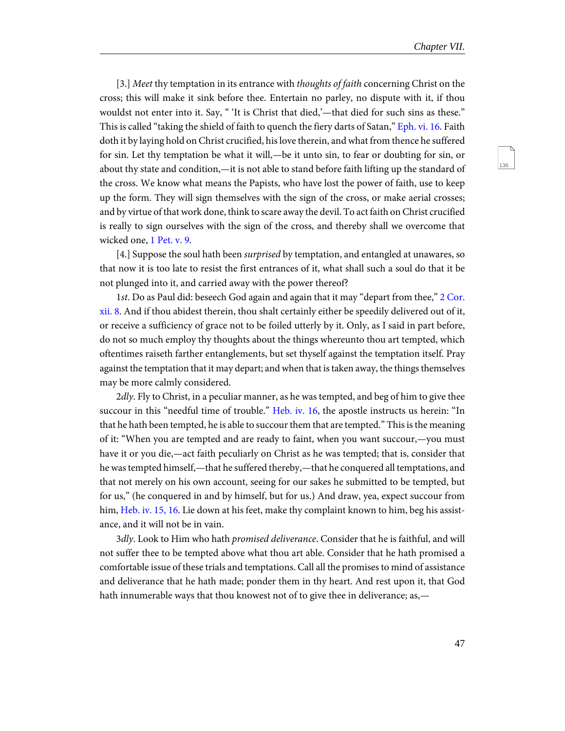[3.] *Meet* thy temptation in its entrance with *thoughts of faith* concerning Christ on the cross; this will make it sink before thee. Entertain no parley, no dispute with it, if thou wouldst not enter into it. Say, " 'It is Christ that died,'—that died for such sins as these." This is called "taking the shield of faith to quench the fiery darts of Satan," Eph. vi. 16. Faith doth it by laying hold on Christ crucified, his love therein, and what from thence he suffered for sin. Let thy temptation be what it will,—be it unto sin, to fear or doubting for sin, or about thy state and condition,—it is not able to stand before faith lifting up the standard of the cross. We know what means the Papists, who have lost the power of faith, use to keep up the form. They will sign themselves with the sign of the cross, or make aerial crosses; and by virtue of that work done, think to scare away the devil. To act faith on Christ crucified is really to sign ourselves with the sign of the cross, and thereby shall we overcome that wicked one, 1 Pet. v. 9.

[4.] Suppose the soul hath been *surprised* by temptation, and entangled at unawares, so that now it is too late to resist the first entrances of it, what shall such a soul do that it be not plunged into it, and carried away with the power thereof?

1*st*. Do as Paul did: beseech God again and again that it may "depart from thee," 2 Cor. xii. 8. And if thou abidest therein, thou shalt certainly either be speedily delivered out of it, or receive a sufficiency of grace not to be foiled utterly by it. Only, as I said in part before, do not so much employ thy thoughts about the things whereunto thou art tempted, which oftentimes raiseth farther entanglements, but set thyself against the temptation itself. Pray against the temptation that it may depart; and when that is taken away, the things themselves may be more calmly considered.

2*dly*. Fly to Christ, in a peculiar manner, as he was tempted, and beg of him to give thee succour in this "needful time of trouble." Heb. iv. 16, the apostle instructs us herein: "In that he hath been tempted, he is able to succour them that are tempted." This is the meaning of it: "When you are tempted and are ready to faint, when you want succour,—you must have it or you die,—act faith peculiarly on Christ as he was tempted; that is, consider that he was tempted himself,—that he suffered thereby,—that he conquered all temptations, and that not merely on his own account, seeing for our sakes he submitted to be tempted, but for us," (he conquered in and by himself, but for us.) And draw, yea, expect succour from him, Heb. iv. 15, 16. Lie down at his feet, make thy complaint known to him, beg his assistance, and it will not be in vain.

3*dly*. Look to Him who hath *promised deliverance*. Consider that he is faithful, and will not suffer thee to be tempted above what thou art able. Consider that he hath promised a comfortable issue of these trials and temptations. Call all the promises to mind of assistance and deliverance that he hath made; ponder them in thy heart. And rest upon it, that God hath innumerable ways that thou knowest not of to give thee in deliverance; as,—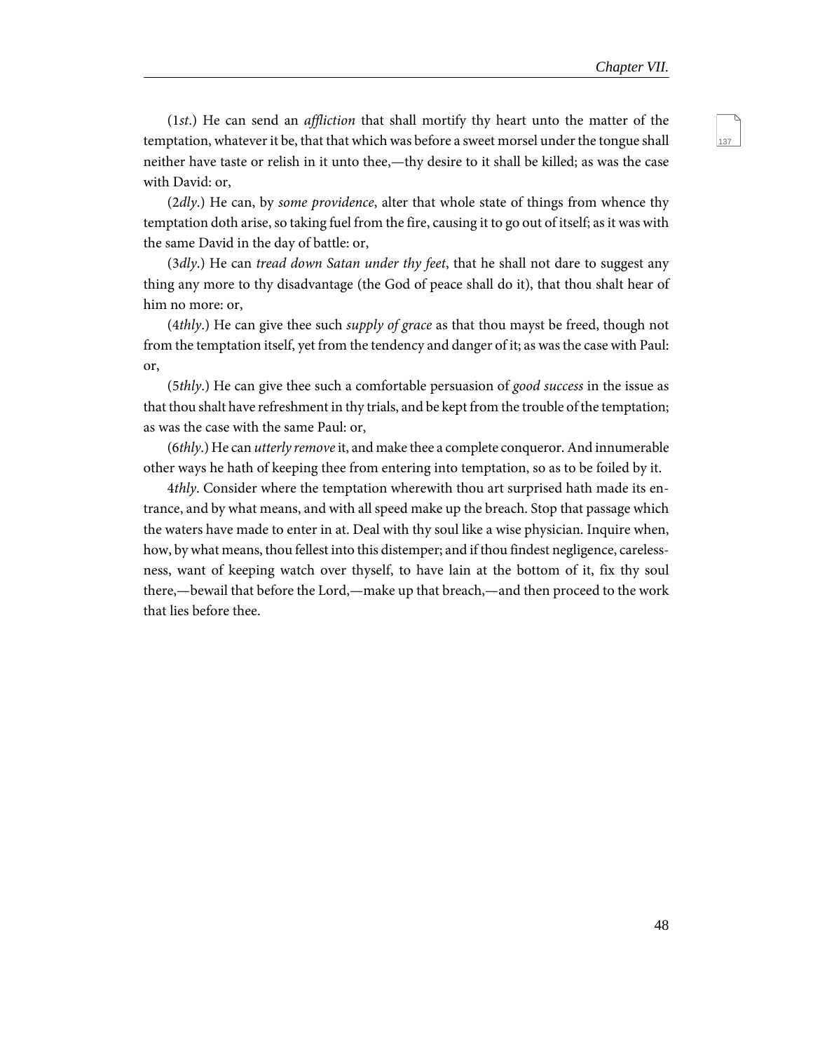(1*st*.) He can send an *affliction* that shall mortify thy heart unto the matter of the temptation, whatever it be, that that which was before a sweet morsel under the tongue shall neither have taste or relish in it unto thee,—thy desire to it shall be killed; as was the case with David: or,

(2*dly*.) He can, by *some providence*, alter that whole state of things from whence thy temptation doth arise, so taking fuel from the fire, causing it to go out of itself; as it was with the same David in the day of battle: or,

(3*dly*.) He can *tread down Satan under thy feet*, that he shall not dare to suggest any thing any more to thy disadvantage (the God of peace shall do it), that thou shalt hear of him no more: or,

(4*thly*.) He can give thee such *supply of grace* as that thou mayst be freed, though not from the temptation itself, yet from the tendency and danger of it; as was the case with Paul: or,

(5*thly*.) He can give thee such a comfortable persuasion of *good success* in the issue as that thou shalt have refreshment in thy trials, and be kept from the trouble of the temptation; as was the case with the same Paul: or,

(6*thly*.) He can *utterly remove* it, and make thee a complete conqueror. And innumerable other ways he hath of keeping thee from entering into temptation, so as to be foiled by it.

4*thly*. Consider where the temptation wherewith thou art surprised hath made its entrance, and by what means, and with all speed make up the breach. Stop that passage which the waters have made to enter in at. Deal with thy soul like a wise physician. Inquire when, how, by what means, thou fellest into this distemper; and if thou findest negligence, carelessness, want of keeping watch over thyself, to have lain at the bottom of it, fix thy soul there,—bewail that before the Lord,—make up that breach,—and then proceed to the work that lies before thee.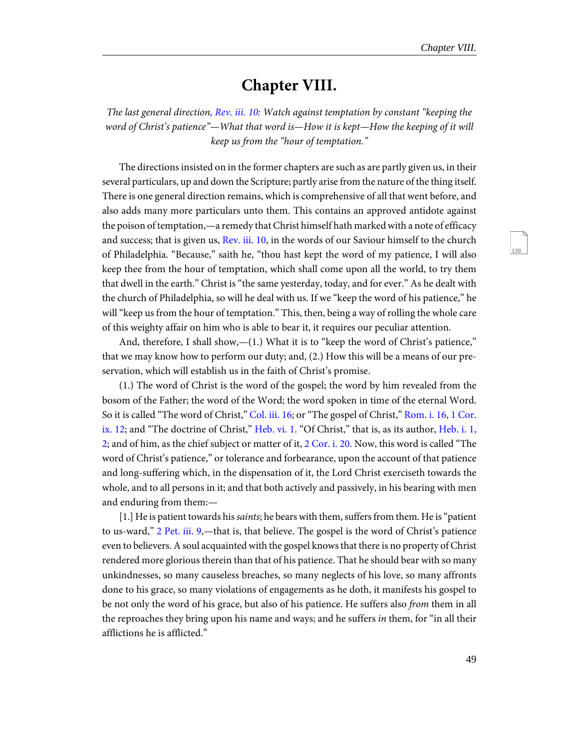# Chapter VIII.

*The last general direction, Rev. iii. 10: Watch against temptation by constant "keeping the word of Christ's patience"—What that word is—How it is kept—How the keeping of it will keep us from the "hour of temptation."*

The directions insisted on in the former chapters are such as are partly given us, in their several particulars, up and down the Scripture; partly arise from the nature of the thing itself. There is one general direction remains, which is comprehensive of all that went before, and also adds many more particulars unto them. This contains an approved antidote against the poison of temptation,—a remedy that Christ himself hath marked with a note of efficacy and success; that is given us, Rev. iii. 10, in the words of our Saviour himself to the church of Philadelphia. "Because," saith he, "thou hast kept the word of my patience, I will also keep thee from the hour of temptation, which shall come upon all the world, to try them that dwell in the earth." Christ is "the same yesterday, today, and for ever." As he dealt with the church of Philadelphia, so will he deal with us. If we "keep the word of his patience," he will "keep us from the hour of temptation." This, then, being a way of rolling the whole care of this weighty affair on him who is able to bear it, it requires our peculiar attention.

And, therefore, I shall show,—(1.) What it is to "keep the word of Christ's patience," that we may know how to perform our duty; and, (2.) How this will be a means of our preservation, which will establish us in the faith of Christ's promise.

(1.) The word of Christ is the word of the gospel; the word by him revealed from the bosom of the Father; the word of the Word; the word spoken in time of the eternal Word. So it is called "The word of Christ," Col. iii. 16; or "The gospel of Christ," Rom. i. 16, 1 Cor. ix. 12; and "The doctrine of Christ," Heb. vi. 1. "Of Christ," that is, as its author, Heb. i. 1, 2; and of him, as the chief subject or matter of it, 2 Cor. i. 20. Now, this word is called "The word of Christ's patience," or tolerance and forbearance, upon the account of that patience and long-suffering which, in the dispensation of it, the Lord Christ exerciseth towards the whole, and to all persons in it; and that both actively and passively, in his bearing with men and enduring from them:—

[1.] He is patient towards his *saints*; he bears with them, suffers from them. He is "patient to us-ward," 2 Pet. iii. 9,—that is, that believe. The gospel is the word of Christ's patience even to believers. A soul acquainted with the gospel knows that there is no property of Christ rendered more glorious therein than that of his patience. That he should bear with so many unkindnesses, so many causeless breaches, so many neglects of his love, so many affronts done to his grace, so many violations of engagements as he doth, it manifests his gospel to be not only the word of his grace, but also of his patience. He suffers also *from* them in all the reproaches they bring upon his name and ways; and he suffers *in* them, for "in all their afflictions he is afflicted."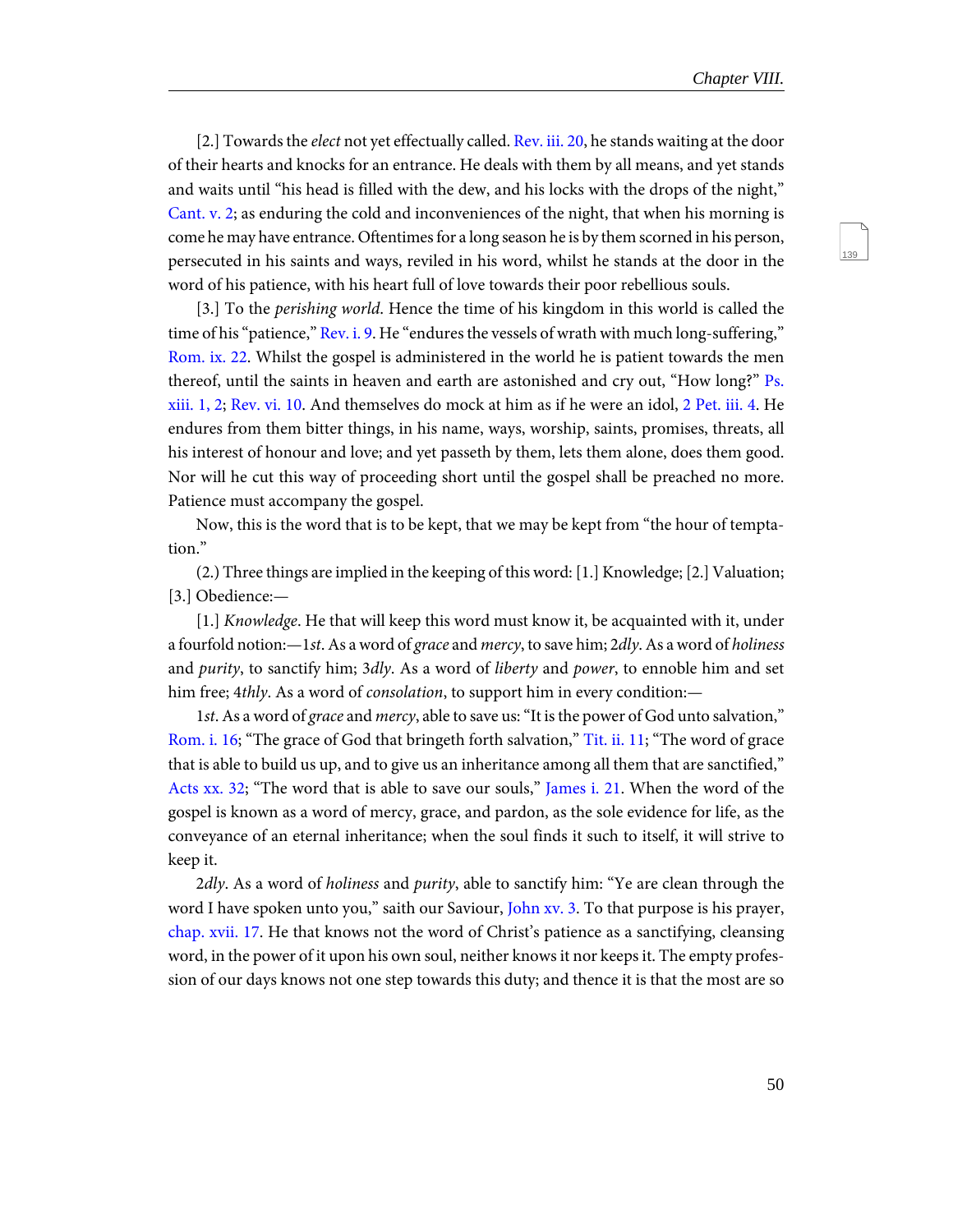[2.] Towards the *elect* not yet effectually called. Rev. iii. 20, he stands waiting at the door of their hearts and knocks for an entrance. He deals with them by all means, and yet stands and waits until "his head is filled with the dew, and his locks with the drops of the night," Cant. v. 2; as enduring the cold and inconveniences of the night, that when his morning is come he may have entrance. Oftentimes for a long season he is by them scorned in his person, persecuted in his saints and ways, reviled in his word, whilst he stands at the door in the word of his patience, with his heart full of love towards their poor rebellious souls.

[3.] To the *perishing world*. Hence the time of his kingdom in this world is called the time of his "patience," Rev. i. 9. He "endures the vessels of wrath with much long-suffering," Rom. ix. 22. Whilst the gospel is administered in the world he is patient towards the men thereof, until the saints in heaven and earth are astonished and cry out, "How long?" Ps. xiii. 1, 2; Rev. vi. 10. And themselves do mock at him as if he were an idol, 2 Pet. iii. 4. He endures from them bitter things, in his name, ways, worship, saints, promises, threats, all his interest of honour and love; and yet passeth by them, lets them alone, does them good. Nor will he cut this way of proceeding short until the gospel shall be preached no more. Patience must accompany the gospel.

Now, this is the word that is to be kept, that we may be kept from "the hour of temptation."

(2.) Three things are implied in the keeping of this word: [1.] Knowledge; [2.] Valuation; [3.] Obedience:—

[1.] *Knowledge*. He that will keep this word must know it, be acquainted with it, under a fourfold notion:—1*st*. As a word of *grace* and *mercy*, to save him; 2*dly*. As a word of *holiness* and *purity*, to sanctify him; 3*dly*. As a word of *liberty* and *power*, to ennoble him and set him free; 4*thly*. As a word of *consolation*, to support him in every condition:—

1*st*. As a word of *grace* and *mercy*, able to save us: "It is the power of God unto salvation," Rom. i. 16; "The grace of God that bringeth forth salvation," Tit. ii. 11; "The word of grace that is able to build us up, and to give us an inheritance among all them that are sanctified," Acts xx. 32; "The word that is able to save our souls," James i. 21. When the word of the gospel is known as a word of mercy, grace, and pardon, as the sole evidence for life, as the conveyance of an eternal inheritance; when the soul finds it such to itself, it will strive to keep it.

2*dly*. As a word of *holiness* and *purity*, able to sanctify him: "Ye are clean through the word I have spoken unto you," saith our Saviour, John xv. 3. To that purpose is his prayer, chap. xvii. 17. He that knows not the word of Christ's patience as a sanctifying, cleansing word, in the power of it upon his own soul, neither knows it nor keeps it. The empty profession of our days knows not one step towards this duty; and thence it is that the most are so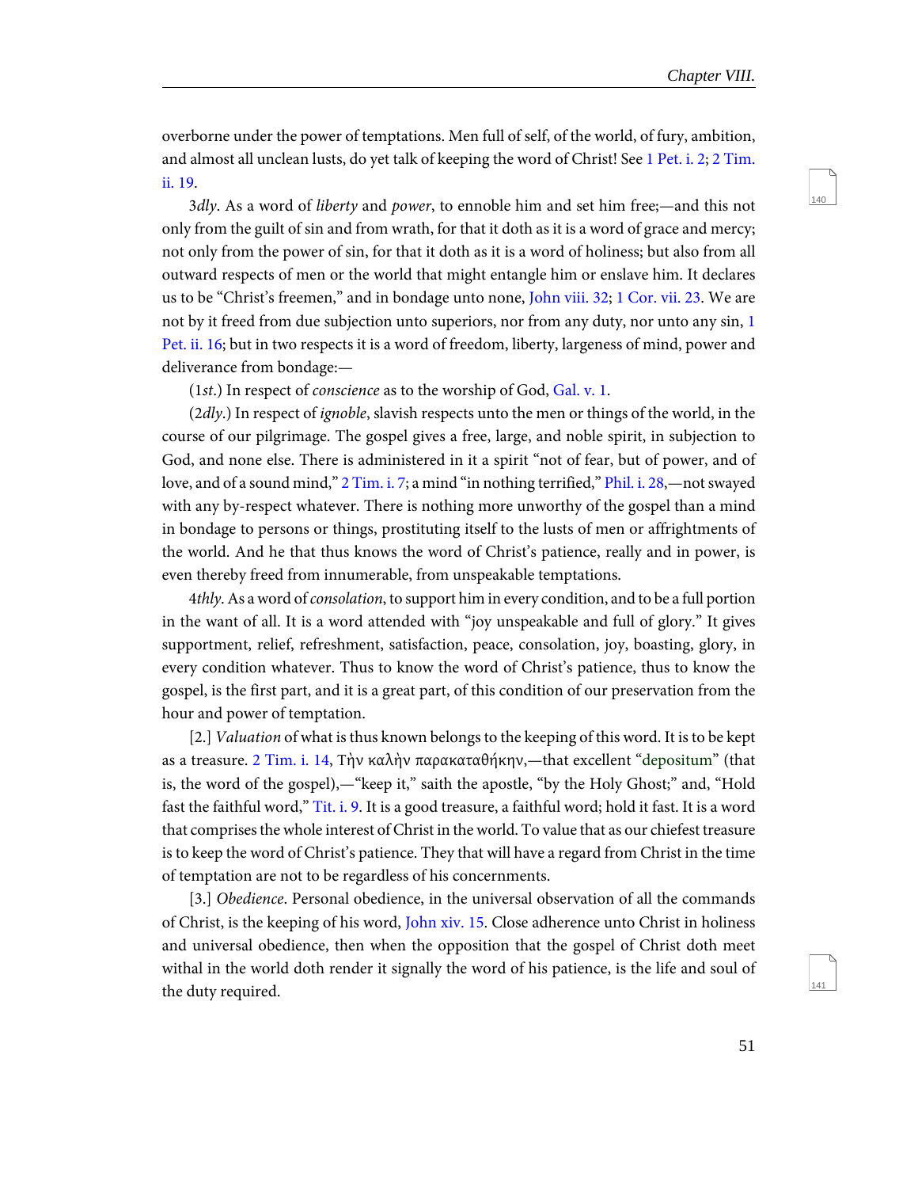overborne under the power of temptations. Men full of self, of the world, of fury, ambition, and almost all unclean lusts, do yet talk of keeping the word of Christ! See 1 Pet. i. 2; 2 Tim. ii. 19.

3*dly*. As a word of *liberty* and *power*, to ennoble him and set him free;—and this not only from the guilt of sin and from wrath, for that it doth as it is a word of grace and mercy; not only from the power of sin, for that it doth as it is a word of holiness; but also from all outward respects of men or the world that might entangle him or enslave him. It declares us to be "Christ's freemen," and in bondage unto none, John viii. 32; 1 Cor. vii. 23. We are not by it freed from due subjection unto superiors, nor from any duty, nor unto any sin, 1 Pet. ii. 16; but in two respects it is a word of freedom, liberty, largeness of mind, power and deliverance from bondage:—

(1*st*.) In respect of *conscience* as to the worship of God, Gal. v. 1.

(2*dly*.) In respect of *ignoble*, slavish respects unto the men or things of the world, in the course of our pilgrimage. The gospel gives a free, large, and noble spirit, in subjection to God, and none else. There is administered in it a spirit "not of fear, but of power, and of love, and of a sound mind," 2 Tim. i. 7; a mind "in nothing terrified," Phil. i. 28,—not swayed with any by-respect whatever. There is nothing more unworthy of the gospel than a mind in bondage to persons or things, prostituting itself to the lusts of men or affrightments of the world. And he that thus knows the word of Christ's patience, really and in power, is even thereby freed from innumerable, from unspeakable temptations.

4*thly*. As a word of *consolation*, to support him in every condition, and to be a full portion in the want of all. It is a word attended with "joy unspeakable and full of glory." It gives supportment, relief, refreshment, satisfaction, peace, consolation, joy, boasting, glory, in every condition whatever. Thus to know the word of Christ's patience, thus to know the gospel, is the first part, and it is a great part, of this condition of our preservation from the hour and power of temptation.

[2.] *Valuation* of what is thus known belongs to the keeping of this word. It is to be kept as a treasure. 2 Tim. i. 14, Τὴν καλὴν παρακαταθήκην,—that excellent "depositum" (that is, the word of the gospel),—"keep it," saith the apostle, "by the Holy Ghost;" and, "Hold fast the faithful word," Tit. i. 9. It is a good treasure, a faithful word; hold it fast. It is a word that comprises the whole interest of Christ in the world. To value that as our chiefest treasure is to keep the word of Christ's patience. They that will have a regard from Christ in the time of temptation are not to be regardless of his concernments.

[3.] *Obedience*. Personal obedience, in the universal observation of all the commands of Christ, is the keeping of his word, John xiv. 15. Close adherence unto Christ in holiness and universal obedience, then when the opposition that the gospel of Christ doth meet withal in the world doth render it signally the word of his patience, is the life and soul of the duty required.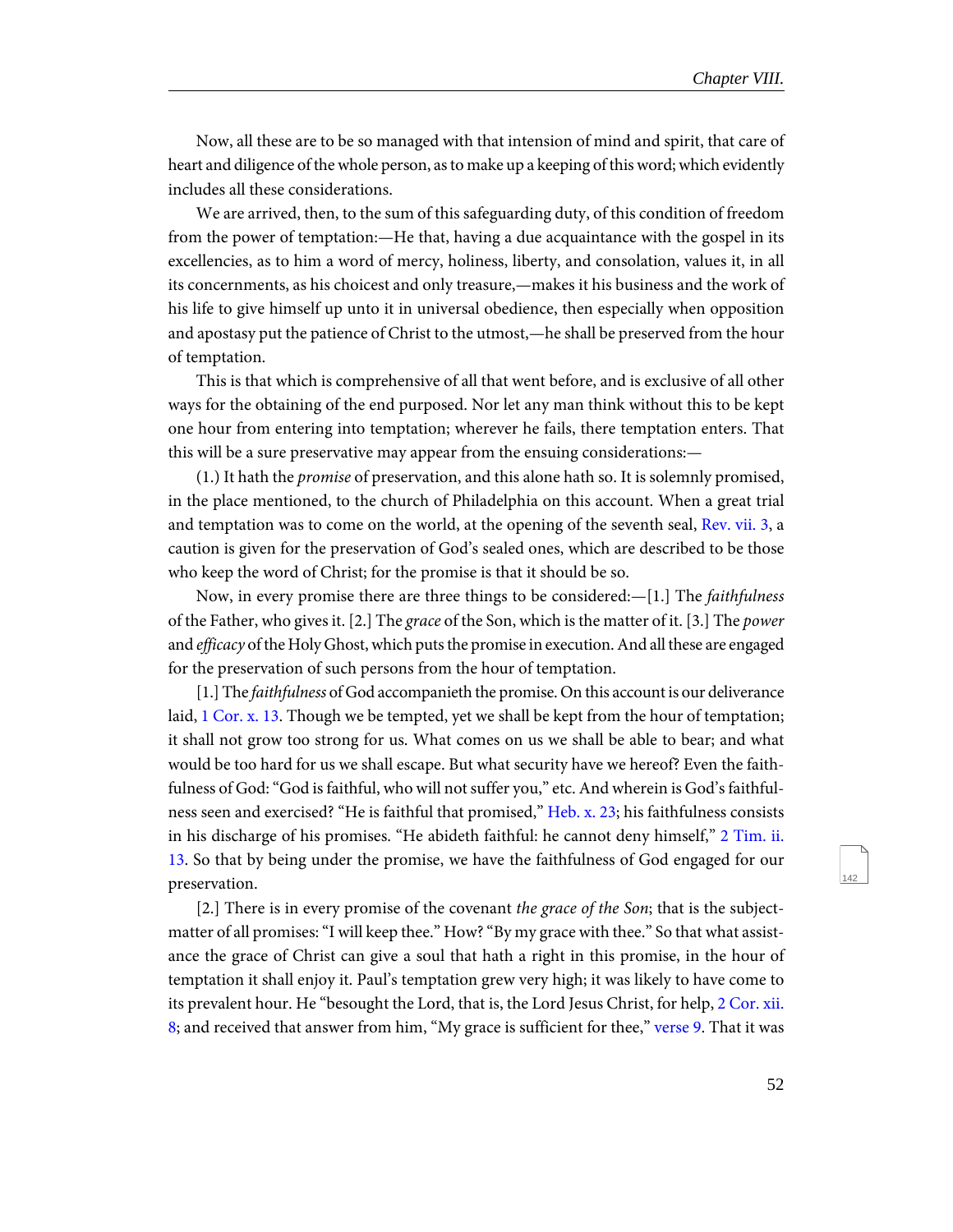Now, all these are to be so managed with that intension of mind and spirit, that care of heart and diligence of the whole person, as to make up a keeping of this word; which evidently includes all these considerations.

We are arrived, then, to the sum of this safeguarding duty, of this condition of freedom from the power of temptation:—He that, having a due acquaintance with the gospel in its excellencies, as to him a word of mercy, holiness, liberty, and consolation, values it, in all its concernments, as his choicest and only treasure,—makes it his business and the work of his life to give himself up unto it in universal obedience, then especially when opposition and apostasy put the patience of Christ to the utmost,—he shall be preserved from the hour of temptation.

This is that which is comprehensive of all that went before, and is exclusive of all other ways for the obtaining of the end purposed. Nor let any man think without this to be kept one hour from entering into temptation; wherever he fails, there temptation enters. That this will be a sure preservative may appear from the ensuing considerations:—

(1.) It hath the *promise* of preservation, and this alone hath so. It is solemnly promised, in the place mentioned, to the church of Philadelphia on this account. When a great trial and temptation was to come on the world, at the opening of the seventh seal, Rev. vii. 3, a caution is given for the preservation of God's sealed ones, which are described to be those who keep the word of Christ; for the promise is that it should be so.

Now, in every promise there are three things to be considered:—[1.] The *faithfulness* of the Father, who gives it. [2.] The *grace* of the Son, which is the matter of it. [3.] The *power* and *efficacy* of the Holy Ghost, which puts the promise in execution. And all these are engaged for the preservation of such persons from the hour of temptation.

[1.] The *faithfulness* of God accompanieth the promise. On this account is our deliverance laid, 1 Cor. x. 13. Though we be tempted, yet we shall be kept from the hour of temptation; it shall not grow too strong for us. What comes on us we shall be able to bear; and what would be too hard for us we shall escape. But what security have we hereof? Even the faithfulness of God: "God is faithful, who will not suffer you," etc. And wherein is God's faithfulness seen and exercised? "He is faithful that promised," Heb. x. 23; his faithfulness consists in his discharge of his promises. "He abideth faithful: he cannot deny himself," 2 Tim. ii. 13. So that by being under the promise, we have the faithfulness of God engaged for our preservation.

[2.] There is in every promise of the covenant *the grace of the Son*; that is the subject-matter of all promises: "I will keep thee." How? "By my grace with thee." So that what assistance the grace of Christ can give a soul that hath a right in this promise, in the hour of temptation it shall enjoy it. Paul's temptation grew very high; it was likely to have come to its prevalent hour. He "besought the Lord, that is, the Lord Jesus Christ, for help, 2 Cor. xii. 8; and received that answer from him, "My grace is sufficient for thee," verse 9. That it was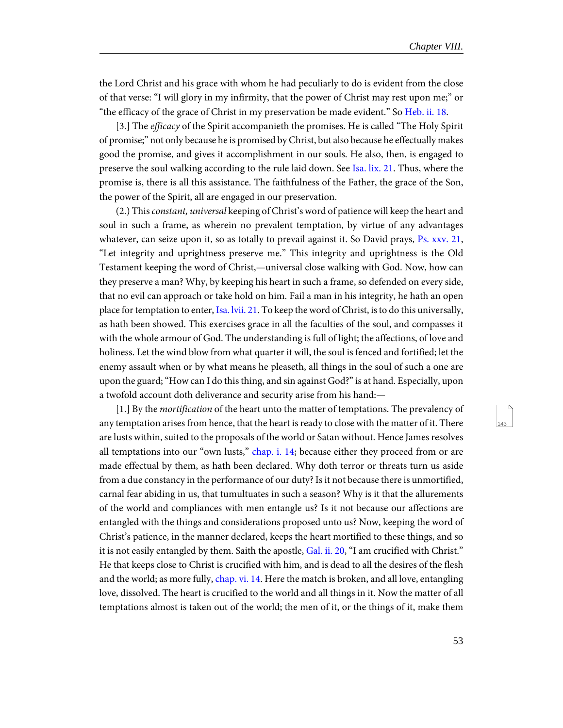the Lord Christ and his grace with whom he had peculiarly to do is evident from the close of that verse: "I will glory in my infirmity, that the power of Christ may rest upon me;" or "the efficacy of the grace of Christ in my preservation be made evident." So Heb. ii. 18.

[3.] The *efficacy* of the Spirit accompanieth the promises. He is called "The Holy Spirit of promise;" not only because he is promised by Christ, but also because he effectually makes good the promise, and gives it accomplishment in our souls. He also, then, is engaged to preserve the soul walking according to the rule laid down. See Isa. lix. 21. Thus, where the promise is, there is all this assistance. The faithfulness of the Father, the grace of the Son, the power of the Spirit, all are engaged in our preservation.

(2.) This *constant, universal* keeping of Christ's word of patience will keep the heart and soul in such a frame, as wherein no prevalent temptation, by virtue of any advantages whatever, can seize upon it, so as totally to prevail against it. So David prays, Ps. xxv. 21, "Let integrity and uprightness preserve me." This integrity and uprightness is the Old Testament keeping the word of Christ,—universal close walking with God. Now, how can they preserve a man? Why, by keeping his heart in such a frame, so defended on every side, that no evil can approach or take hold on him. Fail a man in his integrity, he hath an open place for temptation to enter, Isa. lvii. 21. To keep the word of Christ, is to do this universally, as hath been showed. This exercises grace in all the faculties of the soul, and compasses it with the whole armour of God. The understanding is full of light; the affections, of love and holiness. Let the wind blow from what quarter it will, the soul is fenced and fortified; let the enemy assault when or by what means he pleaseth, all things in the soul of such a one are upon the guard; "How can I do this thing, and sin against God?" is at hand. Especially, upon a twofold account doth deliverance and security arise from his hand:—

[1.] By the *mortification* of the heart unto the matter of temptations. The prevalency of any temptation arises from hence, that the heart is ready to close with the matter of it. There are lusts within, suited to the proposals of the world or Satan without. Hence James resolves all temptations into our "own lusts," chap. i. 14; because either they proceed from or are made effectual by them, as hath been declared. Why doth terror or threats turn us aside from a due constancy in the performance of our duty? Is it not because there is unmortified, carnal fear abiding in us, that tumultuates in such a season? Why is it that the allurements of the world and compliances with men entangle us? Is it not because our affections are entangled with the things and considerations proposed unto us? Now, keeping the word of Christ's patience, in the manner declared, keeps the heart mortified to these things, and so it is not easily entangled by them. Saith the apostle, Gal. ii. 20, "I am crucified with Christ." He that keeps close to Christ is crucified with him, and is dead to all the desires of the flesh and the world; as more fully, chap. vi. 14. Here the match is broken, and all love, entangling love, dissolved. The heart is crucified to the world and all things in it. Now the matter of all temptations almost is taken out of the world; the men of it, or the things of it, make them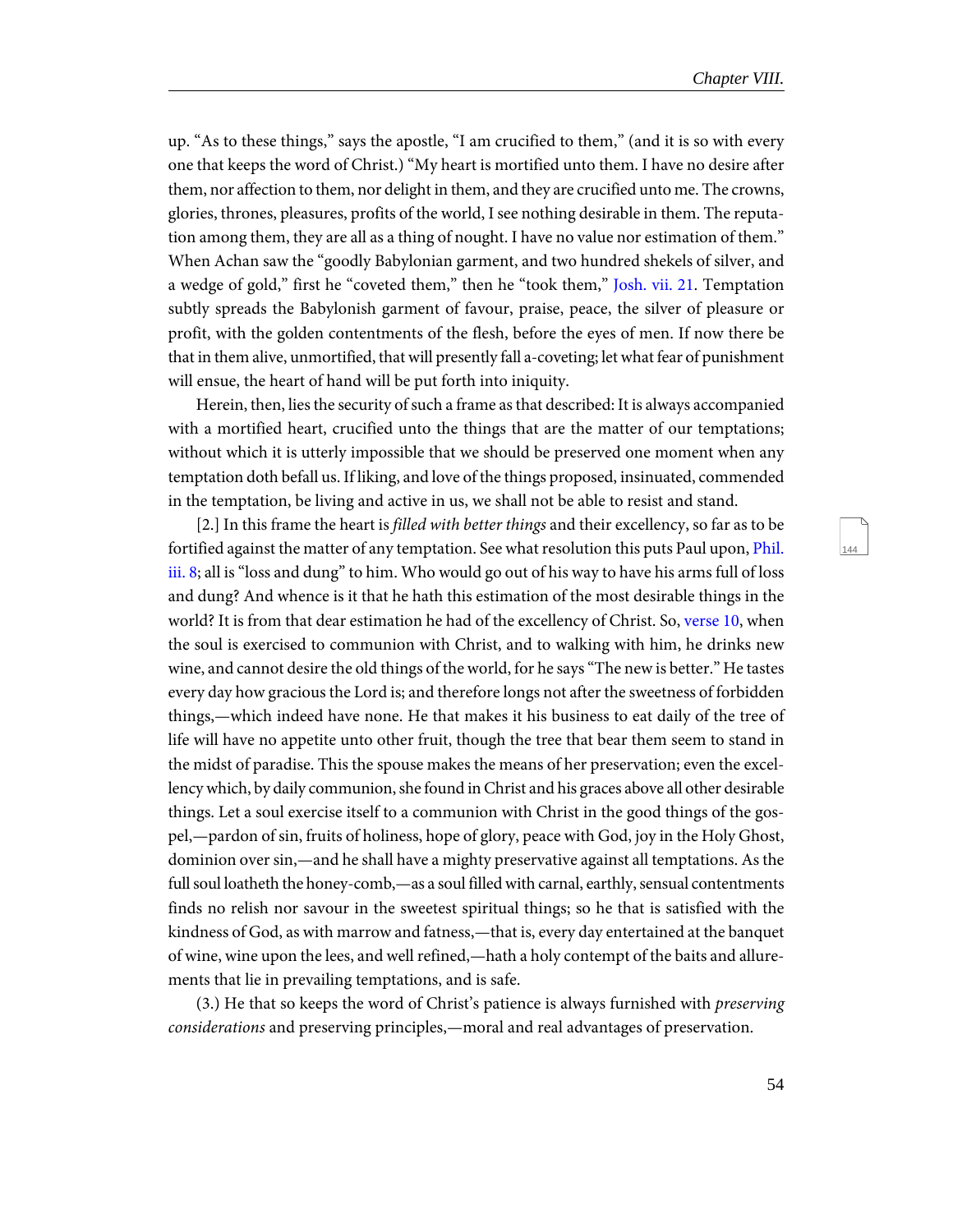up. "As to these things," says the apostle, "I am crucified to them," (and it is so with every one that keeps the word of Christ.) "My heart is mortified unto them. I have no desire after them, nor affection to them, nor delight in them, and they are crucified unto me. The crowns, glories, thrones, pleasures, profits of the world, I see nothing desirable in them. The reputation among them, they are all as a thing of nought. I have no value nor estimation of them." When Achan saw the "goodly Babylonian garment, and two hundred shekels of silver, and a wedge of gold," first he "coveted them," then he "took them," Josh. vii. 21. Temptation subtly spreads the Babylonish garment of favour, praise, peace, the silver of pleasure or profit, with the golden contentments of the flesh, before the eyes of men. If now there be that in them alive, unmortified, that will presently fall a-coveting; let what fear of punishment will ensue, the heart of hand will be put forth into iniquity.

Herein, then, lies the security of such a frame as that described: It is always accompanied with a mortified heart, crucified unto the things that are the matter of our temptations; without which it is utterly impossible that we should be preserved one moment when any temptation doth befall us. If liking, and love of the things proposed, insinuated, commended in the temptation, be living and active in us, we shall not be able to resist and stand.

[2.] In this frame the heart is *filled with better things* and their excellency, so far as to be fortified against the matter of any temptation. See what resolution this puts Paul upon, Phil. iii. 8; all is "loss and dung" to him. Who would go out of his way to have his arms full of loss and dung? And whence is it that he hath this estimation of the most desirable things in the world? It is from that dear estimation he had of the excellency of Christ. So, verse 10, when the soul is exercised to communion with Christ, and to walking with him, he drinks new wine, and cannot desire the old things of the world, for he says "The new is better." He tastes every day how gracious the Lord is; and therefore longs not after the sweetness of forbidden things,—which indeed have none. He that makes it his business to eat daily of the tree of life will have no appetite unto other fruit, though the tree that bear them seem to stand in the midst of paradise. This the spouse makes the means of her preservation; even the excellency which, by daily communion, she found in Christ and his graces above all other desirable things. Let a soul exercise itself to a communion with Christ in the good things of the gospel,—pardon of sin, fruits of holiness, hope of glory, peace with God, joy in the Holy Ghost, dominion over sin,—and he shall have a mighty preservative against all temptations. As the full soul loatheth the honey-comb,—as a soul filled with carnal, earthly, sensual contentments finds no relish nor savour in the sweetest spiritual things; so he that is satisfied with the kindness of God, as with marrow and fatness,—that is, every day entertained at the banquet of wine, wine upon the lees, and well refined,—hath a holy contempt of the baits and allurements that lie in prevailing temptations, and is safe.

(3.) He that so keeps the word of Christ's patience is always furnished with *preserving considerations* and preserving principles,—moral and real advantages of preservation.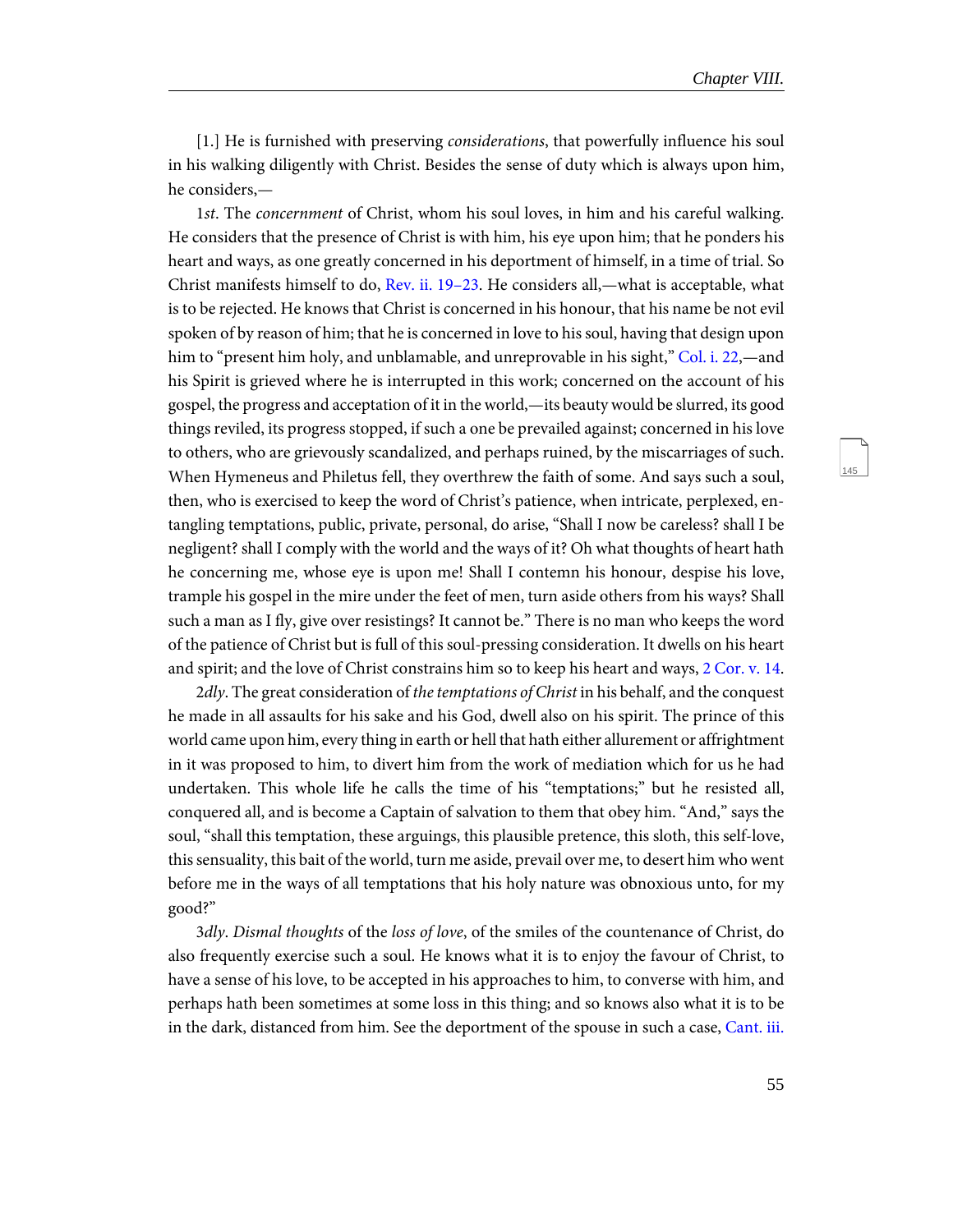[1.] He is furnished with preserving *considerations*, that powerfully influence his soul in his walking diligently with Christ. Besides the sense of duty which is always upon him, he considers,—

1*st*. The *concernment* of Christ, whom his soul loves, in him and his careful walking. He considers that the presence of Christ is with him, his eye upon him; that he ponders his heart and ways, as one greatly concerned in his deportment of himself, in a time of trial. So Christ manifests himself to do, Rev. ii. 19–23. He considers all,—what is acceptable, what is to be rejected. He knows that Christ is concerned in his honour, that his name be not evil spoken of by reason of him; that he is concerned in love to his soul, having that design upon him to "present him holy, and unblamable, and unreprovable in his sight," Col. i. 22,—and his Spirit is grieved where he is interrupted in this work; concerned on the account of his gospel, the progress and acceptation of it in the world,—its beauty would be slurred, its good things reviled, its progress stopped, if such a one be prevailed against; concerned in his love to others, who are grievously scandalized, and perhaps ruined, by the miscarriages of such. When Hymeneus and Philetus fell, they overthrew the faith of some. And says such a soul, then, who is exercised to keep the word of Christ's patience, when intricate, perplexed, entangling temptations, public, private, personal, do arise, "Shall I now be careless? shall I be negligent? shall I comply with the world and the ways of it? Oh what thoughts of heart hath he concerning me, whose eye is upon me! Shall I contemn his honour, despise his love, trample his gospel in the mire under the feet of men, turn aside others from his ways? Shall such a man as I fly, give over resistings? It cannot be." There is no man who keeps the word of the patience of Christ but is full of this soul-pressing consideration. It dwells on his heart and spirit; and the love of Christ constrains him so to keep his heart and ways, 2 Cor. v. 14.

2*dly*. The great consideration of *the temptations of Christ* in his behalf, and the conquest he made in all assaults for his sake and his God, dwell also on his spirit. The prince of this world came upon him, every thing in earth or hell that hath either allurement or affrightment in it was proposed to him, to divert him from the work of mediation which for us he had undertaken. This whole life he calls the time of his "temptations;" but he resisted all, conquered all, and is become a Captain of salvation to them that obey him. "And," says the soul, "shall this temptation, these arguings, this plausible pretence, this sloth, this self-love, this sensuality, this bait of the world, turn me aside, prevail over me, to desert him who went before me in the ways of all temptations that his holy nature was obnoxious unto, for my good?"

3*dly*. *Dismal thoughts* of the *loss of love*, of the smiles of the countenance of Christ, do also frequently exercise such a soul. He knows what it is to enjoy the favour of Christ, to have a sense of his love, to be accepted in his approaches to him, to converse with him, and perhaps hath been sometimes at some loss in this thing; and so knows also what it is to be in the dark, distanced from him. See the deportment of the spouse in such a case, Cant. iii.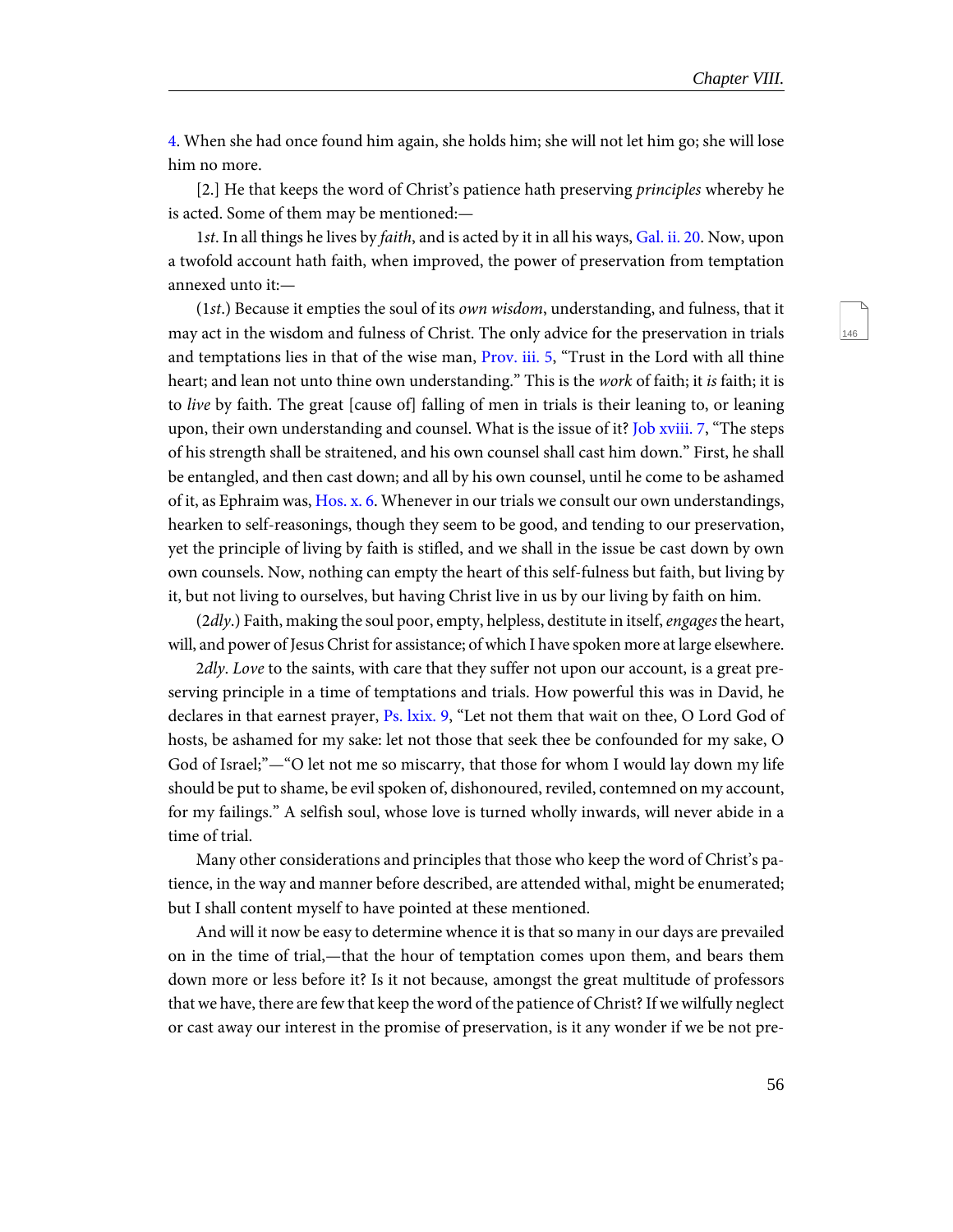4. When she had once found him again, she holds him; she will not let him go; she will lose him no more.

[2.] He that keeps the word of Christ's patience hath preserving *principles* whereby he is acted. Some of them may be mentioned:—

1*st*. In all things he lives by *faith*, and is acted by it in all his ways, Gal. ii. 20. Now, upon a twofold account hath faith, when improved, the power of preservation from temptation annexed unto it:—

(1*st*.) Because it empties the soul of its *own wisdom*, understanding, and fulness, that it may act in the wisdom and fulness of Christ. The only advice for the preservation in trials and temptations lies in that of the wise man, Prov. iii. 5, "Trust in the Lord with all thine heart; and lean not unto thine own understanding." This is the *work* of faith; it *is* faith; it is to *live* by faith. The great [cause of] falling of men in trials is their leaning to, or leaning upon, their own understanding and counsel. What is the issue of it? Job xviii. 7, "The steps of his strength shall be straitened, and his own counsel shall cast him down." First, he shall be entangled, and then cast down; and all by his own counsel, until he come to be ashamed of it, as Ephraim was, Hos. x. 6. Whenever in our trials we consult our own understandings, hearken to self-reasonings, though they seem to be good, and tending to our preservation, yet the principle of living by faith is stifled, and we shall in the issue be cast down by own own counsels. Now, nothing can empty the heart of this self-fulness but faith, but living by it, but not living to ourselves, but having Christ live in us by our living by faith on him.

(2*dly*.) Faith, making the soul poor, empty, helpless, destitute in itself, *engages* the heart, will, and power of Jesus Christ for assistance; of which I have spoken more at large elsewhere.

2*dly*. *Love* to the saints, with care that they suffer not upon our account, is a great preserving principle in a time of temptations and trials. How powerful this was in David, he declares in that earnest prayer, Ps. lxix. 9, "Let not them that wait on thee, O Lord God of hosts, be ashamed for my sake: let not those that seek thee be confounded for my sake, O God of Israel;"—"O let not me so miscarry, that those for whom I would lay down my life should be put to shame, be evil spoken of, dishonoured, reviled, contemned on my account, for my failings." A selfish soul, whose love is turned wholly inwards, will never abide in a time of trial.

Many other considerations and principles that those who keep the word of Christ's patience, in the way and manner before described, are attended withal, might be enumerated; but I shall content myself to have pointed at these mentioned.

And will it now be easy to determine whence it is that so many in our days are prevailed on in the time of trial,—that the hour of temptation comes upon them, and bears them down more or less before it? Is it not because, amongst the great multitude of professors that we have, there are few that keep the word of the patience of Christ? If we wilfully neglect or cast away our interest in the promise of preservation, is it any wonder if we be not pre-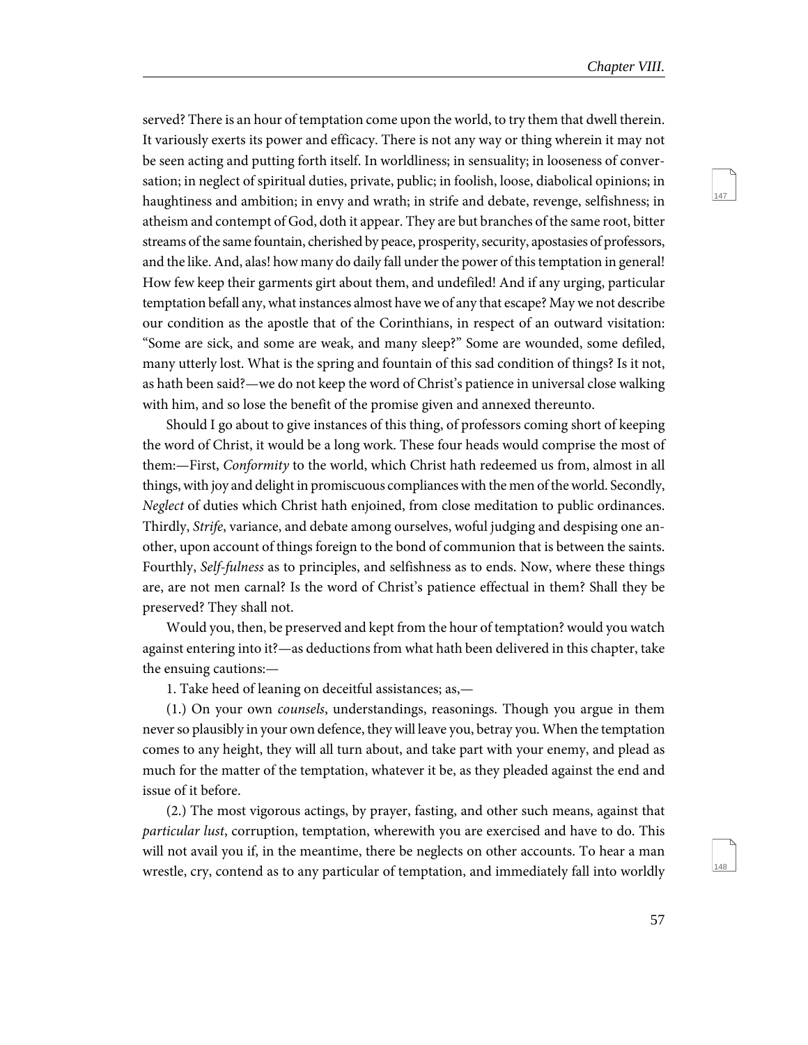served? There is an hour of temptation come upon the world, to try them that dwell therein. It variously exerts its power and efficacy. There is not any way or thing wherein it may not be seen acting and putting forth itself. In worldliness; in sensuality; in looseness of conversation; in neglect of spiritual duties, private, public; in foolish, loose, diabolical opinions; in haughtiness and ambition; in envy and wrath; in strife and debate, revenge, selfishness; in atheism and contempt of God, doth it appear. They are but branches of the same root, bitter streams of the same fountain, cherished by peace, prosperity, security, apostasies of professors, and the like. And, alas! how many do daily fall under the power of this temptation in general! How few keep their garments girt about them, and undefiled! And if any urging, particular temptation befall any, what instances almost have we of any that escape? May we not describe our condition as the apostle that of the Corinthians, in respect of an outward visitation: "Some are sick, and some are weak, and many sleep?" Some are wounded, some defiled, many utterly lost. What is the spring and fountain of this sad condition of things? Is it not, as hath been said?—we do not keep the word of Christ's patience in universal close walking with him, and so lose the benefit of the promise given and annexed thereunto.

Should I go about to give instances of this thing, of professors coming short of keeping the word of Christ, it would be a long work. These four heads would comprise the most of them:—First, *Conformity* to the world, which Christ hath redeemed us from, almost in all things, with joy and delight in promiscuous compliances with the men of the world. Secondly, *Neglect* of duties which Christ hath enjoined, from close meditation to public ordinances. Thirdly, *Strife*, variance, and debate among ourselves, woful judging and despising one another, upon account of things foreign to the bond of communion that is between the saints. Fourthly, *Self-fulness* as to principles, and selfishness as to ends. Now, where these things are, are not men carnal? Is the word of Christ's patience effectual in them? Shall they be preserved? They shall not.

Would you, then, be preserved and kept from the hour of temptation? would you watch against entering into it?—as deductions from what hath been delivered in this chapter, take the ensuing cautions:—

1. Take heed of leaning on deceitful assistances; as,—

(1.) On your own *counsels*, understandings, reasonings. Though you argue in them never so plausibly in your own defence, they will leave you, betray you. When the temptation comes to any height, they will all turn about, and take part with your enemy, and plead as much for the matter of the temptation, whatever it be, as they pleaded against the end and issue of it before.

(2.) The most vigorous actings, by prayer, fasting, and other such means, against that *particular lust*, corruption, temptation, wherewith you are exercised and have to do. This will not avail you if, in the meantime, there be neglects on other accounts. To hear a man wrestle, cry, contend as to any particular of temptation, and immediately fall into worldly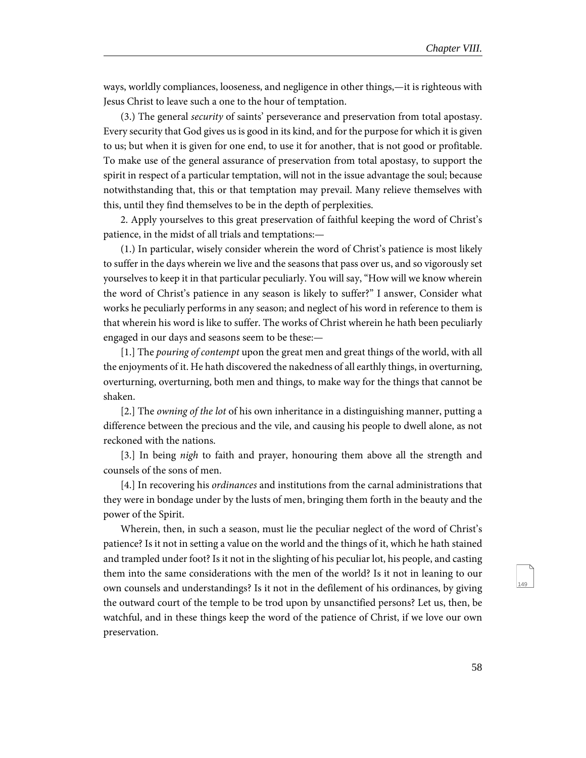ways, worldly compliances, looseness, and negligence in other things,—it is righteous with Jesus Christ to leave such a one to the hour of temptation.

(3.) The general *security* of saints' perseverance and preservation from total apostasy. Every security that God gives us is good in its kind, and for the purpose for which it is given to us; but when it is given for one end, to use it for another, that is not good or profitable. To make use of the general assurance of preservation from total apostasy, to support the spirit in respect of a particular temptation, will not in the issue advantage the soul; because notwithstanding that, this or that temptation may prevail. Many relieve themselves with this, until they find themselves to be in the depth of perplexities.

2. Apply yourselves to this great preservation of faithful keeping the word of Christ's patience, in the midst of all trials and temptations:—

(1.) In particular, wisely consider wherein the word of Christ's patience is most likely to suffer in the days wherein we live and the seasons that pass over us, and so vigorously set yourselves to keep it in that particular peculiarly. You will say, "How will we know wherein the word of Christ's patience in any season is likely to suffer?" I answer, Consider what works he peculiarly performs in any season; and neglect of his word in reference to them is that wherein his word is like to suffer. The works of Christ wherein he hath been peculiarly engaged in our days and seasons seem to be these:—

[1.] The *pouring of contempt* upon the great men and great things of the world, with all the enjoyments of it. He hath discovered the nakedness of all earthly things, in overturning, overturning, overturning, both men and things, to make way for the things that cannot be shaken.

[2.] The *owning of the lot* of his own inheritance in a distinguishing manner, putting a difference between the precious and the vile, and causing his people to dwell alone, as not reckoned with the nations.

[3.] In being *nigh* to faith and prayer, honouring them above all the strength and counsels of the sons of men.

[4.] In recovering his *ordinances* and institutions from the carnal administrations that they were in bondage under by the lusts of men, bringing them forth in the beauty and the power of the Spirit.

Wherein, then, in such a season, must lie the peculiar neglect of the word of Christ's patience? Is it not in setting a value on the world and the things of it, which he hath stained and trampled under foot? Is it not in the slighting of his peculiar lot, his people, and casting them into the same considerations with the men of the world? Is it not in leaning to our own counsels and understandings? Is it not in the defilement of his ordinances, by giving the outward court of the temple to be trod upon by unsanctified persons? Let us, then, be watchful, and in these things keep the word of the patience of Christ, if we love our own preservation.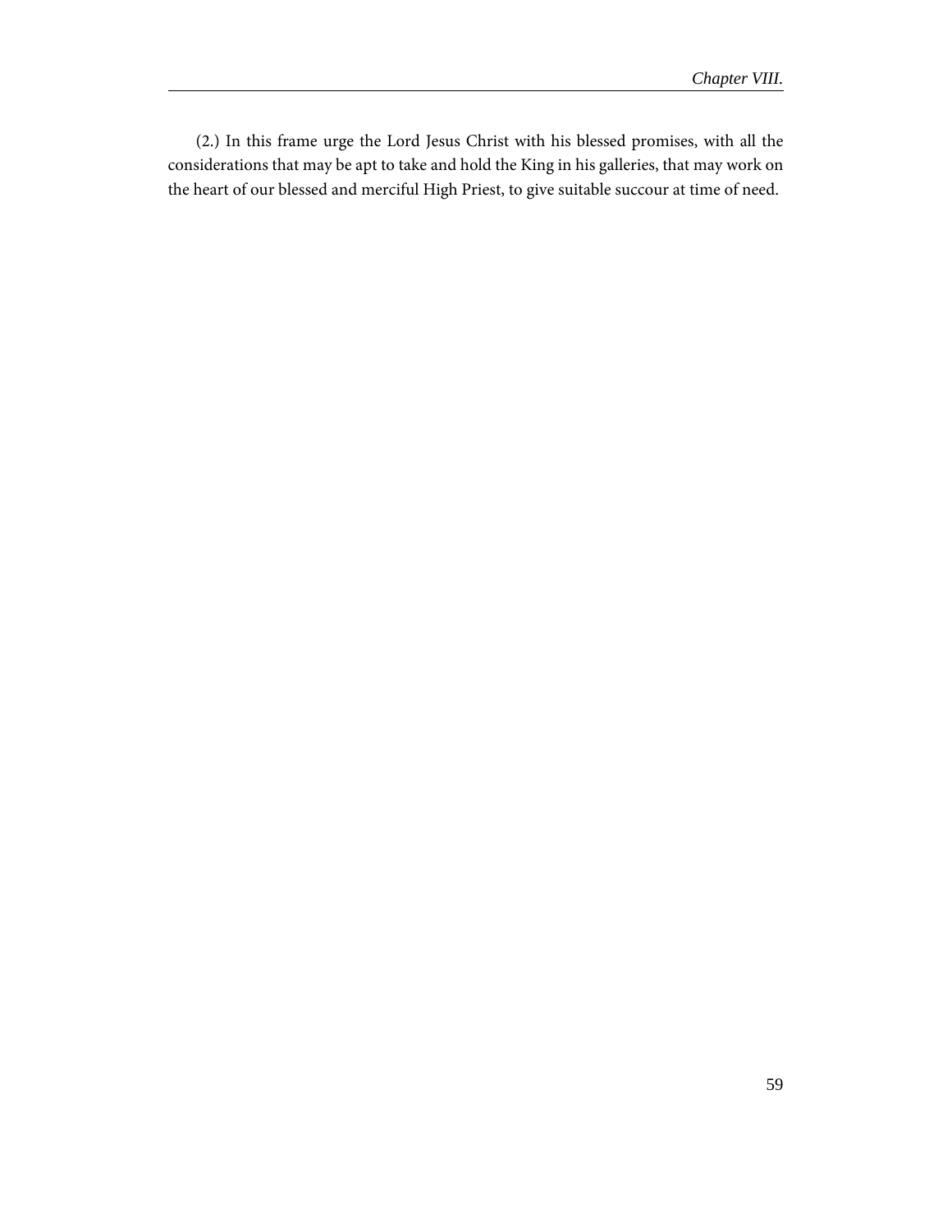(2.) In this frame urge the Lord Jesus Christ with his blessed promises, with all the considerations that may be apt to take and hold the King in his galleries, that may work on the heart of our blessed and merciful High Priest, to give suitable succour at time of need.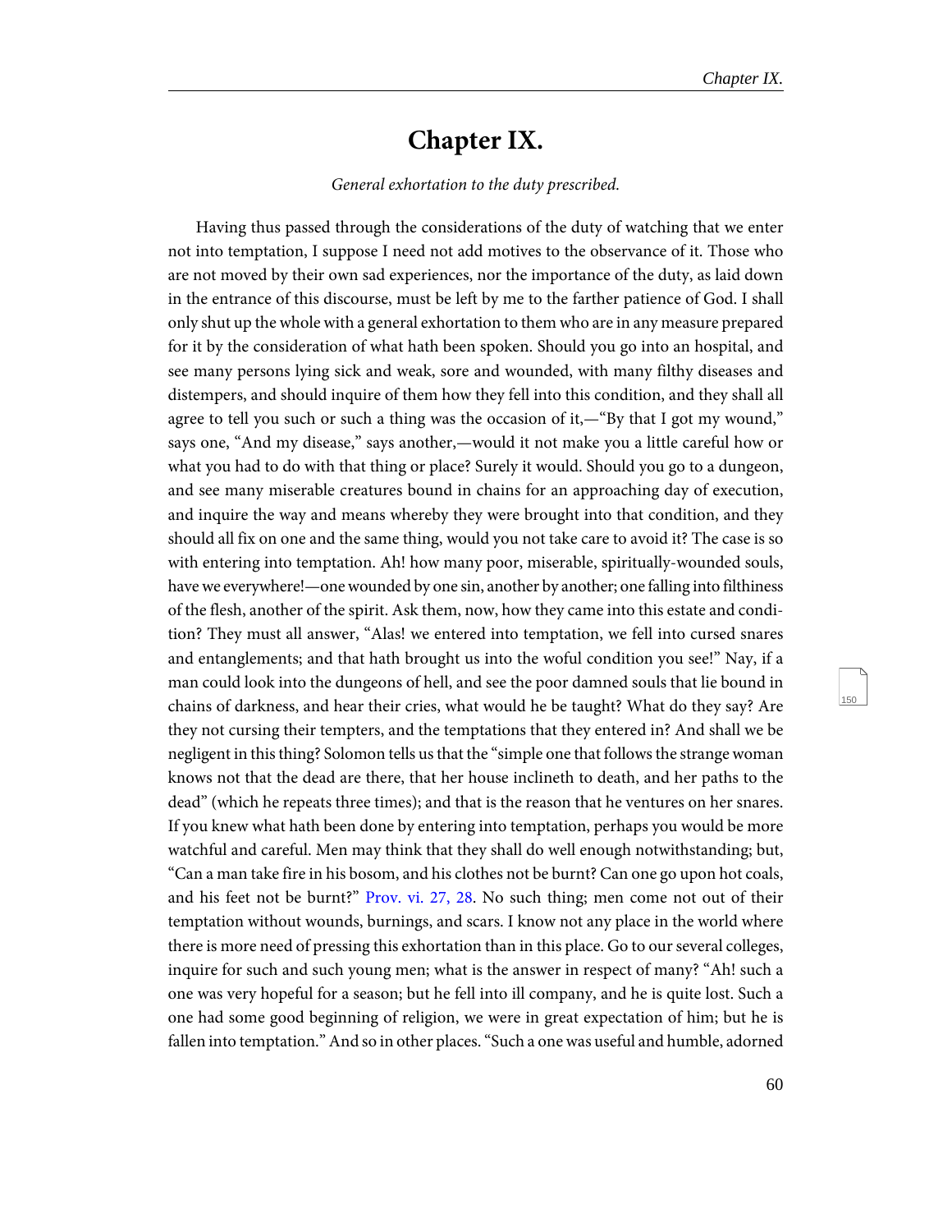# Chapter IX.

*General exhortation to the duty prescribed.*

Having thus passed through the considerations of the duty of watching that we enter not into temptation, I suppose I need not add motives to the observance of it. Those who are not moved by their own sad experiences, nor the importance of the duty, as laid down in the entrance of this discourse, must be left by me to the farther patience of God. I shall only shut up the whole with a general exhortation to them who are in any measure prepared for it by the consideration of what hath been spoken. Should you go into an hospital, and see many persons lying sick and weak, sore and wounded, with many filthy diseases and distempers, and should inquire of them how they fell into this condition, and they shall all agree to tell you such or such a thing was the occasion of it,—"By that I got my wound," says one, "And my disease," says another,—would it not make you a little careful how or what you had to do with that thing or place? Surely it would. Should you go to a dungeon, and see many miserable creatures bound in chains for an approaching day of execution, and inquire the way and means whereby they were brought into that condition, and they should all fix on one and the same thing, would you not take care to avoid it? The case is so with entering into temptation. Ah! how many poor, miserable, spiritually-wounded souls, have we everywhere!—one wounded by one sin, another by another; one falling into filthiness of the flesh, another of the spirit. Ask them, now, how they came into this estate and condition? They must all answer, "Alas! we entered into temptation, we fell into cursed snares and entanglements; and that hath brought us into the woful condition you see!" Nay, if a man could look into the dungeons of hell, and see the poor damned souls that lie bound in chains of darkness, and hear their cries, what would he be taught? What do they say? Are they not cursing their tempters, and the temptations that they entered in? And shall we be negligent in this thing? Solomon tells us that the "simple one that follows the strange woman knows not that the dead are there, that her house inclineth to death, and her paths to the dead" (which he repeats three times); and that is the reason that he ventures on her snares. If you knew what hath been done by entering into temptation, perhaps you would be more watchful and careful. Men may think that they shall do well enough notwithstanding; but, "Can a man take fire in his bosom, and his clothes not be burnt? Can one go upon hot coals, and his feet not be burnt?" Prov. vi. 27, 28. No such thing; men come not out of their temptation without wounds, burnings, and scars. I know not any place in the world where there is more need of pressing this exhortation than in this place. Go to our several colleges, inquire for such and such young men; what is the answer in respect of many? "Ah! such a one was very hopeful for a season; but he fell into ill company, and he is quite lost. Such a one had some good beginning of religion, we were in great expectation of him; but he is fallen into temptation." And so in other places. "Such a one was useful and humble, adorned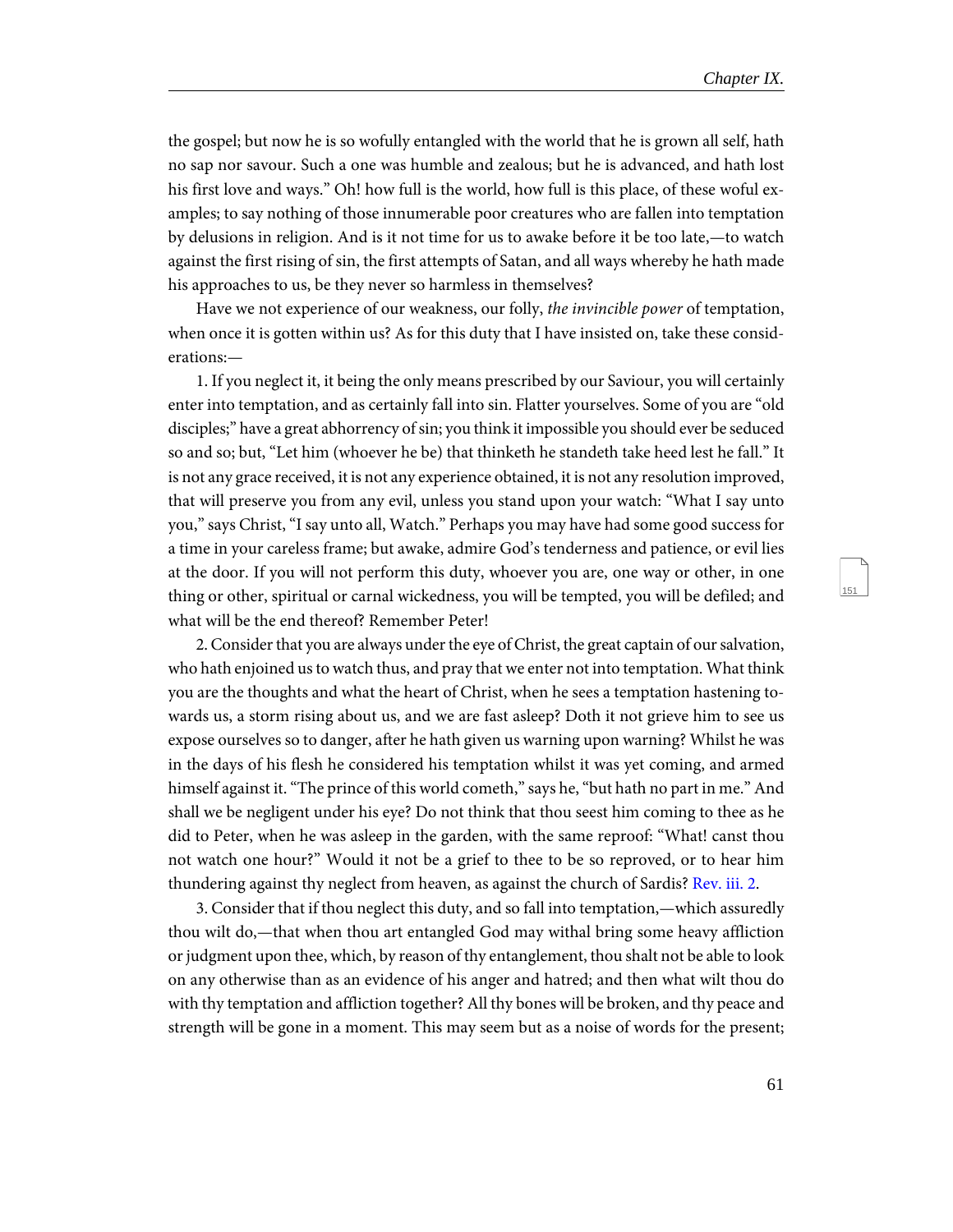the gospel; but now he is so wofully entangled with the world that he is grown all self, hath no sap nor savour. Such a one was humble and zealous; but he is advanced, and hath lost his first love and ways." Oh! how full is the world, how full is this place, of these woful examples; to say nothing of those innumerable poor creatures who are fallen into temptation by delusions in religion. And is it not time for us to awake before it be too late,—to watch against the first rising of sin, the first attempts of Satan, and all ways whereby he hath made his approaches to us, be they never so harmless in themselves?

Have we not experience of our weakness, our folly, *the invincible power* of temptation, when once it is gotten within us? As for this duty that I have insisted on, take these considerations:—

1. If you neglect it, it being the only means prescribed by our Saviour, you will certainly enter into temptation, and as certainly fall into sin. Flatter yourselves. Some of you are "old disciples;" have a great abhorrency of sin; you think it impossible you should ever be seduced so and so; but, "Let him (whoever he be) that thinketh he standeth take heed lest he fall." It is not any grace received, it is not any experience obtained, it is not any resolution improved, that will preserve you from any evil, unless you stand upon your watch: "What I say unto you," says Christ, "I say unto all, Watch." Perhaps you may have had some good success for a time in your careless frame; but awake, admire God's tenderness and patience, or evil lies at the door. If you will not perform this duty, whoever you are, one way or other, in one thing or other, spiritual or carnal wickedness, you will be tempted, you will be defiled; and what will be the end thereof? Remember Peter!

2. Consider that you are always under the eye of Christ, the great captain of our salvation, who hath enjoined us to watch thus, and pray that we enter not into temptation. What think you are the thoughts and what the heart of Christ, when he sees a temptation hastening towards us, a storm rising about us, and we are fast asleep? Doth it not grieve him to see us expose ourselves so to danger, after he hath given us warning upon warning? Whilst he was in the days of his flesh he considered his temptation whilst it was yet coming, and armed himself against it. "The prince of this world cometh," says he, "but hath no part in me." And shall we be negligent under his eye? Do not think that thou seest him coming to thee as he did to Peter, when he was asleep in the garden, with the same reproof: "What! canst thou not watch one hour?" Would it not be a grief to thee to be so reproved, or to hear him thundering against thy neglect from heaven, as against the church of Sardis? Rev. iii. 2.

3. Consider that if thou neglect this duty, and so fall into temptation,—which assuredly thou wilt do,—that when thou art entangled God may withal bring some heavy affliction or judgment upon thee, which, by reason of thy entanglement, thou shalt not be able to look on any otherwise than as an evidence of his anger and hatred; and then what wilt thou do with thy temptation and affliction together? All thy bones will be broken, and thy peace and strength will be gone in a moment. This may seem but as a noise of words for the present;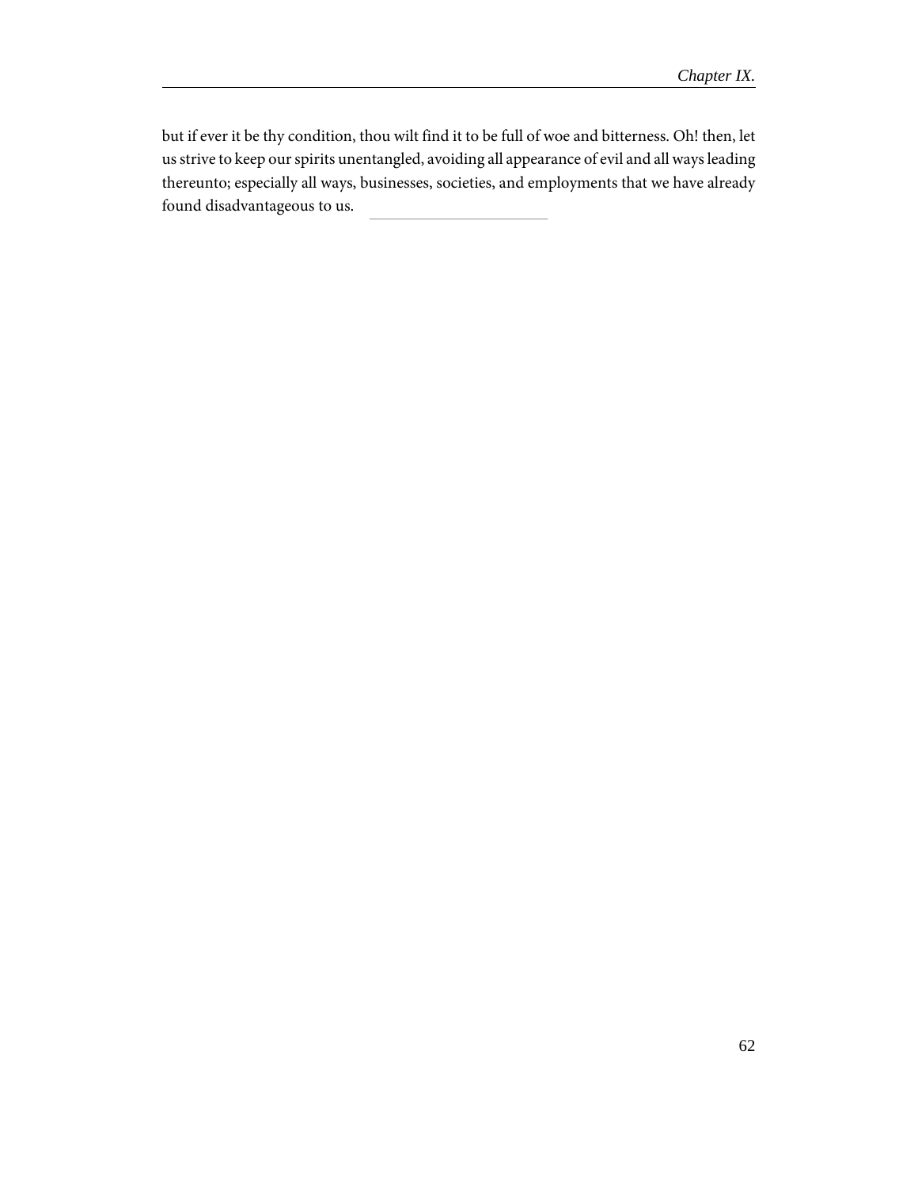but if ever it be thy condition, thou wilt find it to be full of woe and bitterness. Oh! then, let us strive to keep our spirits unentangled, avoiding all appearance of evil and all ways leading thereunto; especially all ways, businesses, societies, and employments that we have already found disadvantageous to us.

---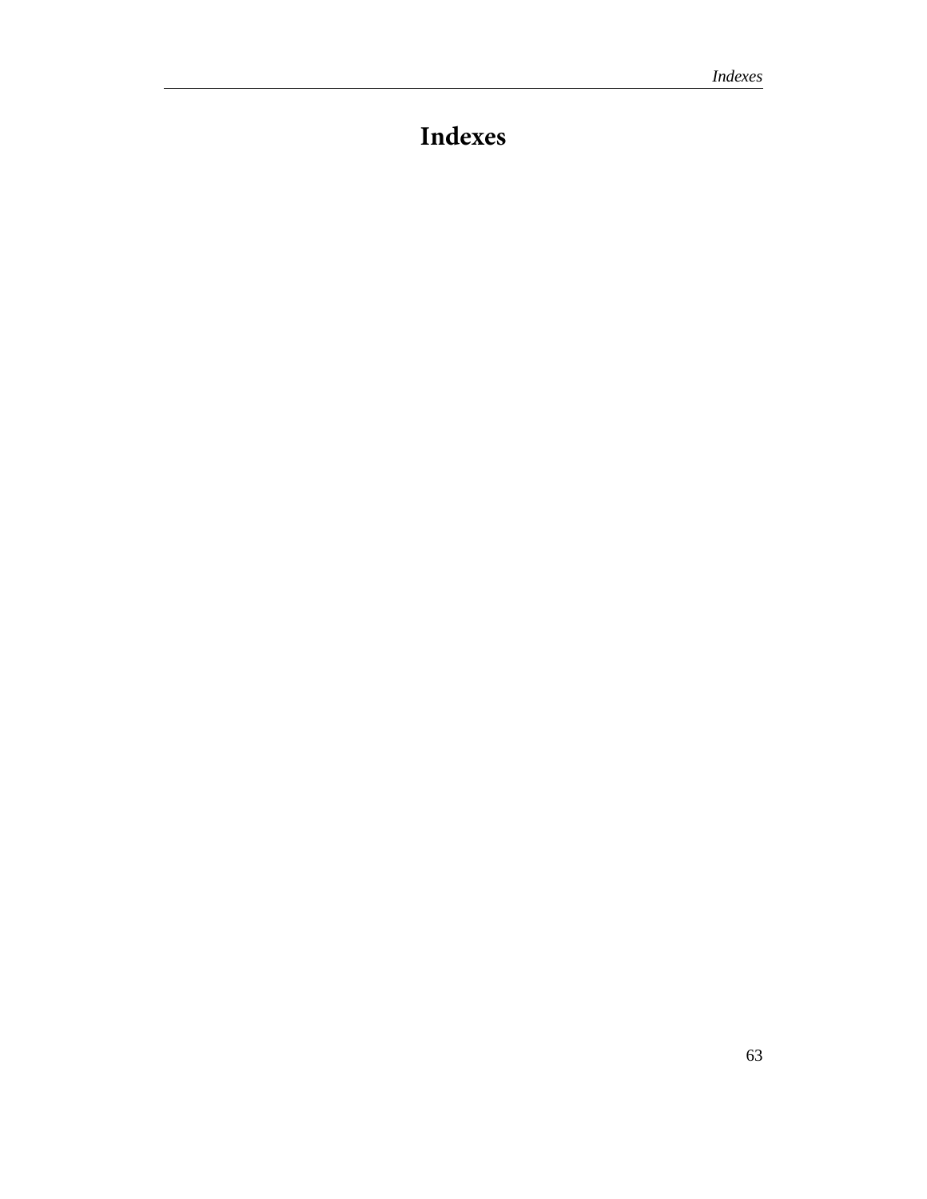# Indexes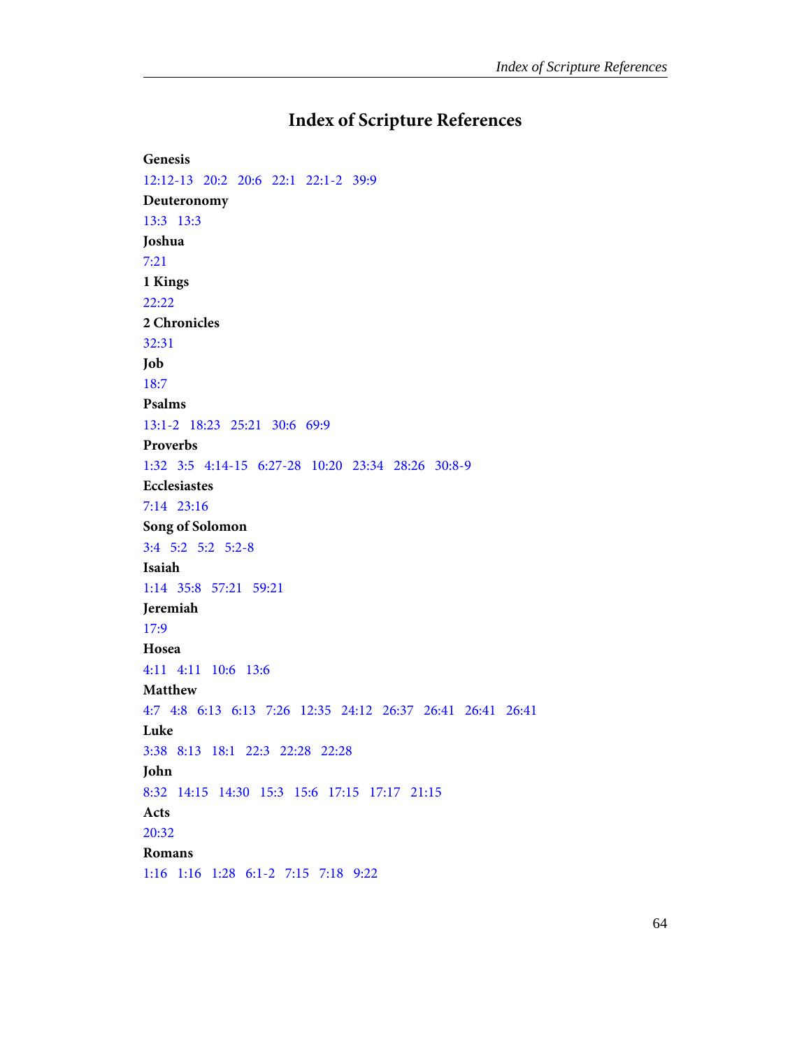# Index of Scripture References

**Genesis**

12:12-13   20:2   20:6   22:1   22:1-2   39:9

**Deuteronomy**

13:3   13:3

**Joshua**

7:21

**1 Kings**

22:22

**2 Chronicles**

32:31

**Job**

18:7

**Psalms**

13:1-2   18:23   25:21   30:6   69:9

**Proverbs**

1:32   3:5   4:14-15   6:27-28   10:20   23:34   28:26   30:8-9

**Ecclesiastes**

7:14   23:16

**Song of Solomon**

3:4   5:2   5:2   5:2-8

**Isaiah**

1:14   35:8   57:21   59:21

**Jeremiah**

17:9

**Hosea**

4:11   4:11   10:6   13:6

**Matthew**

4:7   4:8   6:13   6:13   7:26   12:35   24:12   26:37   26:41   26:41   26:41

**Luke**

3:38   8:13   18:1   22:3   22:28   22:28

**John**

8:32   14:15   14:30   15:3   15:6   17:15   17:17   21:15

**Acts**

20:32

**Romans**

1:16   1:16   1:28   6:1-2   7:15   7:18   9:22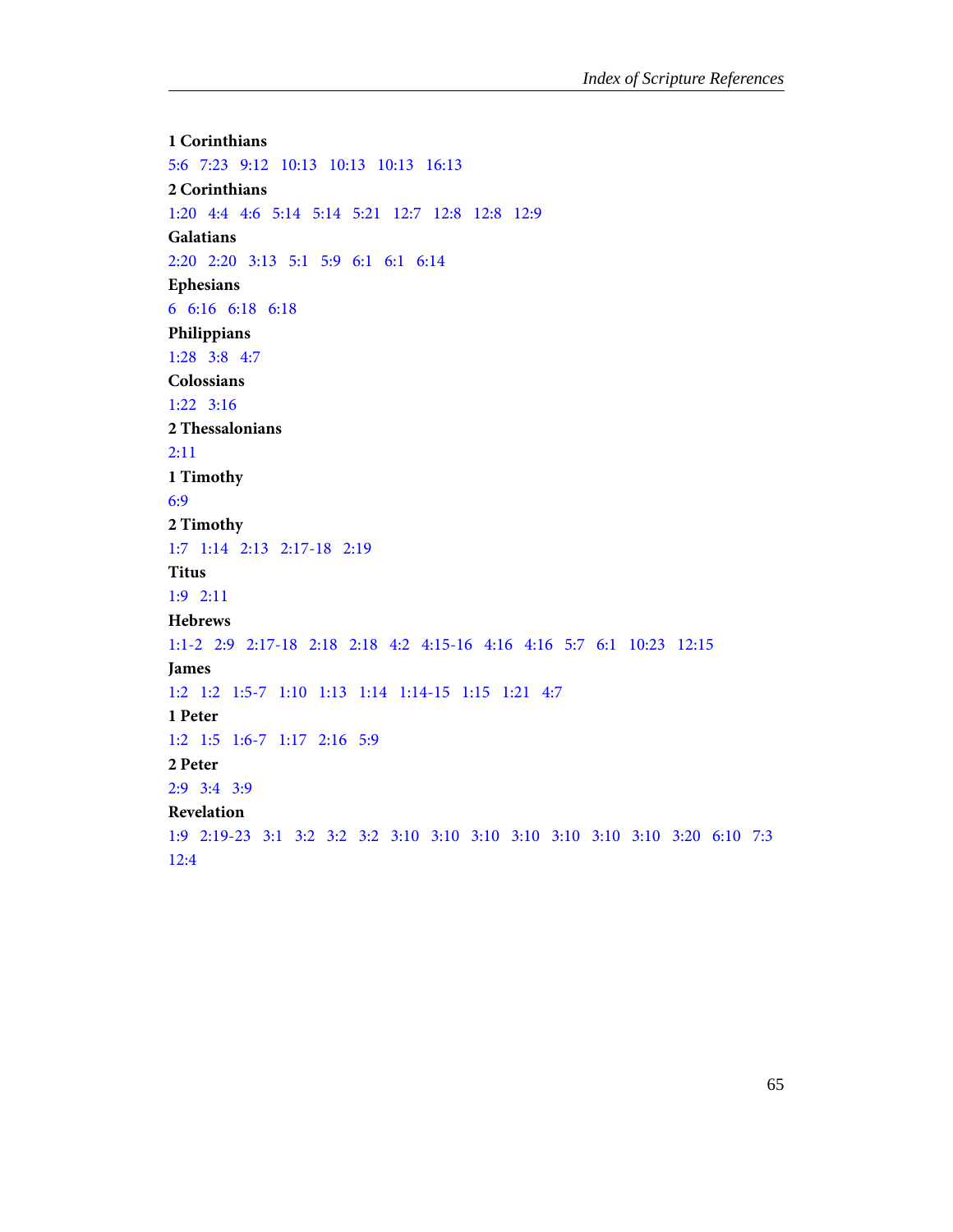**1 Corinthians**

5:6 7:23 9:12 10:13 10:13 10:13 16:13

**2 Corinthians**

1:20 4:4 4:6 5:14 5:14 5:21 12:7 12:8 12:8 12:9

**Galatians**

2:20 2:20 3:13 5:1 5:9 6:1 6:1 6:14

**Ephesians**

6 6:16 6:18 6:18

**Philippians**

1:28 3:8 4:7

**Colossians**

1:22 3:16

**2 Thessalonians**

2:11

**1 Timothy**

6:9

**2 Timothy**

1:7 1:14 2:13 2:17-18 2:19

**Titus**

1:9 2:11

**Hebrews**

1:1-2 2:9 2:17-18 2:18 2:18 4:2 4:15-16 4:16 4:16 5:7 6:1 10:23 12:15

**James**

1:2 1:2 1:5-7 1:10 1:13 1:14 1:14-15 1:15 1:21 4:7

**1 Peter**

1:2 1:5 1:6-7 1:17 2:16 5:9

**2 Peter**

2:9 3:4 3:9

**Revelation**

1:9 2:19-23 3:1 3:2 3:2 3:2 3:10 3:10 3:10 3:10 3:10 3:10 3:10 3:20 6:10 7:3 12:4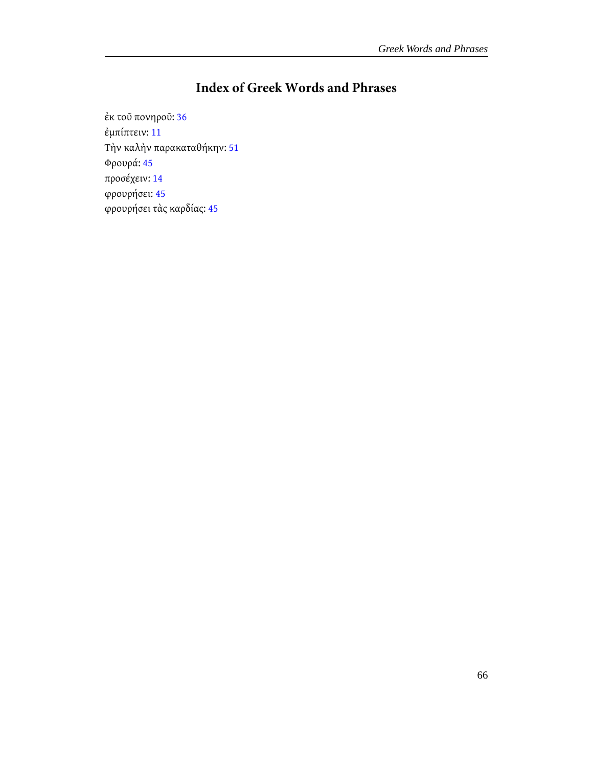# Index of Greek Words and Phrases

ἐκ τοῦ πονηροῦ: 36
ἐμπίπτειν: 11
Τὴν καλὴν παρακαταθήκην: 51
Φρουρά: 45
προσέχειν: 14
φρουρήσει: 45
φρουρήσει τὰς καρδίας: 45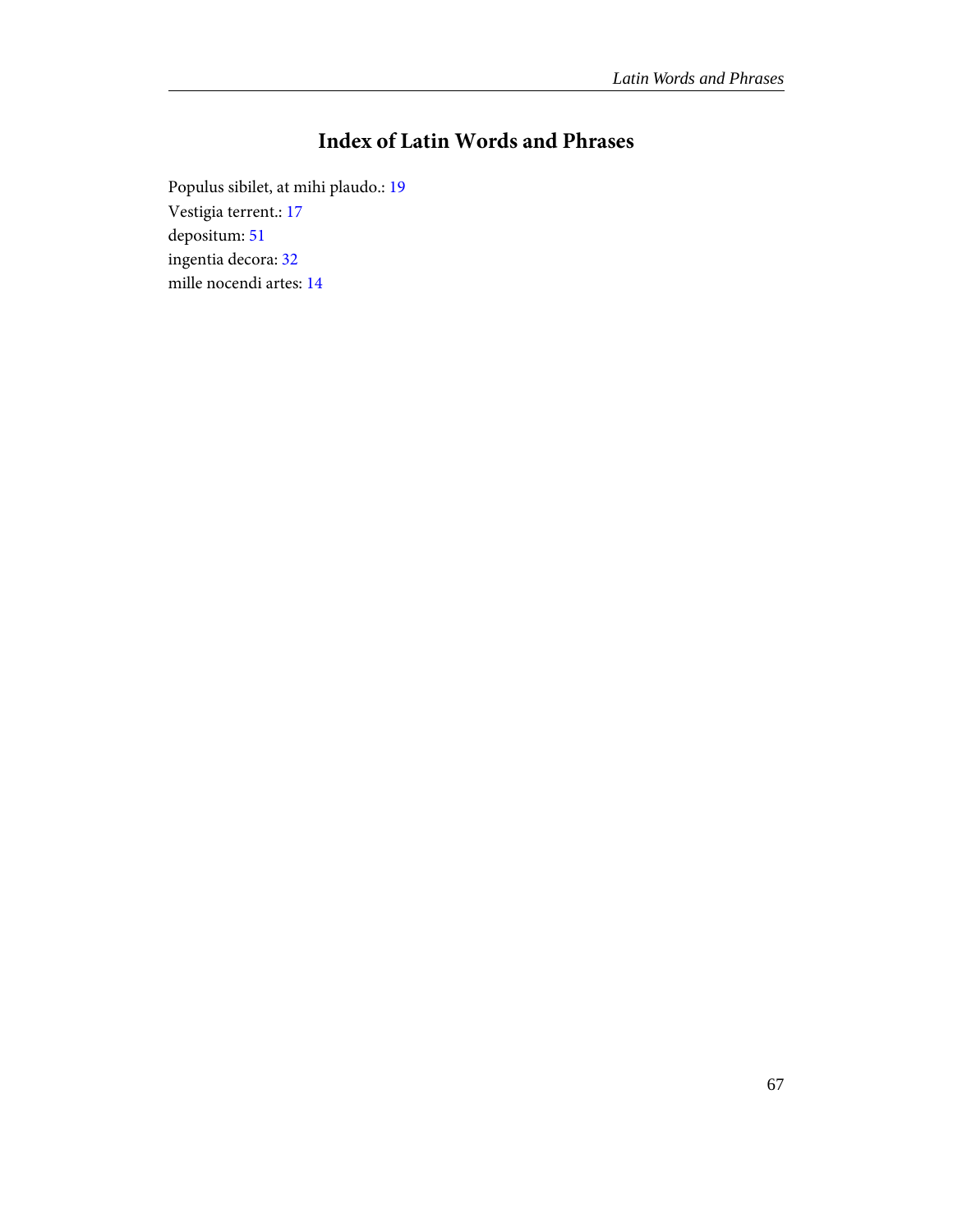# Index of Latin Words and Phrases

Populus sibilet, at mihi plaudo.: 19
Vestigia terrent.: 17
depositum: 51
ingentia decora: 32
mille nocendi artes: 14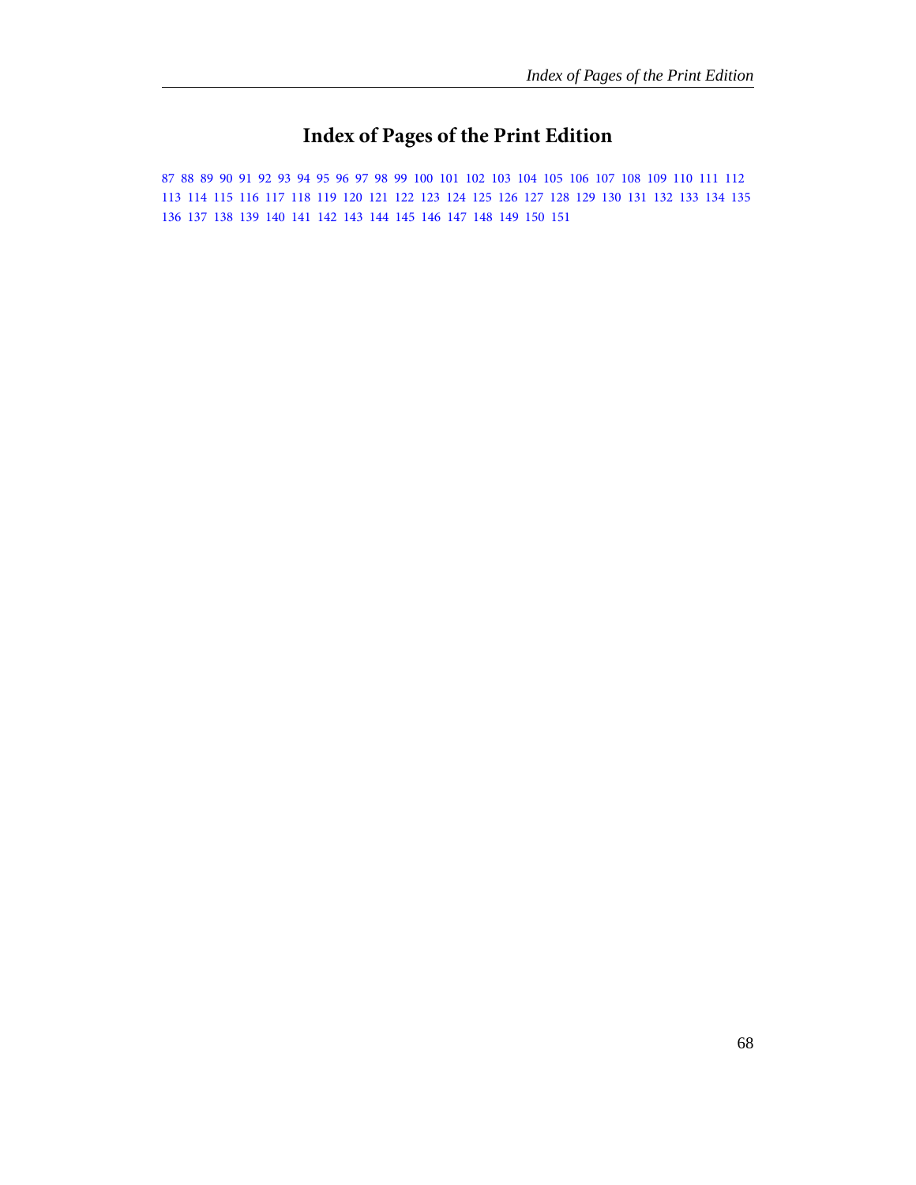# Index of Pages of the Print Edition

87 88 89 90 91 92 93 94 95 96 97 98 99 100 101 102 103 104 105 106 107 108 109 110 111 112 113 114 115 116 117 118 119 120 121 122 123 124 125 126 127 128 129 130 131 132 133 134 135 136 137 138 139 140 141 142 143 144 145 146 147 148 149 150 151